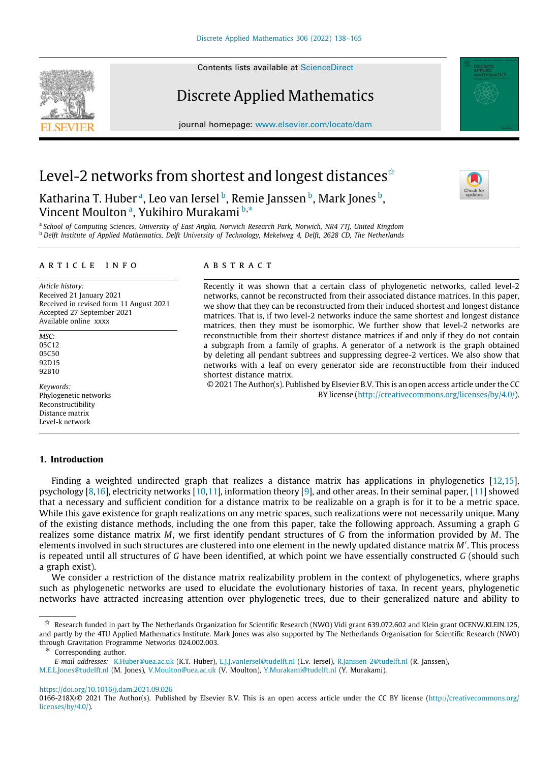# Level-2 networks from shortest and longest distances[☆]

Katharina T. Huber [a], Leo van Iersel [b], Remie Janssen [b], Mark Jones [b], Vincent Moulton [a], Yukihiro Murakami [b,*]

[a] School of Computing Sciences, University of East Anglia, Norwich Research Park, Norwich, NR4 7TJ, United Kingdom
[b] Delft Institute of Applied Mathematics, Delft University of Technology, Mekelweg 4, Delft, 2628 CD, The Netherlands

## ARTICLE INFO

*Article history:*
Received 21 January 2021
Received in revised form 11 August 2021
Accepted 27 September 2021
Available online xxxx

*MSC:*
05C12
05C50
92D15
92B10

*Keywords:*
Phylogenetic networks
Reconstructibility
Distance matrix
Level-k network

## ABSTRACT

Recently it was shown that a certain class of phylogenetic networks, called level-2 networks, cannot be reconstructed from their associated distance matrices. In this paper, we show that they can be reconstructed from their induced shortest and longest distance matrices. That is, if two level-2 networks induce the same shortest and longest distance matrices, then they must be isomorphic. We further show that level-2 networks are reconstructible from their shortest distance matrices if and only if they do not contain a subgraph from a family of graphs. A generator of a network is the graph obtained by deleting all pendant subtrees and suppressing degree-2 vertices. We also show that networks with a leaf on every generator side are reconstructible from their induced shortest distance matrix.

© 2021 The Author(s). Published by Elsevier B.V. This is an open access article under the CC BY license (http://creativecommons.org/licenses/by/4.0/).

## 1. Introduction

Finding a weighted undirected graph that realizes a distance matrix has applications in phylogenetics [12,15], psychology [8,16], electricity networks [10,11], information theory [9], and other areas. In their seminal paper, [11] showed that a necessary and sufficient condition for a distance matrix to be realizable on a graph is for it to be a metric space. While this gave existence for graph realizations on any metric spaces, such realizations were not necessarily unique. Many of the existing distance methods, including the one from this paper, take the following approach. Assuming a graph $G$ realizes some distance matrix $M$, we first identify pendant structures of $G$ from the information provided by $M$. The elements involved in such structures are clustered into one element in the newly updated distance matrix $M'$. This process is repeated until all structures of $G$ have been identified, at which point we have essentially constructed $G$ (should such a graph exist).

We consider a restriction of the distance matrix realizability problem in the context of phylogenetics, where graphs such as phylogenetic networks are used to elucidate the evolutionary histories of taxa. In recent years, phylogenetic networks have attracted increasing attention over phylogenetic trees, due to their generalized nature and ability to

---

☆ Research funded in part by The Netherlands Organization for Scientific Research (NWO) Vidi grant 639.072.602 and Klein grant OCENW.KLEIN.125, and partly by the 4TU Applied Mathematics Institute. Mark Jones was also supported by The Netherlands Organisation for Scientific Research (NWO) through Gravitation Programme Networks 024.002.003.

\* Corresponding author.

*E-mail addresses:* K.Huber@uea.ac.uk (K.T. Huber), L.J.J.vanIersel@tudelft.nl (L.v. Iersel), R.Janssen-2@tudelft.nl (R. Janssen), M.E.L.Jones@tudelft.nl (M. Jones), V.Moulton@uea.ac.uk (V. Moulton), Y.Murakami@tudelft.nl (Y. Murakami).

https://doi.org/10.1016/j.dam.2021.09.026
0166-218X/© 2021 The Author(s). Published by Elsevier B.V. This is an open access article under the CC BY license (http://creativecommons.org/licenses/by/4.0/).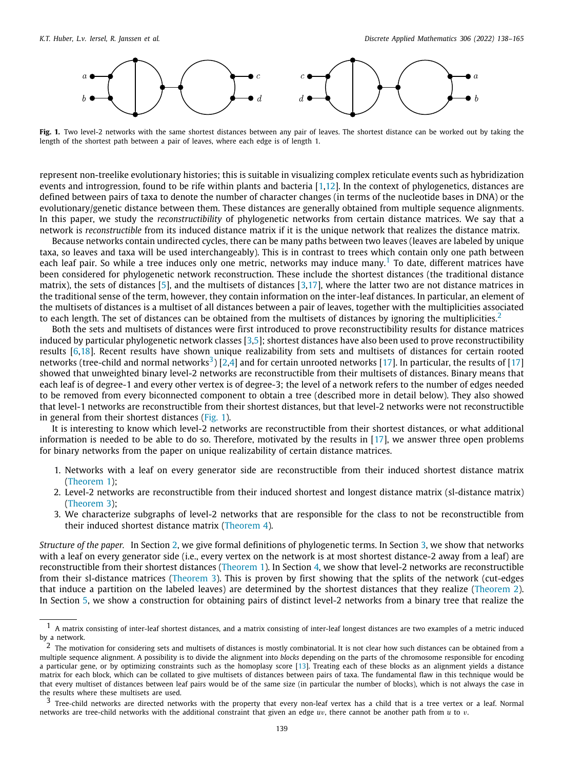**Fig. 1.** Two level-2 networks with the same shortest distances between any pair of leaves. The shortest distance can be worked out by taking the length of the shortest path between a pair of leaves, where each edge is of length 1.

represent non-treelike evolutionary histories; this is suitable in visualizing complex reticulate events such as hybridization events and introgression, found to be rife within plants and bacteria [1,12]. In the context of phylogenetics, distances are defined between pairs of taxa to denote the number of character changes (in terms of the nucleotide bases in DNA) or the evolutionary/genetic distance between them. These distances are generally obtained from multiple sequence alignments. In this paper, we study the *reconstructibility* of phylogenetic networks from certain distance matrices. We say that a network is *reconstructible* from its induced distance matrix if it is the unique network that realizes the distance matrix.

Because networks contain undirected cycles, there can be many paths between two leaves (leaves are labeled by unique taxa, so leaves and taxa will be used interchangeably). This is in contrast to trees which contain only one path between each leaf pair. So while a tree induces only one metric, networks may induce many.[1] To date, different matrices have been considered for phylogenetic network reconstruction. These include the shortest distances (the traditional distance matrix), the sets of distances [5], and the multisets of distances [3,17], where the latter two are not distance matrices in the traditional sense of the term, however, they contain information on the inter-leaf distances. In particular, an element of the multisets of distances is a multiset of all distances between a pair of leaves, together with the multiplicities associated to each length. The set of distances can be obtained from the multisets of distances by ignoring the multiplicities.[2]

Both the sets and multisets of distances were first introduced to prove reconstructibility results for distance matrices induced by particular phylogenetic network classes [3,5]; shortest distances have also been used to prove reconstructibility results [6,18]. Recent results have shown unique realizability from sets and multisets of distances for certain rooted networks (tree-child and normal networks[3]) [2,4] and for certain unrooted networks [17]. In particular, the results of [17] showed that unweighted binary level-2 networks are reconstructible from their multisets of distances. Binary means that each leaf is of degree-1 and every other vertex is of degree-3; the level of a network refers to the number of edges needed to be removed from every biconnected component to obtain a tree (described more in detail below). They also showed that level-1 networks are reconstructible from their shortest distances, but that level-2 networks were not reconstructible in general from their shortest distances (Fig. 1).

It is interesting to know which level-2 networks are reconstructible from their shortest distances, or what additional information is needed to be able to do so. Therefore, motivated by the results in [17], we answer three open problems for binary networks from the paper on unique realizability of certain distance matrices.

1. Networks with a leaf on every generator side are reconstructible from their induced shortest distance matrix (Theorem 1);
2. Level-2 networks are reconstructible from their induced shortest and longest distance matrix (sl-distance matrix) (Theorem 3);
3. We characterize subgraphs of level-2 networks that are responsible for the class to not be reconstructible from their induced shortest distance matrix (Theorem 4).

*Structure of the paper.* In Section 2, we give formal definitions of phylogenetic terms. In Section 3, we show that networks with a leaf on every generator side (i.e., every vertex on the network is at most shortest distance-2 away from a leaf) are reconstructible from their shortest distances (Theorem 1). In Section 4, we show that level-2 networks are reconstructible from their sl-distance matrices (Theorem 3). This is proven by first showing that the splits of the network (cut-edges that induce a partition on the labeled leaves) are determined by the shortest distances that they realize (Theorem 2). In Section 5, we show a construction for obtaining pairs of distinct level-2 networks from a binary tree that realize the

---

[1] A matrix consisting of inter-leaf shortest distances, and a matrix consisting of inter-leaf longest distances are two examples of a metric induced by a network.

[2] The motivation for considering sets and multisets of distances is mostly combinatorial. It is not clear how such distances can be obtained from a multiple sequence alignment. A possibility is to divide the alignment into *blocks* depending on the parts of the chromosome responsible for encoding a particular gene, or by optimizing constraints such as the homoplasy score [13]. Treating each of these blocks as an alignment yields a distance matrix for each block, which can be collated to give multisets of distances between pairs of taxa. The fundamental flaw in this technique would be that every multiset of distances between leaf pairs would be of the same size (in particular the number of blocks), which is not always the case in the results where these multisets are used.

[3] Tree-child networks are directed networks with the property that every non-leaf vertex has a child that is a tree vertex or a leaf. Normal networks are tree-child networks with the additional constraint that given an edge $uv$, there cannot be another path from $u$ to $v$.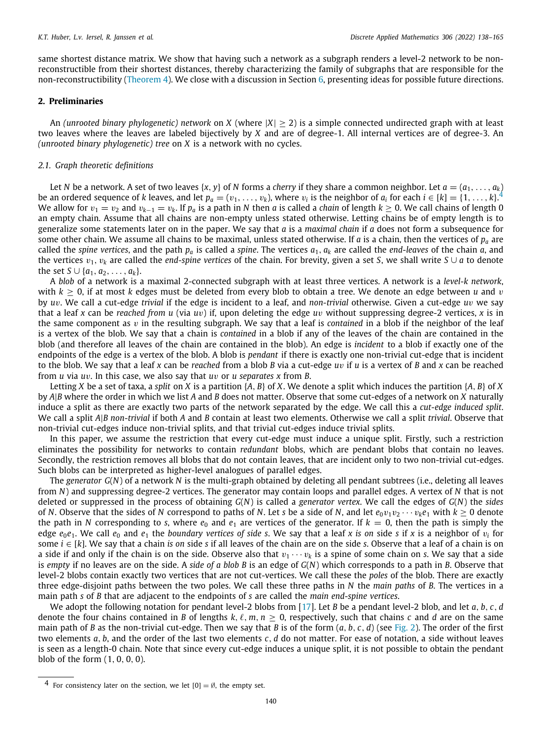same shortest distance matrix. We show that having such a network as a subgraph renders a level-2 network to be non-reconstructible from their shortest distances, thereby characterizing the family of subgraphs that are responsible for the non-reconstructibility (Theorem 4). We close with a discussion in Section 6, presenting ideas for possible future directions.

## 2. Preliminaries

An *(unrooted binary phylogenetic) network* on $X$ (where $|X| \geq 2$) is a simple connected undirected graph with at least two leaves where the leaves are labeled bijectively by $X$ and are of degree-1. All internal vertices are of degree-3. An *(unrooted binary phylogenetic) tree* on $X$ is a network with no cycles.

### 2.1. Graph theoretic definitions

Let $N$ be a network. A set of two leaves $\{x, y\}$ of $N$ forms a *cherry* if they share a common neighbor. Let $a = (a_1, \ldots, a_k)$ be an ordered sequence of $k$ leaves, and let $p_a = (v_1, \ldots, v_k)$, where $v_i$ is the neighbor of $a_i$ for each $i \in [k] = \{1, \ldots, k\}$.[4] We allow for $v_1 = v_2$ and $v_{k-1} = v_k$. If $p_a$ is a path in $N$ then $a$ is called a *chain* of length $k \geq 0$. We call chains of length 0 an empty chain. Assume that all chains are non-empty unless stated otherwise. Letting chains be of empty length is to generalize some statements later on in the paper. We say that $a$ is a *maximal chain* if $a$ does not form a subsequence for some other chain. We assume all chains to be maximal, unless stated otherwise. If $a$ is a chain, then the vertices of $p_a$ are called the *spine vertices*, and the path $p_a$ is called a *spine*. The vertices $a_1, a_k$ are called the *end-leaves* of the chain $a$, and the vertices $v_1, v_k$ are called the *end-spine vertices* of the chain. For brevity, given a set $S$, we shall write $S \cup a$ to denote the set $S \cup \{a_1, a_2, \ldots, a_k\}$.

A *blob* of a network is a maximal 2-connected subgraph with at least three vertices. A network is a *level-k network*, with $k \geq 0$, if at most $k$ edges must be deleted from every blob to obtain a tree. We denote an edge between $u$ and $v$ by $uv$. We call a cut-edge *trivial* if the edge is incident to a leaf, and *non-trivial* otherwise. Given a cut-edge $uv$ we say that a leaf $x$ can be *reached from* $u$ (via $uv$) if, upon deleting the edge $uv$ without suppressing degree-2 vertices, $x$ is in the same component as $v$ in the resulting subgraph. We say that a leaf is *contained* in a blob if the neighbor of the leaf is a vertex of the blob. We say that a chain is *contained* in a blob if any of the leaves of the chain are contained in the blob (and therefore all leaves of the chain are contained in the blob). An edge is *incident* to a blob if exactly one of the endpoints of the edge is a vertex of the blob. A blob is *pendant* if there is exactly one non-trivial cut-edge that is incident to the blob. We say that a leaf $x$ can be *reached* from a blob $B$ via a cut-edge $uv$ if $u$ is a vertex of $B$ and $x$ can be reached from $u$ via $uv$. In this case, we also say that $uv$ or $u$ *separates* $x$ from $B$.

Letting $X$ be a set of taxa, a *split* on $X$ is a partition $\{A, B\}$ of $X$. We denote a split which induces the partition $\{A, B\}$ of $X$ by $A|B$ where the order in which we list $A$ and $B$ does not matter. Observe that some cut-edges of a network on $X$ naturally induce a split as there are exactly two parts of the network separated by the edge. We call this a *cut-edge induced split*. We call a split $A|B$ *non-trivial* if both $A$ and $B$ contain at least two elements. Otherwise we call a split *trivial*. Observe that non-trivial cut-edges induce non-trivial splits, and that trivial cut-edges induce trivial splits.

In this paper, we assume the restriction that every cut-edge must induce a unique split. Firstly, such a restriction eliminates the possibility for networks to contain *redundant* blobs, which are pendant blobs that contain no leaves. Secondly, the restriction removes all blobs that do not contain leaves, that are incident only to two non-trivial cut-edges. Such blobs can be interpreted as higher-level analogues of parallel edges.

The *generator* $G(N)$ of a network $N$ is the multi-graph obtained by deleting all pendant subtrees (i.e., deleting all leaves from $N$) and suppressing degree-2 vertices. The generator may contain loops and parallel edges. A vertex of $N$ that is not deleted or suppressed in the process of obtaining $G(N)$ is called a *generator vertex*. We call the edges of $G(N)$ the *sides* of $N$. Observe that the sides of $N$ correspond to paths of $N$. Let $s$ be a side of $N$, and let $e_0 v_1 v_2 \cdots v_k e_1$ with $k \geq 0$ denote the path in $N$ corresponding to $s$, where $e_0$ and $e_1$ are vertices of the generator. If $k = 0$, then the path is simply the edge $e_0 e_1$. We call $e_0$ and $e_1$ the *boundary vertices of side* $s$. We say that a leaf $x$ *is on* side $s$ if $x$ is a neighbor of $v_i$ for some $i \in [k]$. We say that a chain *is on* side $s$ if all leaves of the chain are on the side $s$. Observe that a leaf of a chain is on a side if and only if the chain is on the side. Observe also that $v_1 \cdots v_k$ is a spine of some chain on $s$. We say that a side is *empty* if no leaves are on the side. A *side of a blob* $B$ is an edge of $G(N)$ which corresponds to a path in $B$. Observe that level-2 blobs contain exactly two vertices that are not cut-vertices. We call these the *poles* of the blob. There are exactly three edge-disjoint paths between the two poles. We call these three paths in $N$ the *main paths* of $B$. The vertices in a main path $s$ of $B$ that are adjacent to the endpoints of $s$ are called the *main end-spine vertices*.

We adopt the following notation for pendant level-2 blobs from [17]. Let $B$ be a pendant level-2 blob, and let $a, b, c, d$ denote the four chains contained in $B$ of lengths $k, \ell, m, n \geq 0$, respectively, such that chains $c$ and $d$ are on the same main path of $B$ as the non-trivial cut-edge. Then we say that $B$ is of the form $(a, b, c, d)$ (see Fig. 2). The order of the first two elements $a, b$, and the order of the last two elements $c, d$ do not matter. For ease of notation, a side without leaves is seen as a length-0 chain. Note that since every cut-edge induces a unique split, it is not possible to obtain the pendant blob of the form $(1, 0, 0, 0)$.

[4] For consistency later on the section, we let $[0] = \emptyset$, the empty set.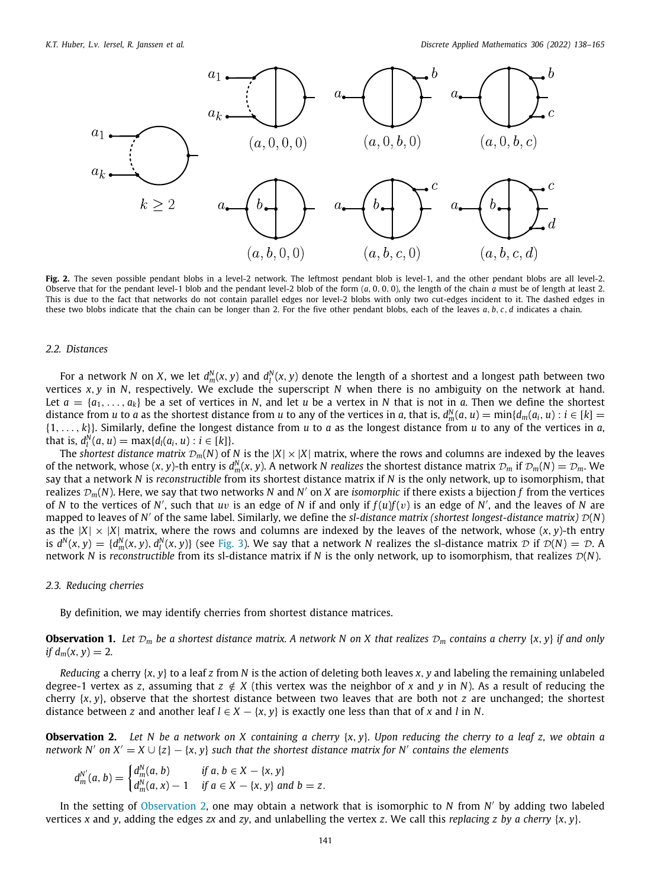**Fig. 2.** The seven possible pendant blobs in a level-2 network. The leftmost pendant blob is level-1, and the other pendant blobs are all level-2. Observe that for the pendant level-1 blob and the pendant level-2 blob of the form $(a, 0, 0, 0)$, the length of the chain $a$ must be of length at least 2. This is due to the fact that networks do not contain parallel edges nor level-2 blobs with only two cut-edges incident to it. The dashed edges in these two blobs indicate that the chain can be longer than 2. For the five other pendant blobs, each of the leaves $a, b, c, d$ indicates a chain.

### 2.2. Distances

For a network $N$ on $X$, we let $d_m^N(x, y)$ and $d_l^N(x, y)$ denote the length of a shortest and a longest path between two vertices $x, y$ in $N$, respectively. We exclude the superscript $N$ when there is no ambiguity on the network at hand. Let $a = \{a_1, \ldots, a_k\}$ be a set of vertices in $N$, and let $u$ be a vertex in $N$ that is not in $a$. Then we define the shortest distance from $u$ to $a$ as the shortest distance from $u$ to any of the vertices in $a$, that is, $d_m^N(a, u) = \min\{d_m(a_i, u) : i \in [k] = \{1, \ldots, k\}\}$. Similarly, define the longest distance from $u$ to $a$ as the longest distance from $u$ to any of the vertices in $a$, that is, $d_l^N(a, u) = \max\{d_l(a_i, u) : i \in [k]\}$.

The *shortest distance matrix* $\mathcal{D}_m(N)$ of $N$ is the $|X| \times |X|$ matrix, where the rows and columns are indexed by the leaves of the network, whose $(x, y)$-th entry is $d_m^N(x, y)$. A network $N$ *realizes* the shortest distance matrix $\mathcal{D}_m$ if $\mathcal{D}_m(N) = \mathcal{D}_m$. We say that a network $N$ is *reconstructible* from its shortest distance matrix if $N$ is the only network, up to isomorphism, that realizes $\mathcal{D}_m(N)$. Here, we say that two networks $N$ and $N'$ on $X$ are *isomorphic* if there exists a bijection $f$ from the vertices of $N$ to the vertices of $N'$, such that $uv$ is an edge of $N$ if and only if $f(u)f(v)$ is an edge of $N'$, and the leaves of $N$ are mapped to leaves of $N'$ of the same label. Similarly, we define the *sl-distance matrix (shortest longest-distance matrix)* $\mathcal{D}(N)$ as the $|X| \times |X|$ matrix, where the rows and columns are indexed by the leaves of the network, whose $(x, y)$-th entry is $d^N(x, y) = \{d_m^N(x, y), d_l^N(x, y)\}$ (see Fig. 3). We say that a network $N$ realizes the sl-distance matrix $\mathcal{D}$ if $\mathcal{D}(N) = \mathcal{D}$. A network $N$ is *reconstructible* from its sl-distance matrix if $N$ is the only network, up to isomorphism, that realizes $\mathcal{D}(N)$.

### 2.3. Reducing cherries

By definition, we may identify cherries from shortest distance matrices.

**Observation 1.** *Let $\mathcal{D}_m$ be a shortest distance matrix. A network $N$ on $X$ that realizes $\mathcal{D}_m$ contains a cherry $\{x, y\}$ if and only if $d_m(x, y) = 2$.*

*Reducing* a cherry $\{x, y\}$ to a leaf $z$ from $N$ is the action of deleting both leaves $x, y$ and labeling the remaining unlabeled degree-1 vertex as $z$, assuming that $z \notin X$ (this vertex was the neighbor of $x$ and $y$ in $N$). As a result of reducing the cherry $\{x, y\}$, observe that the shortest distance between two leaves that are both not $z$ are unchanged; the shortest distance between $z$ and another leaf $l \in X - \{x, y\}$ is exactly one less than that of $x$ and $l$ in $N$.

**Observation 2.** *Let $N$ be a network on $X$ containing a cherry $\{x, y\}$. Upon reducing the cherry to a leaf $z$, we obtain a network $N'$ on $X' = X \cup \{z\} - \{x, y\}$ such that the shortest distance matrix for $N'$ contains the elements*

$$d_m^{N'}(a, b) = \begin{cases} d_m^N(a, b) & \text{if } a, b \in X - \{x, y\} \\ d_m^N(a, x) - 1 & \text{if } a \in X - \{x, y\} \text{ and } b = z. \end{cases}$$

In the setting of Observation 2, one may obtain a network that is isomorphic to $N$ from $N'$ by adding two labeled vertices $x$ and $y$, adding the edges $zx$ and $zy$, and unlabelling the vertex $z$. We call this *replacing $z$ by a cherry $\{x, y\}$*.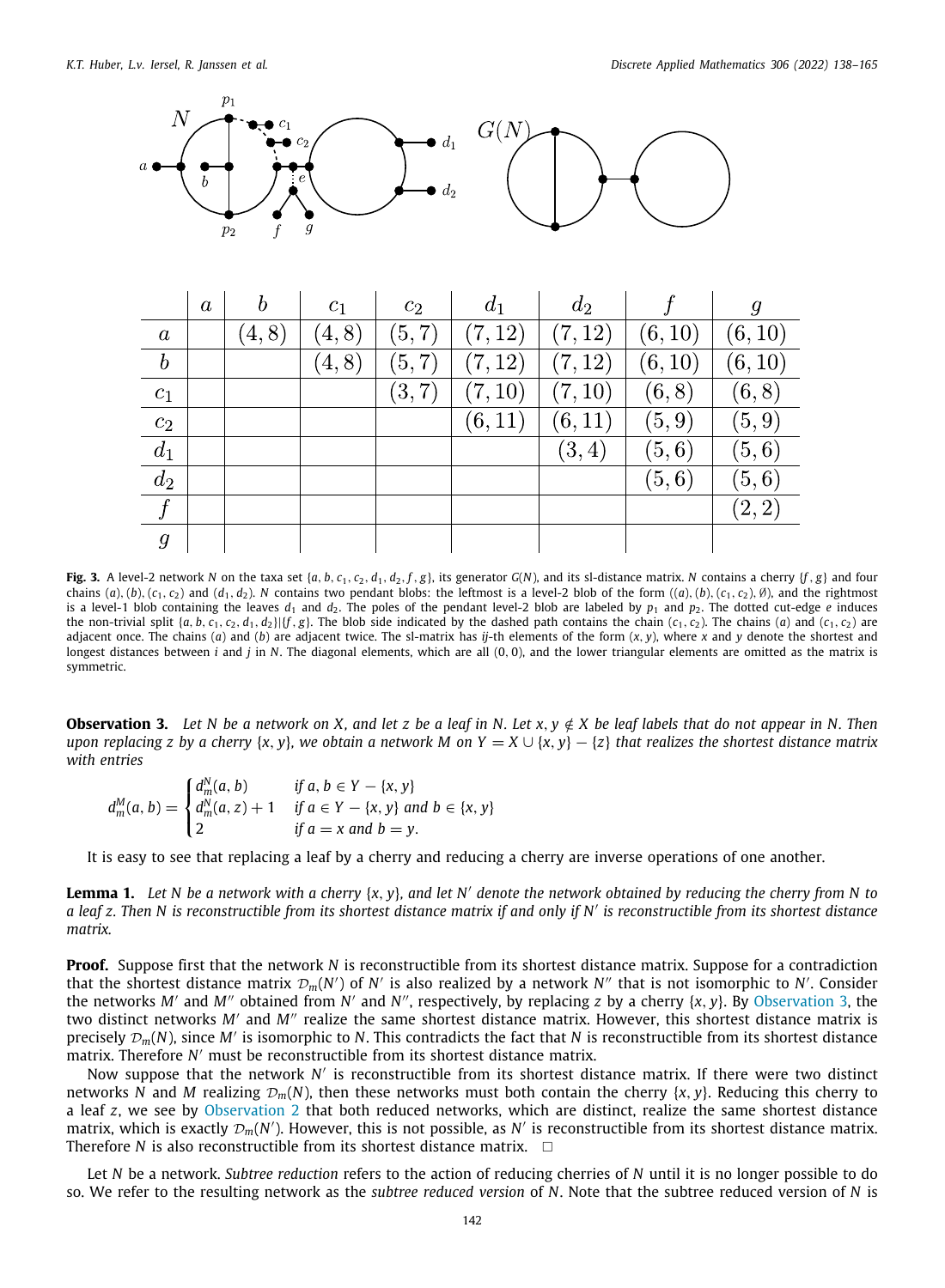|  | $a$ | $b$ | $c_1$ | $c_2$ | $d_1$ | $d_2$ | $f$ | $g$ |
|---|---|---|---|---|---|---|---|---|
| $a$ |  | $(4,8)$ | $(4,8)$ | $(5,7)$ | $(7,12)$ | $(7,12)$ | $(6,10)$ | $(6,10)$ |
| $b$ |  |  | $(4,8)$ | $(5,7)$ | $(7,12)$ | $(7,12)$ | $(6,10)$ | $(6,10)$ |
| $c_1$ |  |  |  | $(3,7)$ | $(7,10)$ | $(7,10)$ | $(6,8)$ | $(6,8)$ |
| $c_2$ |  |  |  |  | $(6,11)$ | $(6,11)$ | $(5,9)$ | $(5,9)$ |
| $d_1$ |  |  |  |  |  | $(3,4)$ | $(5,6)$ | $(5,6)$ |
| $d_2$ |  |  |  |  |  |  | $(5,6)$ | $(5,6)$ |
| $f$ |  |  |  |  |  |  |  | $(2,2)$ |
| $g$ |  |  |  |  |  |  |  |  |

**Fig. 3.** A level-2 network $N$ on the taxa set $\{a, b, c_1, c_2, d_1, d_2, f, g\}$, its generator $G(N)$, and its sl-distance matrix. $N$ contains a cherry $\{f, g\}$ and four chains $(a), (b), (c_1, c_2)$ and $(d_1, d_2)$. $N$ contains two pendant blobs: the leftmost is a level-2 blob of the form $((a), (b), (c_1, c_2), \emptyset)$, and the rightmost is a level-1 blob containing the leaves $d_1$ and $d_2$. The poles of the pendant level-2 blob are labeled by $p_1$ and $p_2$. The dotted cut-edge $e$ induces the non-trivial split $\{a, b, c_1, c_2, d_1, d_2\}|\{f, g\}$. The blob side indicated by the dashed path contains the chain $(c_1, c_2)$. The chains $(a)$ and $(c_1, c_2)$ are adjacent once. The chains $(a)$ and $(b)$ are adjacent twice. The sl-matrix has $ij$-th elements of the form $(x, y)$, where $x$ and $y$ denote the shortest and longest distances between $i$ and $j$ in $N$. The diagonal elements, which are all $(0, 0)$, and the lower triangular elements are omitted as the matrix is symmetric.

**Observation 3.** *Let $N$ be a network on $X$, and let $z$ be a leaf in $N$. Let $x, y \notin X$ be leaf labels that do not appear in $N$. Then upon replacing $z$ by a cherry $\{x, y\}$, we obtain a network $M$ on $Y = X \cup \{x, y\} - \{z\}$ that realizes the shortest distance matrix with entries*

$$d_m^M(a,b) = \begin{cases} d_m^N(a,b) & \text{if } a, b \in Y - \{x,y\} \\ d_m^N(a,z) + 1 & \text{if } a \in Y - \{x,y\} \text{ and } b \in \{x,y\} \\ 2 & \text{if } a = x \text{ and } b = y. \end{cases}$$

It is easy to see that replacing a leaf by a cherry and reducing a cherry are inverse operations of one another.

**Lemma 1.** *Let $N$ be a network with a cherry $\{x, y\}$, and let $N'$ denote the network obtained by reducing the cherry from $N$ to a leaf $z$. Then $N$ is reconstructible from its shortest distance matrix if and only if $N'$ is reconstructible from its shortest distance matrix.*

**Proof.** Suppose first that the network $N$ is reconstructible from its shortest distance matrix. Suppose for a contradiction that the shortest distance matrix $\mathcal{D}_m(N')$ of $N'$ is also realized by a network $N''$ that is not isomorphic to $N'$. Consider the networks $M'$ and $M''$ obtained from $N'$ and $N''$, respectively, by replacing $z$ by a cherry $\{x, y\}$. By Observation 3, the two distinct networks $M'$ and $M''$ realize the same shortest distance matrix. However, this shortest distance matrix is precisely $\mathcal{D}_m(N)$, since $M'$ is isomorphic to $N$. This contradicts the fact that $N$ is reconstructible from its shortest distance matrix. Therefore $N'$ must be reconstructible from its shortest distance matrix.

Now suppose that the network $N'$ is reconstructible from its shortest distance matrix. If there were two distinct networks $N$ and $M$ realizing $\mathcal{D}_m(N)$, then these networks must both contain the cherry $\{x, y\}$. Reducing this cherry to a leaf $z$, we see by Observation 2 that both reduced networks, which are distinct, realize the same shortest distance matrix, which is exactly $\mathcal{D}_m(N')$. However, this is not possible, as $N'$ is reconstructible from its shortest distance matrix. Therefore $N$ is also reconstructible from its shortest distance matrix. □

Let $N$ be a network. *Subtree reduction* refers to the action of reducing cherries of $N$ until it is no longer possible to do so. We refer to the resulting network as the *subtree reduced version* of $N$. Note that the subtree reduced version of $N$ is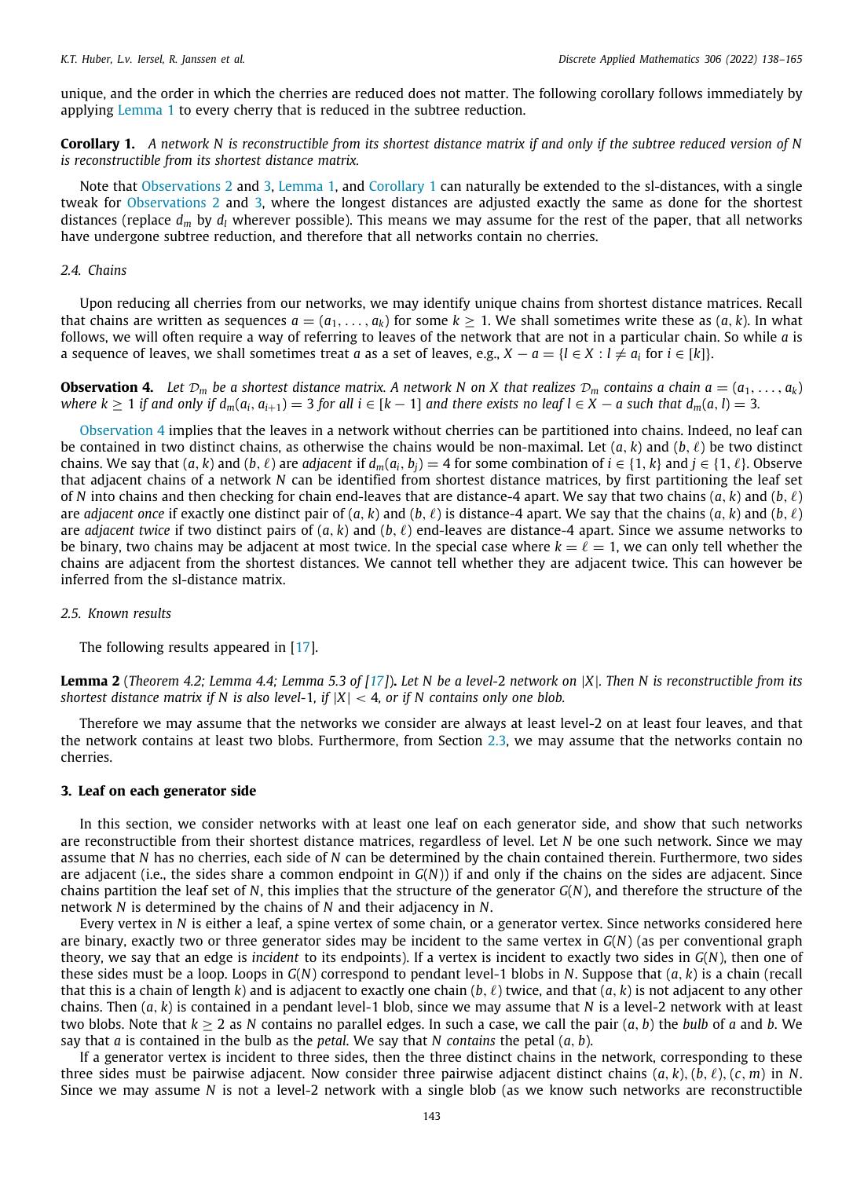unique, and the order in which the cherries are reduced does not matter. The following corollary follows immediately by applying Lemma 1 to every cherry that is reduced in the subtree reduction.

**Corollary 1.** *A network $N$ is reconstructible from its shortest distance matrix if and only if the subtree reduced version of $N$ is reconstructible from its shortest distance matrix.*

Note that Observations 2 and 3, Lemma 1, and Corollary 1 can naturally be extended to the sl-distances, with a single tweak for Observations 2 and 3, where the longest distances are adjusted exactly the same as done for the shortest distances (replace $d_m$ by $d_l$ wherever possible). This means we may assume for the rest of the paper, that all networks have undergone subtree reduction, and therefore that all networks contain no cherries.

### 2.4. Chains

Upon reducing all cherries from our networks, we may identify unique chains from shortest distance matrices. Recall that chains are written as sequences $a = (a_1, \ldots, a_k)$ for some $k \geq 1$. We shall sometimes write these as $(a, k)$. In what follows, we will often require a way of referring to leaves of the network that are not in a particular chain. So while $a$ is a sequence of leaves, we shall sometimes treat $a$ as a set of leaves, e.g., $X - a = \{l \in X : l \neq a_i \text{ for } i \in [k]\}$.

**Observation 4.** *Let $\mathcal{D}_m$ be a shortest distance matrix. A network $N$ on $X$ that realizes $\mathcal{D}_m$ contains a chain $a = (a_1, \ldots, a_k)$ where $k \geq 1$ if and only if $d_m(a_i, a_{i+1}) = 3$ for all $i \in [k-1]$ and there exists no leaf $l \in X - a$ such that $d_m(a, l) = 3$.*

Observation 4 implies that the leaves in a network without cherries can be partitioned into chains. Indeed, no leaf can be contained in two distinct chains, as otherwise the chains would be non-maximal. Let $(a, k)$ and $(b, \ell)$ be two distinct chains. We say that $(a, k)$ and $(b, \ell)$ are *adjacent* if $d_m(a_i, b_j) = 4$ for some combination of $i \in \{1, k\}$ and $j \in \{1, \ell\}$. Observe that adjacent chains of a network $N$ can be identified from shortest distance matrices, by first partitioning the leaf set of $N$ into chains and then checking for chain end-leaves that are distance-4 apart. We say that two chains $(a, k)$ and $(b, \ell)$ are *adjacent once* if exactly one distinct pair of $(a, k)$ and $(b, \ell)$ is distance-4 apart. We say that the chains $(a, k)$ and $(b, \ell)$ are *adjacent twice* if two distinct pairs of $(a, k)$ and $(b, \ell)$ end-leaves are distance-4 apart. Since we assume networks to be binary, two chains may be adjacent at most twice. In the special case where $k = \ell = 1$, we can only tell whether the chains are adjacent from the shortest distances. We cannot tell whether they are adjacent twice. This can however be inferred from the sl-distance matrix.

### 2.5. Known results

The following results appeared in [17].

**Lemma 2** (Theorem 4.2; Lemma 4.4; Lemma 5.3 of [17])**.** *Let $N$ be a level-2 network on $|X|$. Then $N$ is reconstructible from its shortest distance matrix if $N$ is also level-1, if $|X| < 4$, or if $N$ contains only one blob.*

Therefore we may assume that the networks we consider are always at least level-2 on at least four leaves, and that the network contains at least two blobs. Furthermore, from Section 2.3, we may assume that the networks contain no cherries.

## 3. Leaf on each generator side

In this section, we consider networks with at least one leaf on each generator side, and show that such networks are reconstructible from their shortest distance matrices, regardless of level. Let $N$ be one such network. Since we may assume that $N$ has no cherries, each side of $N$ can be determined by the chain contained therein. Furthermore, two sides are adjacent (i.e., the sides share a common endpoint in $G(N)$) if and only if the chains on the sides are adjacent. Since chains partition the leaf set of $N$, this implies that the structure of the generator $G(N)$, and therefore the structure of the network $N$ is determined by the chains of $N$ and their adjacency in $N$.

Every vertex in $N$ is either a leaf, a spine vertex of some chain, or a generator vertex. Since networks considered here are binary, exactly two or three generator sides may be incident to the same vertex in $G(N)$ (as per conventional graph theory, we say that an edge is *incident* to its endpoints). If a vertex is incident to exactly two sides in $G(N)$, then one of these sides must be a loop. Loops in $G(N)$ correspond to pendant level-1 blobs in $N$. Suppose that $(a, k)$ is a chain (recall that this is a chain of length $k$) and is adjacent to exactly one chain $(b, \ell)$ twice, and that $(a, k)$ is not adjacent to any other chains. Then $(a, k)$ is contained in a pendant level-1 blob, since we may assume that $N$ is a level-2 network with at least two blobs. Note that $k \geq 2$ as $N$ contains no parallel edges. In such a case, we call the pair $(a, b)$ the *bulb* of $a$ and $b$. We say that $a$ is contained in the bulb as the *petal*. We say that $N$ *contains* the petal $(a, b)$.

If a generator vertex is incident to three sides, then the three distinct chains in the network, corresponding to these three sides must be pairwise adjacent. Now consider three pairwise adjacent distinct chains $(a, k), (b, \ell), (c, m)$ in $N$. Since we may assume $N$ is not a level-2 network with a single blob (as we know such networks are reconstructible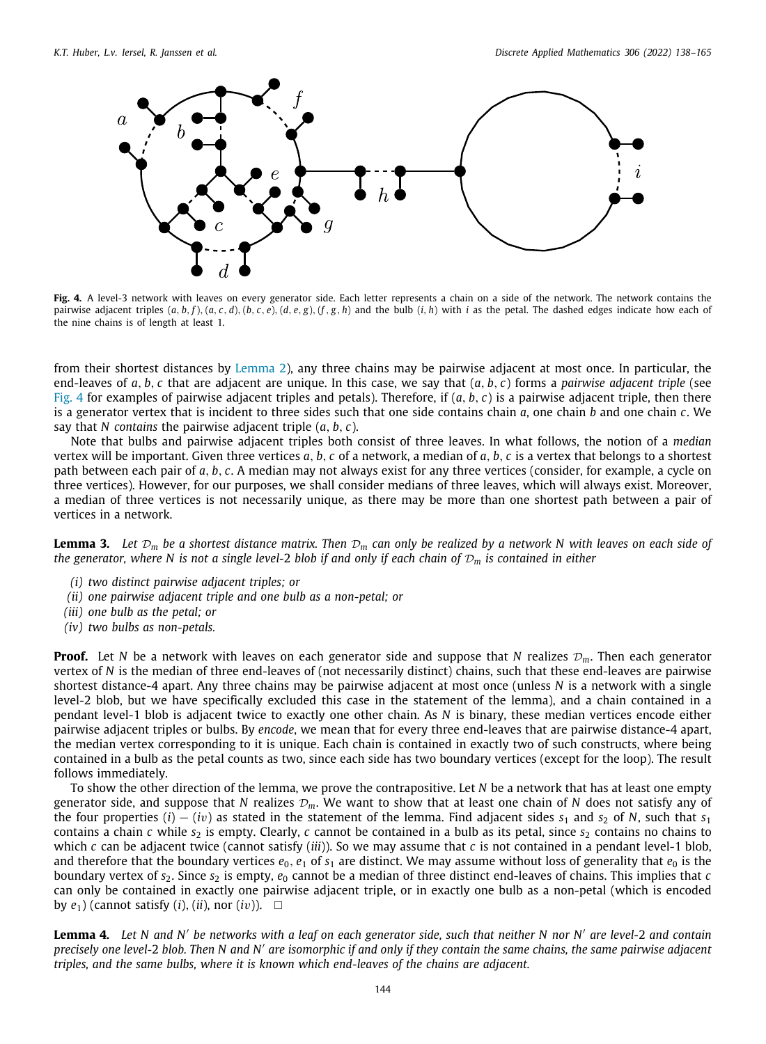**Fig. 4.** A level-3 network with leaves on every generator side. Each letter represents a chain on a side of the network. The network contains the pairwise adjacent triples $(a, b, f)$, $(a, c, d)$, $(b, c, e)$, $(d, e, g)$, $(f, g, h)$ and the bulb $(i, h)$ with $i$ as the petal. The dashed edges indicate how each of the nine chains is of length at least 1.

from their shortest distances by Lemma 2), any three chains may be pairwise adjacent at most once. In particular, the end-leaves of $a, b, c$ that are adjacent are unique. In this case, we say that $(a, b, c)$ forms a *pairwise adjacent triple* (see Fig. 4 for examples of pairwise adjacent triples and petals). Therefore, if $(a, b, c)$ is a pairwise adjacent triple, then there is a generator vertex that is incident to three sides such that one side contains chain $a$, one chain $b$ and one chain $c$. We say that $N$ *contains* the pairwise adjacent triple $(a, b, c)$.

Note that bulbs and pairwise adjacent triples both consist of three leaves. In what follows, the notion of a *median* vertex will be important. Given three vertices $a, b, c$ of a network, a median of $a, b, c$ is a vertex that belongs to a shortest path between each pair of $a, b, c$. A median may not always exist for any three vertices (consider, for example, a cycle on three vertices). However, for our purposes, we shall consider medians of three leaves, which will always exist. Moreover, a median of three vertices is not necessarily unique, as there may be more than one shortest path between a pair of vertices in a network.

**Lemma 3.** *Let $\mathcal{D}_m$ be a shortest distance matrix. Then $\mathcal{D}_m$ can only be realized by a network $N$ with leaves on each side of the generator, where $N$ is not a single level-2 blob if and only if each chain of $\mathcal{D}_m$ is contained in either*

*(i) two distinct pairwise adjacent triples; or*
*(ii) one pairwise adjacent triple and one bulb as a non-petal; or*
*(iii) one bulb as the petal; or*
*(iv) two bulbs as non-petals.*

**Proof.** Let $N$ be a network with leaves on each generator side and suppose that $N$ realizes $\mathcal{D}_m$. Then each generator vertex of $N$ is the median of three end-leaves of (not necessarily distinct) chains, such that these end-leaves are pairwise shortest distance-4 apart. Any three chains may be pairwise adjacent at most once (unless $N$ is a network with a single level-2 blob, but we have specifically excluded this case in the statement of the lemma), and a chain contained in a pendant level-1 blob is adjacent twice to exactly one other chain. As $N$ is binary, these median vertices encode either pairwise adjacent triples or bulbs. By *encode*, we mean that for every three end-leaves that are pairwise distance-4 apart, the median vertex corresponding to it is unique. Each chain is contained in exactly two of such constructs, where being contained in a bulb as the petal counts as two, since each side has two boundary vertices (except for the loop). The result follows immediately.

To show the other direction of the lemma, we prove the contrapositive. Let $N$ be a network that has at least one empty generator side, and suppose that $N$ realizes $\mathcal{D}_m$. We want to show that at least one chain of $N$ does not satisfy any of the four properties $(i) - (iv)$ as stated in the statement of the lemma. Find adjacent sides $s_1$ and $s_2$ of $N$, such that $s_1$ contains a chain $c$ while $s_2$ is empty. Clearly, $c$ cannot be contained in a bulb as its petal, since $s_2$ contains no chains to which $c$ can be adjacent twice (cannot satisfy $(iii)$). So we may assume that $c$ is not contained in a pendant level-1 blob, and therefore that the boundary vertices $e_0, e_1$ of $s_1$ are distinct. We may assume without loss of generality that $e_0$ is the boundary vertex of $s_2$. Since $s_2$ is empty, $e_0$ cannot be a median of three distinct end-leaves of chains. This implies that $c$ can only be contained in exactly one pairwise adjacent triple, or in exactly one bulb as a non-petal (which is encoded by $e_1$) (cannot satisfy $(i)$, $(ii)$, nor $(iv)$). $\square$

**Lemma 4.** *Let $N$ and $N'$ be networks with a leaf on each generator side, such that neither $N$ nor $N'$ are level-2 and contain precisely one level-2 blob. Then $N$ and $N'$ are isomorphic if and only if they contain the same chains, the same pairwise adjacent triples, and the same bulbs, where it is known which end-leaves of the chains are adjacent.*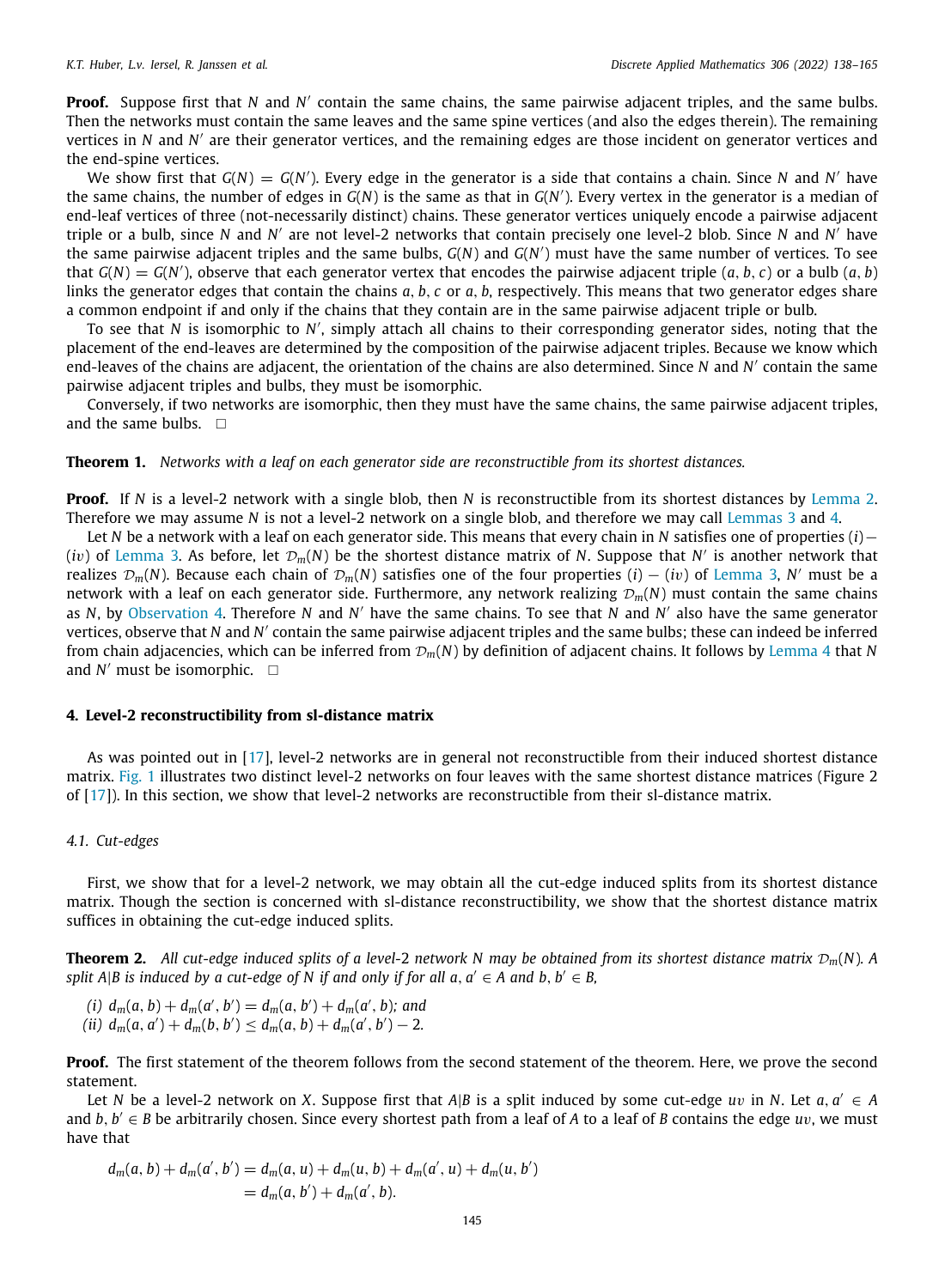**Proof.** Suppose first that $N$ and $N'$ contain the same chains, the same pairwise adjacent triples, and the same bulbs. Then the networks must contain the same leaves and the same spine vertices (and also the edges therein). The remaining vertices in $N$ and $N'$ are their generator vertices, and the remaining edges are those incident on generator vertices and the end-spine vertices.

We show first that $G(N) = G(N')$. Every edge in the generator is a side that contains a chain. Since $N$ and $N'$ have the same chains, the number of edges in $G(N)$ is the same as that in $G(N')$. Every vertex in the generator is a median of end-leaf vertices of three (not-necessarily distinct) chains. These generator vertices uniquely encode a pairwise adjacent triple or a bulb, since $N$ and $N'$ are not level-2 networks that contain precisely one level-2 blob. Since $N$ and $N'$ have the same pairwise adjacent triples and the same bulbs, $G(N)$ and $G(N')$ must have the same number of vertices. To see that $G(N) = G(N')$, observe that each generator vertex that encodes the pairwise adjacent triple $(a, b, c)$ or a bulb $(a, b)$ links the generator edges that contain the chains $a, b, c$ or $a, b$, respectively. This means that two generator edges share a common endpoint if and only if the chains that they contain are in the same pairwise adjacent triple or bulb.

To see that $N$ is isomorphic to $N'$, simply attach all chains to their corresponding generator sides, noting that the placement of the end-leaves are determined by the composition of the pairwise adjacent triples. Because we know which end-leaves of the chains are adjacent, the orientation of the chains are also determined. Since $N$ and $N'$ contain the same pairwise adjacent triples and bulbs, they must be isomorphic.

Conversely, if two networks are isomorphic, then they must have the same chains, the same pairwise adjacent triples, and the same bulbs. $\square$

**Theorem 1.** *Networks with a leaf on each generator side are reconstructible from its shortest distances.*

**Proof.** If $N$ is a level-2 network with a single blob, then $N$ is reconstructible from its shortest distances by Lemma 2. Therefore we may assume $N$ is not a level-2 network on a single blob, and therefore we may call Lemmas 3 and 4.

Let $N$ be a network with a leaf on each generator side. This means that every chain in $N$ satisfies one of properties $(i)-(iv)$ of Lemma 3. As before, let $\mathcal{D}_m(N)$ be the shortest distance matrix of $N$. Suppose that $N'$ is another network that realizes $\mathcal{D}_m(N)$. Because each chain of $\mathcal{D}_m(N)$ satisfies one of the four properties $(i) - (iv)$ of Lemma 3, $N'$ must be a network with a leaf on each generator side. Furthermore, any network realizing $\mathcal{D}_m(N)$ must contain the same chains as $N$, by Observation 4. Therefore $N$ and $N'$ have the same chains. To see that $N$ and $N'$ also have the same generator vertices, observe that $N$ and $N'$ contain the same pairwise adjacent triples and the same bulbs; these can indeed be inferred from chain adjacencies, which can be inferred from $\mathcal{D}_m(N)$ by definition of adjacent chains. It follows by Lemma 4 that $N$ and $N'$ must be isomorphic. $\square$

## 4. Level-2 reconstructibility from sl-distance matrix

As was pointed out in [17], level-2 networks are in general not reconstructible from their induced shortest distance matrix. Fig. 1 illustrates two distinct level-2 networks on four leaves with the same shortest distance matrices (Figure 2 of [17]). In this section, we show that level-2 networks are reconstructible from their sl-distance matrix.

### 4.1. Cut-edges

First, we show that for a level-2 network, we may obtain all the cut-edge induced splits from its shortest distance matrix. Though the section is concerned with sl-distance reconstructibility, we show that the shortest distance matrix suffices in obtaining the cut-edge induced splits.

**Theorem 2.** *All cut-edge induced splits of a level-2 network $N$ may be obtained from its shortest distance matrix $\mathcal{D}_m(N)$. A split $A|B$ is induced by a cut-edge of $N$ if and only if for all $a, a' \in A$ and $b, b' \in B$,*

*(i)* $d_m(a, b) + d_m(a', b') = d_m(a, b') + d_m(a', b)$*; and*
*(ii)* $d_m(a, a') + d_m(b, b') \leq d_m(a, b) + d_m(a', b') - 2$.

**Proof.** The first statement of the theorem follows from the second statement of the theorem. Here, we prove the second statement.

Let $N$ be a level-2 network on $X$. Suppose first that $A|B$ is a split induced by some cut-edge $uv$ in $N$. Let $a, a' \in A$ and $b, b' \in B$ be arbitrarily chosen. Since every shortest path from a leaf of $A$ to a leaf of $B$ contains the edge $uv$, we must have that

$$\begin{aligned} d_m(a, b) + d_m(a', b') &= d_m(a, u) + d_m(u, b) + d_m(a', u) + d_m(u, b') \\ &= d_m(a, b') + d_m(a', b). \end{aligned}$$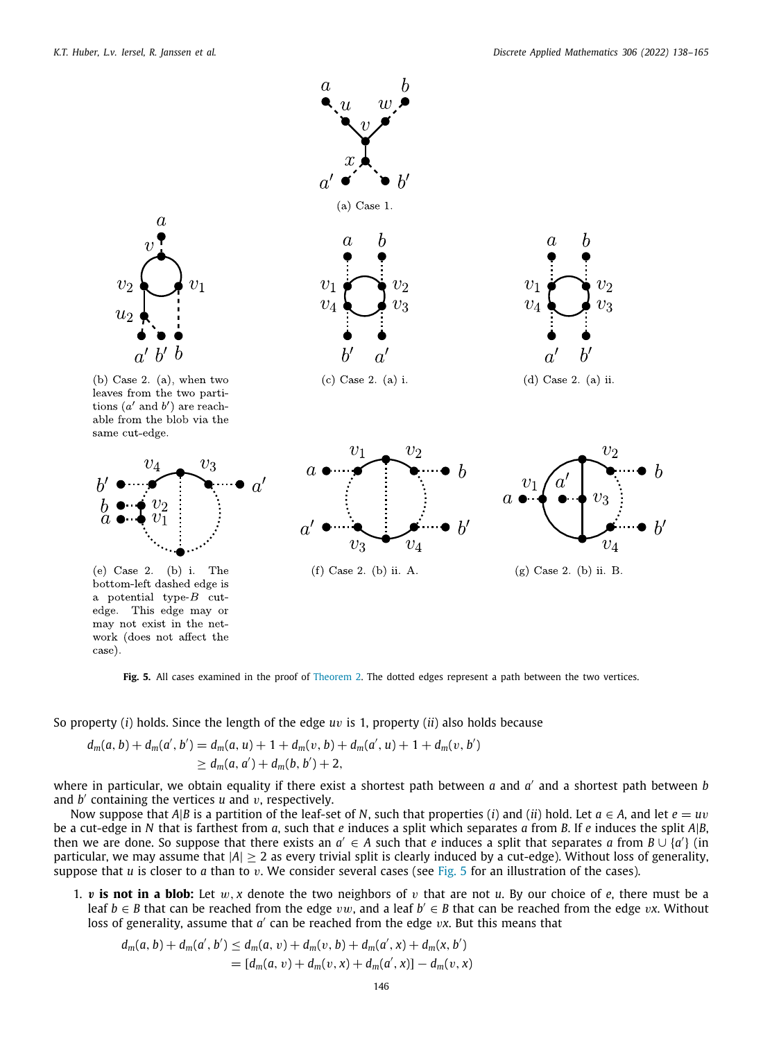(a) Case 1.

(b) Case 2. (a), when two leaves from the two partitions ($a'$ and $b'$) are reachable from the blob via the same cut-edge.

(c) Case 2. (a) i.

(d) Case 2. (a) ii.

(e) Case 2. (b) i. The bottom-left dashed edge is a potential type-$B$ cut-edge. This edge may or may not exist in the network (does not affect the case).

(f) Case 2. (b) ii. A.

(g) Case 2. (b) ii. B.

**Fig. 5.** All cases examined in the proof of Theorem 2. The dotted edges represent a path between the two vertices.

So property (*i*) holds. Since the length of the edge $uv$ is 1, property (*ii*) also holds because

$$
\begin{aligned}
d_m(a, b) + d_m(a', b') &= d_m(a, u) + 1 + d_m(v, b) + d_m(a', u) + 1 + d_m(v, b') \\
&\geq d_m(a, a') + d_m(b, b') + 2,
\end{aligned}
$$

where in particular, we obtain equality if there exist a shortest path between $a$ and $a'$ and a shortest path between $b$ and $b'$ containing the vertices $u$ and $v$, respectively.

Now suppose that $A|B$ is a partition of the leaf-set of $N$, such that properties (*i*) and (*ii*) hold. Let $a \in A$, and let $e = uv$ be a cut-edge in $N$ that is farthest from $a$, such that $e$ induces a split which separates $a$ from $B$. If $e$ induces the split $A|B$, then we are done. So suppose that there exists an $a' \in A$ such that $e$ induces a split that separates $a$ from $B \cup \{a'\}$ (in particular, we may assume that $|A| \geq 2$ as every trivial split is clearly induced by a cut-edge). Without loss of generality, suppose that $u$ is closer to $a$ than to $v$. We consider several cases (see Fig. 5 for an illustration of the cases).

1. **$v$ is not in a blob:** Let $w, x$ denote the two neighbors of $v$ that are not $u$. By our choice of $e$, there must be a leaf $b \in B$ that can be reached from the edge $vw$, and a leaf $b' \in B$ that can be reached from the edge $vx$. Without loss of generality, assume that $a'$ can be reached from the edge $vx$. But this means that

$$
\begin{aligned}
d_m(a, b) + d_m(a', b') &\leq d_m(a, v) + d_m(v, b) + d_m(a', x) + d_m(x, b') \\
&= [d_m(a, v) + d_m(v, x) + d_m(a', x)] - d_m(v, x)
\end{aligned}
$$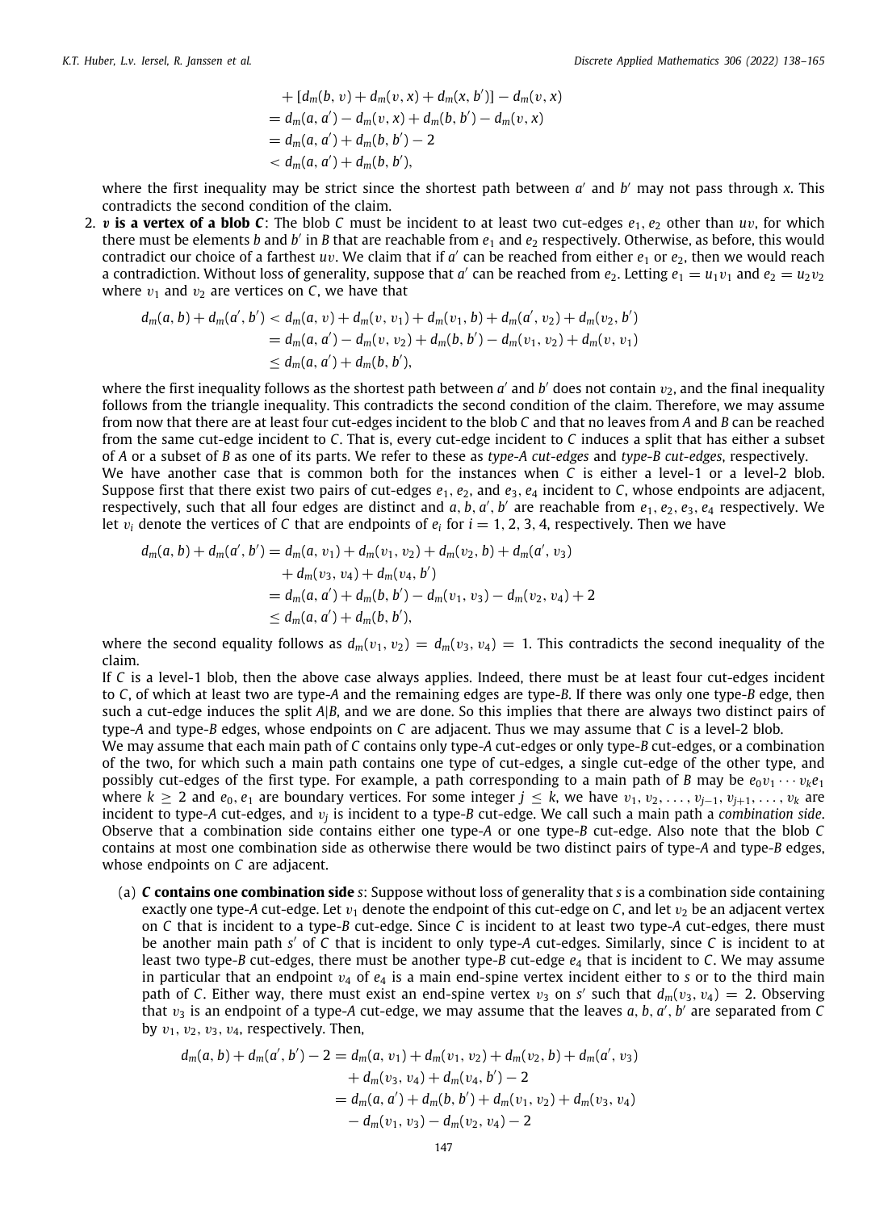$$
\begin{aligned}
&+ [d_m(b, v) + d_m(v, x) + d_m(x, b')] - d_m(v, x) \\
&= d_m(a, a') - d_m(v, x) + d_m(b, b') - d_m(v, x) \\
&= d_m(a, a') + d_m(b, b') - 2 \\
&< d_m(a, a') + d_m(b, b'),
\end{aligned}
$$

where the first inequality may be strict since the shortest path between $a'$ and $b'$ may not pass through $x$. This contradicts the second condition of the claim.

2. ***v* is a vertex of a blob *C***: The blob $C$ must be incident to at least two cut-edges $e_1, e_2$ other than $uv$, for which there must be elements $b$ and $b'$ in $B$ that are reachable from $e_1$ and $e_2$ respectively. Otherwise, as before, this would contradict our choice of a farthest $uv$. We claim that if $a'$ can be reached from either $e_1$ or $e_2$, then we would reach a contradiction. Without loss of generality, suppose that $a'$ can be reached from $e_2$. Letting $e_1 = u_1v_1$ and $e_2 = u_2v_2$ where $v_1$ and $v_2$ are vertices on $C$, we have that

$$
\begin{aligned}
d_m(a, b) + d_m(a', b') &< d_m(a, v) + d_m(v, v_1) + d_m(v_1, b) + d_m(a', v_2) + d_m(v_2, b') \\
&= d_m(a, a') - d_m(v, v_2) + d_m(b, b') - d_m(v_1, v_2) + d_m(v, v_1) \\
&\le d_m(a, a') + d_m(b, b'),
\end{aligned}
$$

where the first inequality follows as the shortest path between $a'$ and $b'$ does not contain $v_2$, and the final inequality follows from the triangle inequality. This contradicts the second condition of the claim. Therefore, we may assume from now that there are at least four cut-edges incident to the blob $C$ and that no leaves from $A$ and $B$ can be reached from the same cut-edge incident to $C$. That is, every cut-edge incident to $C$ induces a split that has either a subset of $A$ or a subset of $B$ as one of its parts. We refer to these as *type-A cut-edges* and *type-B cut-edges*, respectively.

We have another case that is common both for the instances when $C$ is either a level-1 or a level-2 blob. Suppose first that there exist two pairs of cut-edges $e_1, e_2$, and $e_3, e_4$ incident to $C$, whose endpoints are adjacent, respectively, such that all four edges are distinct and $a, b, a', b'$ are reachable from $e_1, e_2, e_3, e_4$ respectively. We let $v_i$ denote the vertices of $C$ that are endpoints of $e_i$ for $i = 1, 2, 3, 4$, respectively. Then we have

$$
\begin{aligned}
d_m(a, b) + d_m(a', b') &= d_m(a, v_1) + d_m(v_1, v_2) + d_m(v_2, b) + d_m(a', v_3) \\
&\quad + d_m(v_3, v_4) + d_m(v_4, b') \\
&= d_m(a, a') + d_m(b, b') - d_m(v_1, v_3) - d_m(v_2, v_4) + 2 \\
&\le d_m(a, a') + d_m(b, b'),
\end{aligned}
$$

where the second equality follows as $d_m(v_1, v_2) = d_m(v_3, v_4) = 1$. This contradicts the second inequality of the claim.

If $C$ is a level-1 blob, then the above case always applies. Indeed, there must be at least four cut-edges incident to $C$, of which at least two are type-$A$ and the remaining edges are type-$B$. If there was only one type-$B$ edge, then such a cut-edge induces the split $A|B$, and we are done. So this implies that there are always two distinct pairs of type-$A$ and type-$B$ edges, whose endpoints on $C$ are adjacent. Thus we may assume that $C$ is a level-2 blob.

We may assume that each main path of $C$ contains only type-$A$ cut-edges or only type-$B$ cut-edges, or a combination of the two, for which such a main path contains one type of cut-edges, a single cut-edge of the other type, and possibly cut-edges of the first type. For example, a path corresponding to a main path of $B$ may be $e_0v_1 \cdots v_ke_1$ where $k \ge 2$ and $e_0, e_1$ are boundary vertices. For some integer $j \le k$, we have $v_1, v_2, \ldots, v_{j-1}, v_{j+1}, \ldots, v_k$ are incident to type-$A$ cut-edges, and $v_j$ is incident to a type-$B$ cut-edge. We call such a main path a *combination side*. Observe that a combination side contains either one type-$A$ or one type-$B$ cut-edge. Also note that the blob $C$ contains at most one combination side as otherwise there would be two distinct pairs of type-$A$ and type-$B$ edges, whose endpoints on $C$ are adjacent.

(a) ***C* contains one combination side *s***: Suppose without loss of generality that $s$ is a combination side containing exactly one type-$A$ cut-edge. Let $v_1$ denote the endpoint of this cut-edge on $C$, and let $v_2$ be an adjacent vertex on $C$ that is incident to a type-$B$ cut-edge. Since $C$ is incident to at least two type-$A$ cut-edges, there must be another main path $s'$ of $C$ that is incident to only type-$A$ cut-edges. Similarly, since $C$ is incident to at least two type-$B$ cut-edges, there must be another type-$B$ cut-edge $e_4$ that is incident to $C$. We may assume in particular that an endpoint $v_4$ of $e_4$ is a main end-spine vertex incident either to $s$ or to the third main path of $C$. Either way, there must exist an end-spine vertex $v_3$ on $s'$ such that $d_m(v_3, v_4) = 2$. Observing that $v_3$ is an endpoint of a type-$A$ cut-edge, we may assume that the leaves $a, b, a', b'$ are separated from $C$ by $v_1, v_2, v_3, v_4$, respectively. Then,

$$
\begin{aligned}
d_m(a, b) + d_m(a', b') - 2 &= d_m(a, v_1) + d_m(v_1, v_2) + d_m(v_2, b) + d_m(a', v_3) \\
&\quad + d_m(v_3, v_4) + d_m(v_4, b') - 2 \\
&= d_m(a, a') + d_m(b, b') + d_m(v_1, v_2) + d_m(v_3, v_4) \\
&\quad - d_m(v_1, v_3) - d_m(v_2, v_4) - 2
\end{aligned}
$$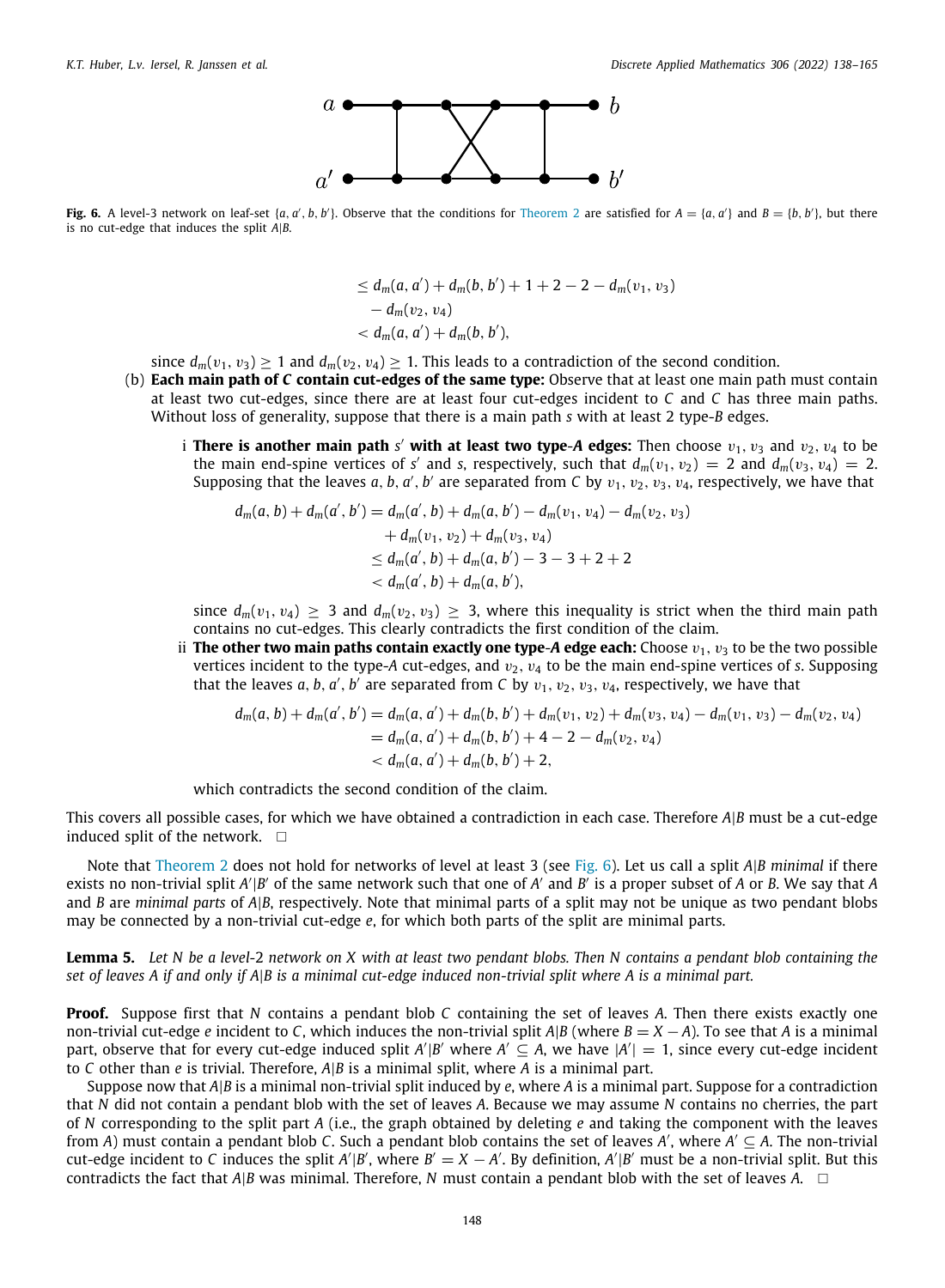**Fig. 6.** A level-3 network on leaf-set $\{a, a', b, b'\}$. Observe that the conditions for Theorem 2 are satisfied for $A = \{a, a'\}$ and $B = \{b, b'\}$, but there is no cut-edge that induces the split $A|B$.

$$
\begin{aligned}
&\leq d_m(a, a') + d_m(b, b') + 1 + 2 - 2 - d_m(v_1, v_3) \\
&\quad - d_m(v_2, v_4) \\
&< d_m(a, a') + d_m(b, b'),
\end{aligned}
$$

since $d_m(v_1, v_3) \geq 1$ and $d_m(v_2, v_4) \geq 1$. This leads to a contradiction of the second condition.

(b) **Each main path of $C$ contain cut-edges of the same type:** Observe that at least one main path must contain at least two cut-edges, since there are at least four cut-edges incident to $C$ and $C$ has three main paths. Without loss of generality, suppose that there is a main path $s$ with at least 2 type-$B$ edges.

i **There is another main path $s'$ with at least two type-$A$ edges:** Then choose $v_1, v_3$ and $v_2, v_4$ to be the main end-spine vertices of $s'$ and $s$, respectively, such that $d_m(v_1, v_2) = 2$ and $d_m(v_3, v_4) = 2$. Supposing that the leaves $a, b, a', b'$ are separated from $C$ by $v_1, v_2, v_3, v_4$, respectively, we have that

$$
\begin{aligned}
d_m(a, b) + d_m(a', b') &= d_m(a', b) + d_m(a, b') - d_m(v_1, v_4) - d_m(v_2, v_3) \\
&\quad + d_m(v_1, v_2) + d_m(v_3, v_4) \\
&\leq d_m(a', b) + d_m(a, b') - 3 - 3 + 2 + 2 \\
&< d_m(a', b) + d_m(a, b'),
\end{aligned}
$$

since $d_m(v_1, v_4) \geq 3$ and $d_m(v_2, v_3) \geq 3$, where this inequality is strict when the third main path contains no cut-edges. This clearly contradicts the first condition of the claim.

ii **The other two main paths contain exactly one type-$A$ edge each:** Choose $v_1, v_3$ to be the two possible vertices incident to the type-$A$ cut-edges, and $v_2, v_4$ to be the main end-spine vertices of $s$. Supposing that the leaves $a, b, a', b'$ are separated from $C$ by $v_1, v_2, v_3, v_4$, respectively, we have that

$$
\begin{aligned}
d_m(a, b) + d_m(a', b') &= d_m(a, a') + d_m(b, b') + d_m(v_1, v_2) + d_m(v_3, v_4) - d_m(v_1, v_3) - d_m(v_2, v_4) \\
&= d_m(a, a') + d_m(b, b') + 4 - 2 - d_m(v_2, v_4) \\
&< d_m(a, a') + d_m(b, b') + 2,
\end{aligned}
$$

which contradicts the second condition of the claim.

This covers all possible cases, for which we have obtained a contradiction in each case. Therefore $A|B$ must be a cut-edge induced split of the network. $\square$

Note that Theorem 2 does not hold for networks of level at least 3 (see Fig. 6). Let us call a split $A|B$ *minimal* if there exists no non-trivial split $A'|B'$ of the same network such that one of $A'$ and $B'$ is a proper subset of $A$ or $B$. We say that $A$ and $B$ are *minimal parts* of $A|B$, respectively. Note that minimal parts of a split may not be unique as two pendant blobs may be connected by a non-trivial cut-edge $e$, for which both parts of the split are minimal parts.

**Lemma 5.** *Let $N$ be a level-2 network on $X$ with at least two pendant blobs. Then $N$ contains a pendant blob containing the set of leaves $A$ if and only if $A|B$ is a minimal cut-edge induced non-trivial split where $A$ is a minimal part.*

**Proof.** Suppose first that $N$ contains a pendant blob $C$ containing the set of leaves $A$. Then there exists exactly one non-trivial cut-edge $e$ incident to $C$, which induces the non-trivial split $A|B$ (where $B = X - A$). To see that $A$ is a minimal part, observe that for every cut-edge induced split $A'|B'$ where $A' \subseteq A$, we have $|A'| = 1$, since every cut-edge incident to $C$ other than $e$ is trivial. Therefore, $A|B$ is a minimal split, where $A$ is a minimal part.

Suppose now that $A|B$ is a minimal non-trivial split induced by $e$, where $A$ is a minimal part. Suppose for a contradiction that $N$ did not contain a pendant blob with the set of leaves $A$. Because we may assume $N$ contains no cherries, the part of $N$ corresponding to the split part $A$ (i.e., the graph obtained by deleting $e$ and taking the component with the leaves from $A$) must contain a pendant blob $C$. Such a pendant blob contains the set of leaves $A'$, where $A' \subseteq A$. The non-trivial cut-edge incident to $C$ induces the split $A'|B'$, where $B' = X - A'$. By definition, $A'|B'$ must be a non-trivial split. But this contradicts the fact that $A|B$ was minimal. Therefore, $N$ must contain a pendant blob with the set of leaves $A$. $\square$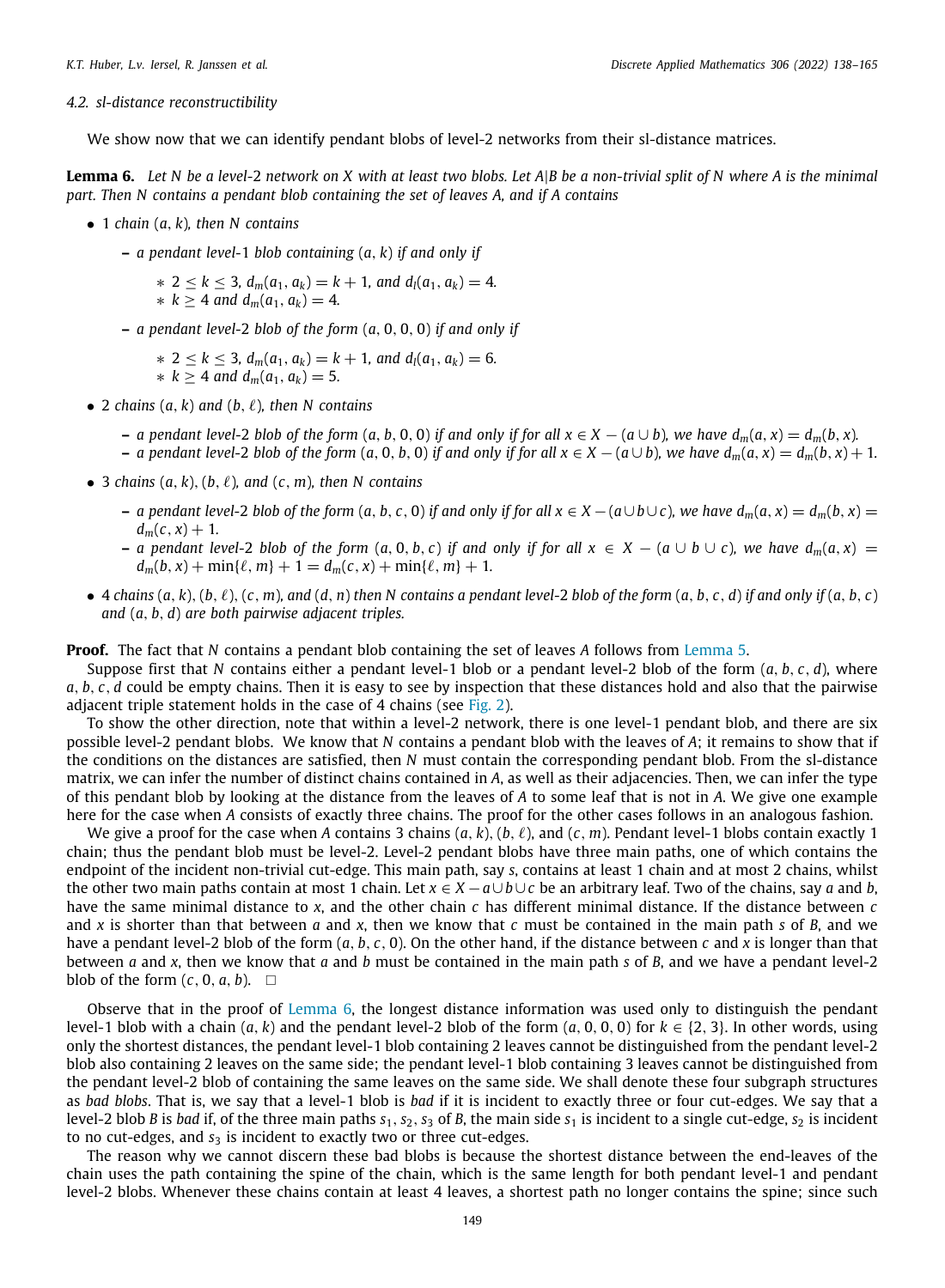### 4.2. sl-distance reconstructibility

We show now that we can identify pendant blobs of level-2 networks from their sl-distance matrices.

**Lemma 6.** *Let $N$ be a level-2 network on $X$ with at least two blobs. Let $A|B$ be a non-trivial split of $N$ where $A$ is the minimal part. Then $N$ contains a pendant blob containing the set of leaves $A$, and if $A$ contains*

- *1 chain $(a, k)$, then $N$ contains*
  - *a pendant level-1 blob containing $(a, k)$ if and only if*
    - $2 \leq k \leq 3$, $d_m(a_1, a_k) = k + 1$, *and* $d_l(a_1, a_k) = 4$.
    - $k \geq 4$ *and* $d_m(a_1, a_k) = 4$.
  - *a pendant level-2 blob of the form $(a, 0, 0, 0)$ if and only if*
    - $2 \leq k \leq 3$, $d_m(a_1, a_k) = k + 1$, *and* $d_l(a_1, a_k) = 6$.
    - $k \geq 4$ *and* $d_m(a_1, a_k) = 5$.
- *2 chains $(a, k)$ and $(b, \ell)$, then $N$ contains*
  - *a pendant level-2 blob of the form $(a, b, 0, 0)$ if and only if for all $x \in X - (a \cup b)$, we have $d_m(a, x) = d_m(b, x)$.*
  - *a pendant level-2 blob of the form $(a, 0, b, 0)$ if and only if for all $x \in X - (a \cup b)$, we have $d_m(a, x) = d_m(b, x) + 1$.*
- *3 chains $(a, k)$, $(b, \ell)$, and $(c, m)$, then $N$ contains*
  - *a pendant level-2 blob of the form $(a, b, c, 0)$ if and only if for all $x \in X - (a \cup b \cup c)$, we have $d_m(a, x) = d_m(b, x) = d_m(c, x) + 1$.*
  - *a pendant level-2 blob of the form $(a, 0, b, c)$ if and only if for all $x \in X - (a \cup b \cup c)$, we have $d_m(a, x) = d_m(b, x) + \min\{\ell, m\} + 1 = d_m(c, x) + \min\{\ell, m\} + 1$.*
- *4 chains $(a, k)$, $(b, \ell)$, $(c, m)$, and $(d, n)$ then $N$ contains a pendant level-2 blob of the form $(a, b, c, d)$ if and only if $(a, b, c)$ and $(a, b, d)$ are both pairwise adjacent triples.*

**Proof.** The fact that $N$ contains a pendant blob containing the set of leaves $A$ follows from Lemma 5.

Suppose first that $N$ contains either a pendant level-1 blob or a pendant level-2 blob of the form $(a, b, c, d)$, where $a, b, c, d$ could be empty chains. Then it is easy to see by inspection that these distances hold and also that the pairwise adjacent triple statement holds in the case of 4 chains (see Fig. 2).

To show the other direction, note that within a level-2 network, there is one level-1 pendant blob, and there are six possible level-2 pendant blobs. We know that $N$ contains a pendant blob with the leaves of $A$; it remains to show that if the conditions on the distances are satisfied, then $N$ must contain the corresponding pendant blob. From the sl-distance matrix, we can infer the number of distinct chains contained in $A$, as well as their adjacencies. Then, we can infer the type of this pendant blob by looking at the distance from the leaves of $A$ to some leaf that is not in $A$. We give one example here for the case when $A$ consists of exactly three chains. The proof for the other cases follows in an analogous fashion.

We give a proof for the case when $A$ contains 3 chains $(a, k)$, $(b, \ell)$, and $(c, m)$. Pendant level-1 blobs contain exactly 1 chain; thus the pendant blob must be level-2. Level-2 pendant blobs have three main paths, one of which contains the endpoint of the incident non-trivial cut-edge. This main path, say $s$, contains at least 1 chain and at most 2 chains, whilst the other two main paths contain at most 1 chain. Let $x \in X - a \cup b \cup c$ be an arbitrary leaf. Two of the chains, say $a$ and $b$, have the same minimal distance to $x$, and the other chain $c$ has different minimal distance. If the distance between $c$ and $x$ is shorter than that between $a$ and $x$, then we know that $c$ must be contained in the main path $s$ of $B$, and we have a pendant level-2 blob of the form $(a, b, c, 0)$. On the other hand, if the distance between $c$ and $x$ is longer than that between $a$ and $x$, then we know that $a$ and $b$ must be contained in the main path $s$ of $B$, and we have a pendant level-2 blob of the form $(c, 0, a, b)$. $\square$

Observe that in the proof of Lemma 6, the longest distance information was used only to distinguish the pendant level-1 blob with a chain $(a, k)$ and the pendant level-2 blob of the form $(a, 0, 0, 0)$ for $k \in \{2, 3\}$. In other words, using only the shortest distances, the pendant level-1 blob containing 2 leaves cannot be distinguished from the pendant level-2 blob also containing 2 leaves on the same side; the pendant level-1 blob containing 3 leaves cannot be distinguished from the pendant level-2 blob of containing the same leaves on the same side. We shall denote these four subgraph structures as *bad blobs*. That is, we say that a level-1 blob is *bad* if it is incident to exactly three or four cut-edges. We say that a level-2 blob $B$ is *bad* if, of the three main paths $s_1, s_2, s_3$ of $B$, the main side $s_1$ is incident to a single cut-edge, $s_2$ is incident to no cut-edges, and $s_3$ is incident to exactly two or three cut-edges.

The reason why we cannot discern these bad blobs is because the shortest distance between the end-leaves of the chain uses the path containing the spine of the chain, which is the same length for both pendant level-1 and pendant level-2 blobs. Whenever these chains contain at least 4 leaves, a shortest path no longer contains the spine; since such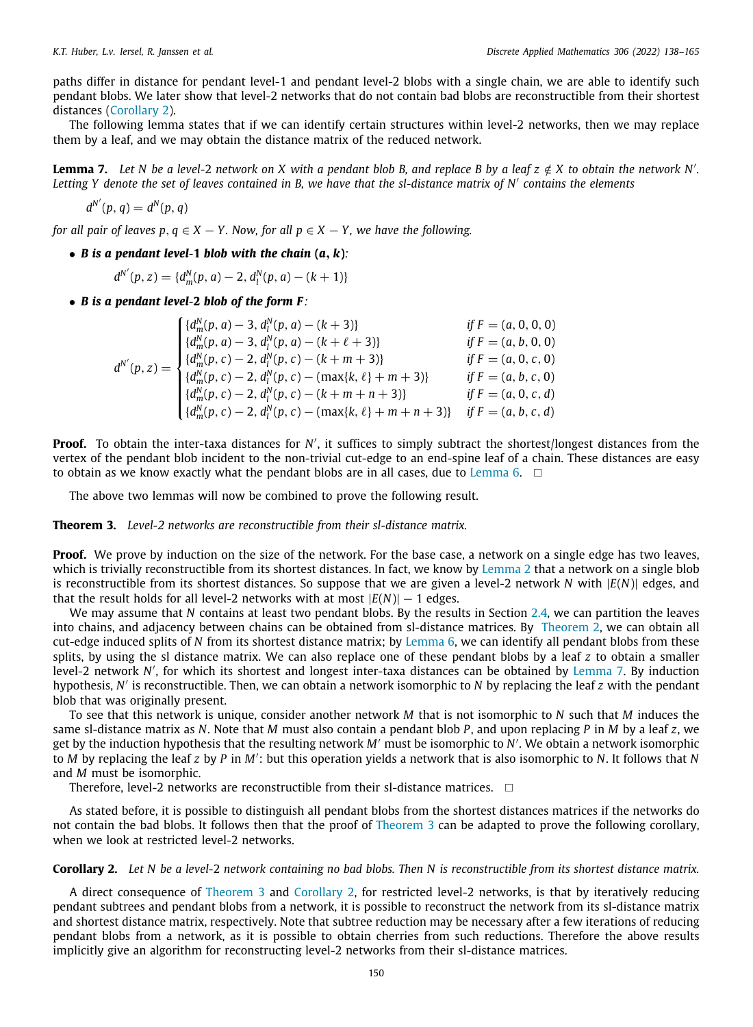paths differ in distance for pendant level-1 and pendant level-2 blobs with a single chain, we are able to identify such pendant blobs. We later show that level-2 networks that do not contain bad blobs are reconstructible from their shortest distances (Corollary 2).

The following lemma states that if we can identify certain structures within level-2 networks, then we may replace them by a leaf, and we may obtain the distance matrix of the reduced network.

**Lemma 7.** *Let $N$ be a level-2 network on $X$ with a pendant blob $B$, and replace $B$ by a leaf $z \notin X$ to obtain the network $N'$. Letting $Y$ denote the set of leaves contained in $B$, we have that the sl-distance matrix of $N'$ contains the elements*

$$d^{N'}(p, q) = d^{N}(p, q)$$

*for all pair of leaves $p, q \in X - Y$. Now, for all $p \in X - Y$, we have the following.*

- ***B is a pendant level-1 blob with the chain $(a, k)$**:*

$$d^{N'}(p, z) = \{d^N_m(p, a) - 2, d^N_l(p, a) - (k + 1)\}$$

- ***B is a pendant level-2 blob of the form $F$**:*

$$d^{N'}(p, z) = \begin{cases} \{d^N_m(p, a) - 3, d^N_l(p, a) - (k + 3)\} & \text{if } F = (a, 0, 0, 0) \\ \{d^N_m(p, a) - 3, d^N_l(p, a) - (k + \ell + 3)\} & \text{if } F = (a, b, 0, 0) \\ \{d^N_m(p, c) - 2, d^N_l(p, c) - (k + m + 3)\} & \text{if } F = (a, 0, c, 0) \\ \{d^N_m(p, c) - 2, d^N_l(p, c) - (\max\{k, \ell\} + m + 3)\} & \text{if } F = (a, b, c, 0) \\ \{d^N_m(p, c) - 2, d^N_l(p, c) - (k + m + n + 3)\} & \text{if } F = (a, 0, c, d) \\ \{d^N_m(p, c) - 2, d^N_l(p, c) - (\max\{k, \ell\} + m + n + 3)\} & \text{if } F = (a, b, c, d) \end{cases}$$

**Proof.** To obtain the inter-taxa distances for $N'$, it suffices to simply subtract the shortest/longest distances from the vertex of the pendant blob incident to the non-trivial cut-edge to an end-spine leaf of a chain. These distances are easy to obtain as we know exactly what the pendant blobs are in all cases, due to Lemma 6. □

The above two lemmas will now be combined to prove the following result.

**Theorem 3.** *Level-2 networks are reconstructible from their sl-distance matrix.*

**Proof.** We prove by induction on the size of the network. For the base case, a network on a single edge has two leaves, which is trivially reconstructible from its shortest distances. In fact, we know by Lemma 2 that a network on a single blob is reconstructible from its shortest distances. So suppose that we are given a level-2 network $N$ with $|E(N)|$ edges, and that the result holds for all level-2 networks with at most $|E(N)| - 1$ edges.

We may assume that $N$ contains at least two pendant blobs. By the results in Section 2.4, we can partition the leaves into chains, and adjacency between chains can be obtained from sl-distance matrices. By Theorem 2, we can obtain all cut-edge induced splits of $N$ from its shortest distance matrix; by Lemma 6, we can identify all pendant blobs from these splits, by using the sl distance matrix. We can also replace one of these pendant blobs by a leaf $z$ to obtain a smaller level-2 network $N'$, for which its shortest and longest inter-taxa distances can be obtained by Lemma 7. By induction hypothesis, $N'$ is reconstructible. Then, we can obtain a network isomorphic to $N$ by replacing the leaf $z$ with the pendant blob that was originally present.

To see that this network is unique, consider another network $M$ that is not isomorphic to $N$ such that $M$ induces the same sl-distance matrix as $N$. Note that $M$ must also contain a pendant blob $P$, and upon replacing $P$ in $M$ by a leaf $z$, we get by the induction hypothesis that the resulting network $M'$ must be isomorphic to $N'$. We obtain a network isomorphic to $M$ by replacing the leaf $z$ by $P$ in $M'$: but this operation yields a network that is also isomorphic to $N$. It follows that $N$ and $M$ must be isomorphic.

Therefore, level-2 networks are reconstructible from their sl-distance matrices. □

As stated before, it is possible to distinguish all pendant blobs from the shortest distances matrices if the networks do not contain the bad blobs. It follows then that the proof of Theorem 3 can be adapted to prove the following corollary, when we look at restricted level-2 networks.

**Corollary 2.** *Let $N$ be a level-2 network containing no bad blobs. Then $N$ is reconstructible from its shortest distance matrix.*

A direct consequence of Theorem 3 and Corollary 2, for restricted level-2 networks, is that by iteratively reducing pendant subtrees and pendant blobs from a network, it is possible to reconstruct the network from its sl-distance matrix and shortest distance matrix, respectively. Note that subtree reduction may be necessary after a few iterations of reducing pendant blobs from a network, as it is possible to obtain cherries from such reductions. Therefore the above results implicitly give an algorithm for reconstructing level-2 networks from their sl-distance matrices.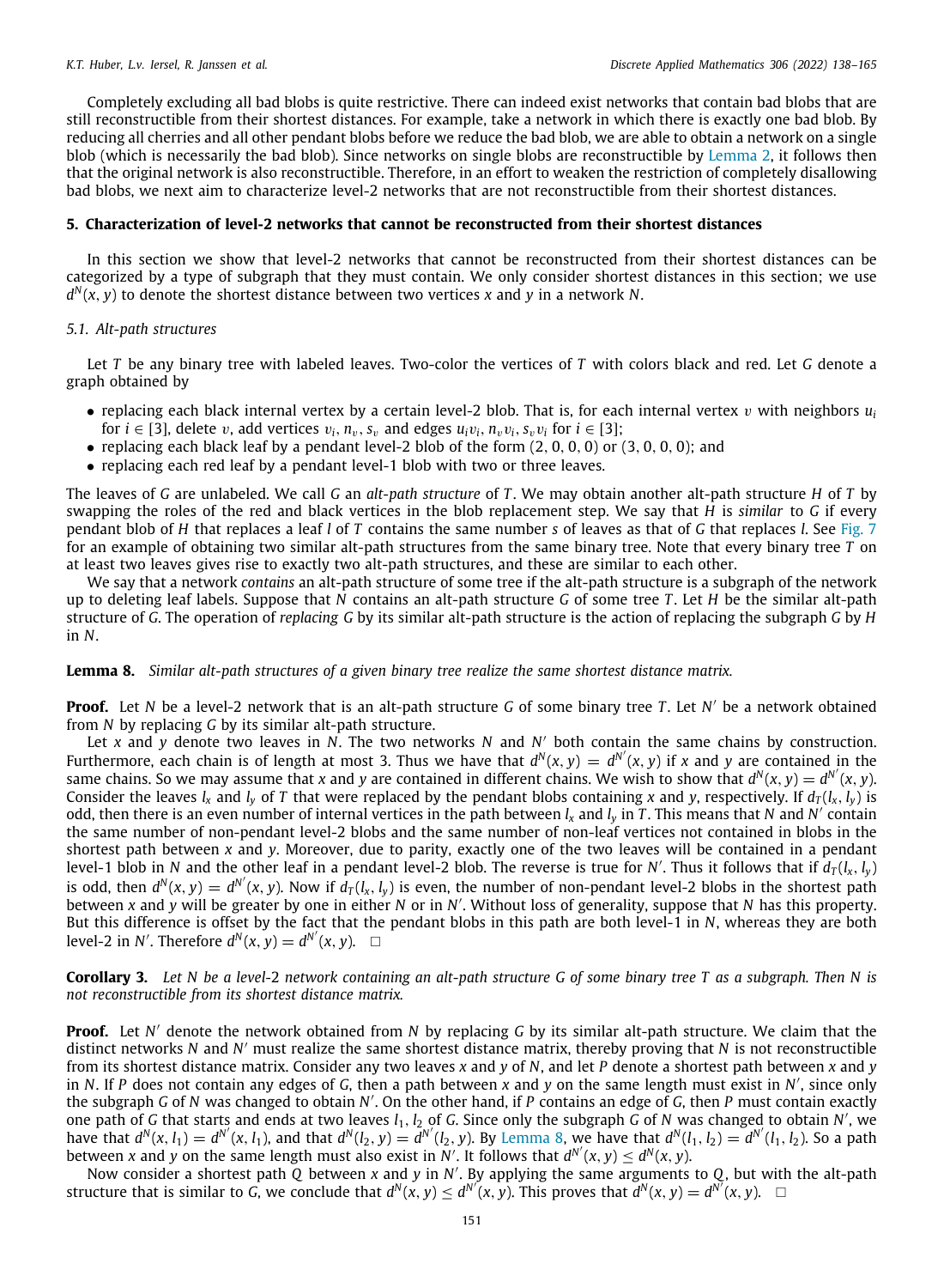Completely excluding all bad blobs is quite restrictive. There can indeed exist networks that contain bad blobs that are still reconstructible from their shortest distances. For example, take a network in which there is exactly one bad blob. By reducing all cherries and all other pendant blobs before we reduce the bad blob, we are able to obtain a network on a single blob (which is necessarily the bad blob). Since networks on single blobs are reconstructible by Lemma 2, it follows then that the original network is also reconstructible. Therefore, in an effort to weaken the restriction of completely disallowing bad blobs, we next aim to characterize level-2 networks that are not reconstructible from their shortest distances.

## 5. Characterization of level-2 networks that cannot be reconstructed from their shortest distances

In this section we show that level-2 networks that cannot be reconstructed from their shortest distances can be categorized by a type of subgraph that they must contain. We only consider shortest distances in this section; we use $d^N(x, y)$ to denote the shortest distance between two vertices $x$ and $y$ in a network $N$.

### 5.1. Alt-path structures

Let $T$ be any binary tree with labeled leaves. Two-color the vertices of $T$ with colors black and red. Let $G$ denote a graph obtained by

- replacing each black internal vertex by a certain level-2 blob. That is, for each internal vertex $v$ with neighbors $u_i$ for $i \in [3]$, delete $v$, add vertices $v_i, n_v, s_v$ and edges $u_i v_i, n_v v_i, s_v v_i$ for $i \in [3]$;
- replacing each black leaf by a pendant level-2 blob of the form $(2, 0, 0, 0)$ or $(3, 0, 0, 0)$; and
- replacing each red leaf by a pendant level-1 blob with two or three leaves.

The leaves of $G$ are unlabeled. We call $G$ an *alt-path structure* of $T$. We may obtain another alt-path structure $H$ of $T$ by swapping the roles of the red and black vertices in the blob replacement step. We say that $H$ is *similar* to $G$ if every pendant blob of $H$ that replaces a leaf $l$ of $T$ contains the same number $s$ of leaves as that of $G$ that replaces $l$. See Fig. 7 for an example of obtaining two similar alt-path structures from the same binary tree. Note that every binary tree $T$ on at least two leaves gives rise to exactly two alt-path structures, and these are similar to each other.

We say that a network *contains* an alt-path structure of some tree if the alt-path structure is a subgraph of the network up to deleting leaf labels. Suppose that $N$ contains an alt-path structure $G$ of some tree $T$. Let $H$ be the similar alt-path structure of $G$. The operation of *replacing* $G$ by its similar alt-path structure is the action of replacing the subgraph $G$ by $H$ in $N$.

**Lemma 8.** *Similar alt-path structures of a given binary tree realize the same shortest distance matrix.*

**Proof.** Let $N$ be a level-2 network that is an alt-path structure $G$ of some binary tree $T$. Let $N'$ be a network obtained from $N$ by replacing $G$ by its similar alt-path structure.

Let $x$ and $y$ denote two leaves in $N$. The two networks $N$ and $N'$ both contain the same chains by construction. Furthermore, each chain is of length at most 3. Thus we have that $d^N(x, y) = d^{N'}(x, y)$ if $x$ and $y$ are contained in the same chains. So we may assume that $x$ and $y$ are contained in different chains. We wish to show that $d^N(x, y) = d^{N'}(x, y)$. Consider the leaves $l_x$ and $l_y$ of $T$ that were replaced by the pendant blobs containing $x$ and $y$, respectively. If $d_T(l_x, l_y)$ is odd, then there is an even number of internal vertices in the path between $l_x$ and $l_y$ in $T$. This means that $N$ and $N'$ contain the same number of non-pendant level-2 blobs and the same number of non-leaf vertices not contained in blobs in the shortest path between $x$ and $y$. Moreover, due to parity, exactly one of the two leaves will be contained in a pendant level-1 blob in $N$ and the other leaf in a pendant level-2 blob. The reverse is true for $N'$. Thus it follows that if $d_T(l_x, l_y)$ is odd, then $d^N(x, y) = d^{N'}(x, y)$. Now if $d_T(l_x, l_y)$ is even, the number of non-pendant level-2 blobs in the shortest path between $x$ and $y$ will be greater by one in either $N$ or in $N'$. Without loss of generality, suppose that $N$ has this property. But this difference is offset by the fact that the pendant blobs in this path are both level-1 in $N$, whereas they are both level-2 in $N'$. Therefore $d^N(x, y) = d^{N'}(x, y)$. □

**Corollary 3.** *Let $N$ be a level-2 network containing an alt-path structure $G$ of some binary tree $T$ as a subgraph. Then $N$ is not reconstructible from its shortest distance matrix.*

**Proof.** Let $N'$ denote the network obtained from $N$ by replacing $G$ by its similar alt-path structure. We claim that the distinct networks $N$ and $N'$ must realize the same shortest distance matrix, thereby proving that $N$ is not reconstructible from its shortest distance matrix. Consider any two leaves $x$ and $y$ of $N$, and let $P$ denote a shortest path between $x$ and $y$ in $N$. If $P$ does not contain any edges of $G$, then a path between $x$ and $y$ on the same length must exist in $N'$, since only the subgraph $G$ of $N$ was changed to obtain $N'$. On the other hand, if $P$ contains an edge of $G$, then $P$ must contain exactly one path of $G$ that starts and ends at two leaves $l_1, l_2$ of $G$. Since only the subgraph $G$ of $N$ was changed to obtain $N'$, we have that $d^N(x, l_1) = d^{N'}(x, l_1)$, and that $d^N(l_2, y) = d^{N'}(l_2, y)$. By Lemma 8, we have that $d^N(l_1, l_2) = d^{N'}(l_1, l_2)$. So a path between $x$ and $y$ on the same length must also exist in $N'$. It follows that $d^{N'}(x, y) \leq d^N(x, y)$.

Now consider a shortest path $Q$ between $x$ and $y$ in $N'$. By applying the same arguments to $Q$, but with the alt-path structure that is similar to $G$, we conclude that $d^N(x, y) \leq d^{N'}(x, y)$. This proves that $d^N(x, y) = d^{N'}(x, y)$. □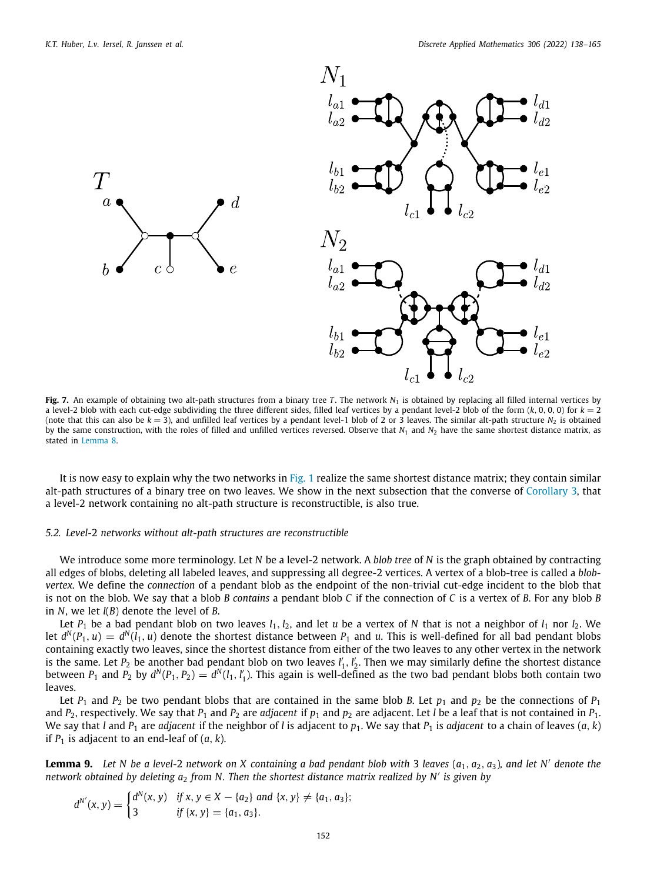**Fig. 7.** An example of obtaining two alt-path structures from a binary tree $T$. The network $N_1$ is obtained by replacing all filled internal vertices by a level-2 blob with each cut-edge subdividing the three different sides, filled leaf vertices by a pendant level-2 blob of the form $(k, 0, 0, 0)$ for $k = 2$ (note that this can also be $k = 3$), and unfilled leaf vertices by a pendant level-1 blob of 2 or 3 leaves. The similar alt-path structure $N_2$ is obtained by the same construction, with the roles of filled and unfilled vertices reversed. Observe that $N_1$ and $N_2$ have the same shortest distance matrix, as stated in Lemma 8.

It is now easy to explain why the two networks in Fig. 1 realize the same shortest distance matrix; they contain similar alt-path structures of a binary tree on two leaves. We show in the next subsection that the converse of Corollary 3, that a level-2 network containing no alt-path structure is reconstructible, is also true.

### 5.2. Level-2 networks without alt-path structures are reconstructible

We introduce some more terminology. Let $N$ be a level-2 network. A *blob tree* of $N$ is the graph obtained by contracting all edges of blobs, deleting all labeled leaves, and suppressing all degree-2 vertices. A vertex of a blob-tree is called a *blob-vertex*. We define the *connection* of a pendant blob as the endpoint of the non-trivial cut-edge incident to the blob that is not on the blob. We say that a blob $B$ *contains* a pendant blob $C$ if the connection of $C$ is a vertex of $B$. For any blob $B$ in $N$, we let $l(B)$ denote the level of $B$.

Let $P_1$ be a bad pendant blob on two leaves $l_1, l_2$, and let $u$ be a vertex of $N$ that is not a neighbor of $l_1$ nor $l_2$. We let $d^N(P_1, u) = d^N(l_1, u)$ denote the shortest distance between $P_1$ and $u$. This is well-defined for all bad pendant blobs containing exactly two leaves, since the shortest distance from either of the two leaves to any other vertex in the network is the same. Let $P_2$ be another bad pendant blob on two leaves $l'_1, l'_2$. Then we may similarly define the shortest distance between $P_1$ and $P_2$ by $d^N(P_1, P_2) = d^N(l_1, l'_1)$. This again is well-defined as the two bad pendant blobs both contain two leaves.

Let $P_1$ and $P_2$ be two pendant blobs that are contained in the same blob $B$. Let $p_1$ and $p_2$ be the connections of $P_1$ and $P_2$, respectively. We say that $P_1$ and $P_2$ are *adjacent* if $p_1$ and $p_2$ are adjacent. Let $l$ be a leaf that is not contained in $P_1$. We say that $l$ and $P_1$ are *adjacent* if the neighbor of $l$ is adjacent to $p_1$. We say that $P_1$ is *adjacent* to a chain of leaves $(a, k)$ if $P_1$ is adjacent to an end-leaf of $(a, k)$.

**Lemma 9.** *Let $N$ be a level-2 network on $X$ containing a bad pendant blob with 3 leaves $(a_1, a_2, a_3)$, and let $N'$ denote the network obtained by deleting $a_2$ from $N$. Then the shortest distance matrix realized by $N'$ is given by*

$$d^{N'}(x, y) = \begin{cases} d^N(x, y) & \text{if } x, y \in X - \{a_2\} \text{ and } \{x, y\} \neq \{a_1, a_3\}; \\ 3 & \text{if } \{x, y\} = \{a_1, a_3\}. \end{cases}$$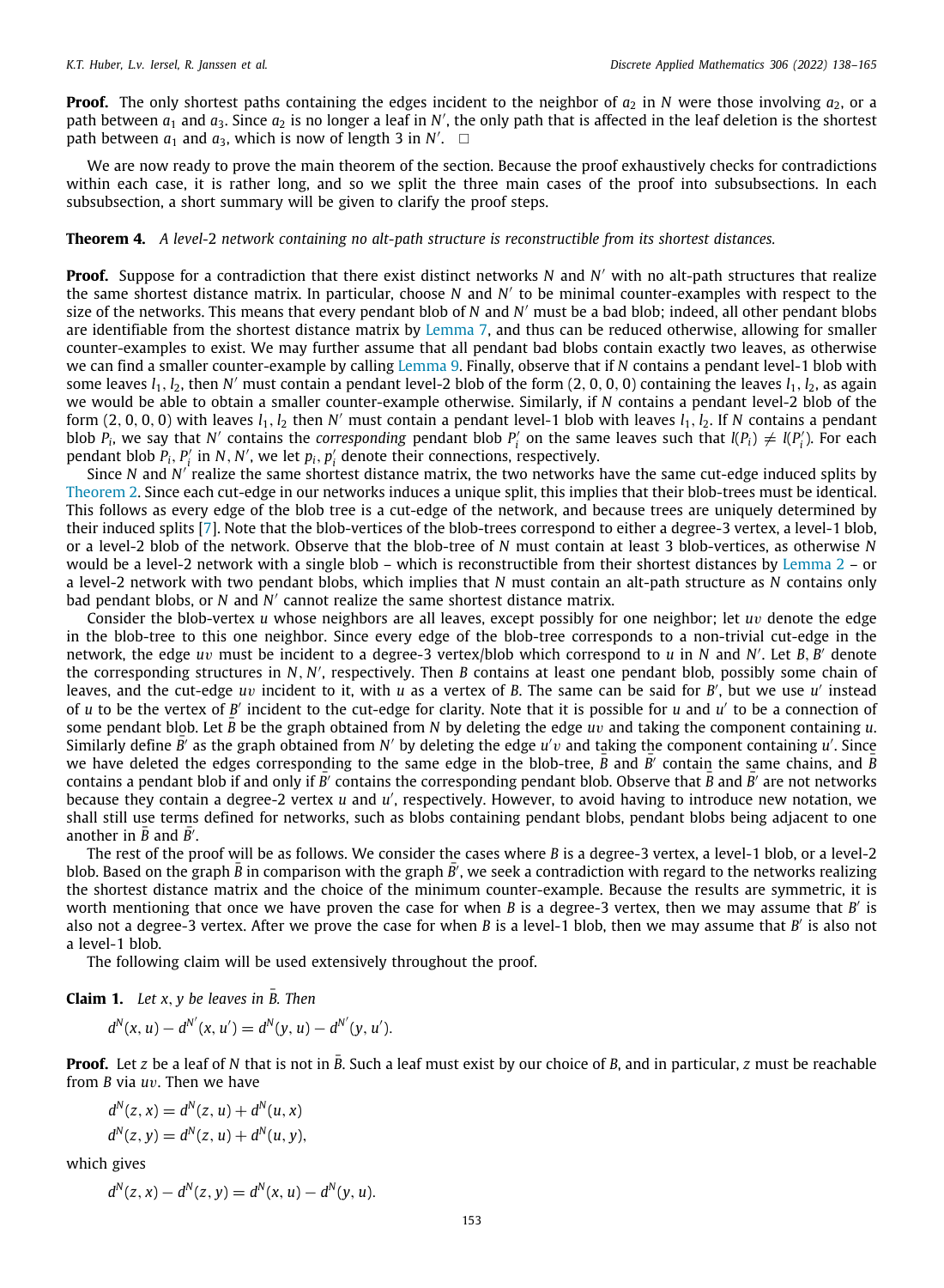**Proof.** The only shortest paths containing the edges incident to the neighbor of $a_2$ in $N$ were those involving $a_2$, or a path between $a_1$ and $a_3$. Since $a_2$ is no longer a leaf in $N'$, the only path that is affected in the leaf deletion is the shortest path between $a_1$ and $a_3$, which is now of length 3 in $N'$. □

We are now ready to prove the main theorem of the section. Because the proof exhaustively checks for contradictions within each case, it is rather long, and so we split the three main cases of the proof into subsubsections. In each subsubsection, a short summary will be given to clarify the proof steps.

**Theorem 4.** *A level-2 network containing no alt-path structure is reconstructible from its shortest distances.*

**Proof.** Suppose for a contradiction that there exist distinct networks $N$ and $N'$ with no alt-path structures that realize the same shortest distance matrix. In particular, choose $N$ and $N'$ to be minimal counter-examples with respect to the size of the networks. This means that every pendant blob of $N$ and $N'$ must be a bad blob; indeed, all other pendant blobs are identifiable from the shortest distance matrix by Lemma 7, and thus can be reduced otherwise, allowing for smaller counter-examples to exist. We may further assume that all pendant bad blobs contain exactly two leaves, as otherwise we can find a smaller counter-example by calling Lemma 9. Finally, observe that if $N$ contains a pendant level-1 blob with some leaves $l_1, l_2$, then $N'$ must contain a pendant level-2 blob of the form $(2, 0, 0, 0)$ containing the leaves $l_1, l_2$, as again we would be able to obtain a smaller counter-example otherwise. Similarly, if $N$ contains a pendant level-2 blob of the form $(2, 0, 0, 0)$ with leaves $l_1, l_2$ then $N'$ must contain a pendant level-1 blob with leaves $l_1, l_2$. If $N$ contains a pendant blob $P_i$, we say that $N'$ contains the *corresponding* pendant blob $P'_i$ on the same leaves such that $l(P_i) \neq l(P'_i)$. For each pendant blob $P_i, P'_i$ in $N, N'$, we let $p_i, p'_i$ denote their connections, respectively.

Since $N$ and $N'$ realize the same shortest distance matrix, the two networks have the same cut-edge induced splits by Theorem 2. Since each cut-edge in our networks induces a unique split, this implies that their blob-trees must be identical. This follows as every edge of the blob tree is a cut-edge of the network, and because trees are uniquely determined by their induced splits [7]. Note that the blob-vertices of the blob-trees correspond to either a degree-3 vertex, a level-1 blob, or a level-2 blob of the network. Observe that the blob-tree of $N$ must contain at least 3 blob-vertices, as otherwise $N$ would be a level-2 network with a single blob – which is reconstructible from their shortest distances by Lemma 2 – or a level-2 network with two pendant blobs, which implies that $N$ must contain an alt-path structure as $N$ contains only bad pendant blobs, or $N$ and $N'$ cannot realize the same shortest distance matrix.

Consider the blob-vertex $u$ whose neighbors are all leaves, except possibly for one neighbor; let $uv$ denote the edge in the blob-tree to this one neighbor. Since every edge of the blob-tree corresponds to a non-trivial cut-edge in the network, the edge $uv$ must be incident to a degree-3 vertex/blob which correspond to $u$ in $N$ and $N'$. Let $B, B'$ denote the corresponding structures in $N, N'$, respectively. Then $B$ contains at least one pendant blob, possibly some chain of leaves, and the cut-edge $uv$ incident to it, with $u$ as a vertex of $B$. The same can be said for $B'$, but we use $u'$ instead of $u$ to be the vertex of $B'$ incident to the cut-edge for clarity. Note that it is possible for $u$ and $u'$ to be a connection of some pendant blob. Let $\bar{B}$ be the graph obtained from $N$ by deleting the edge $uv$ and taking the component containing $u$. Similarly define $\bar{B}'$ as the graph obtained from $N'$ by deleting the edge $u'v$ and taking the component containing $u'$. Since we have deleted the edges corresponding to the same edge in the blob-tree, $\bar{B}$ and $\bar{B}'$ contain the same chains, and $\bar{B}$ contains a pendant blob if and only if $\bar{B}'$ contains the corresponding pendant blob. Observe that $\bar{B}$ and $\bar{B}'$ are not networks because they contain a degree-2 vertex $u$ and $u'$, respectively. However, to avoid having to introduce new notation, we shall still use terms defined for networks, such as blobs containing pendant blobs, pendant blobs being adjacent to one another in $\bar{B}$ and $\bar{B}'$.

The rest of the proof will be as follows. We consider the cases where $B$ is a degree-3 vertex, a level-1 blob, or a level-2 blob. Based on the graph $\bar{B}$ in comparison with the graph $\bar{B}'$, we seek a contradiction with regard to the networks realizing the shortest distance matrix and the choice of the minimum counter-example. Because the results are symmetric, it is worth mentioning that once we have proven the case for when $B$ is a degree-3 vertex, then we may assume that $B'$ is also not a degree-3 vertex. After we prove the case for when $B$ is a level-1 blob, then we may assume that $B'$ is also not a level-1 blob.

The following claim will be used extensively throughout the proof.

**Claim 1.** *Let $x, y$ be leaves in $\bar{B}$. Then*

$$d^N(x, u) - d^{N'}(x, u') = d^N(y, u) - d^{N'}(y, u').$$

**Proof.** Let $z$ be a leaf of $N$ that is not in $\bar{B}$. Such a leaf must exist by our choice of $B$, and in particular, $z$ must be reachable from $B$ via $uv$. Then we have

$$d^N(z, x) = d^N(z, u) + d^N(u, x)$$
$$d^N(z, y) = d^N(z, u) + d^N(u, y),$$

which gives

$$d^N(z, x) - d^N(z, y) = d^N(x, u) - d^N(y, u).$$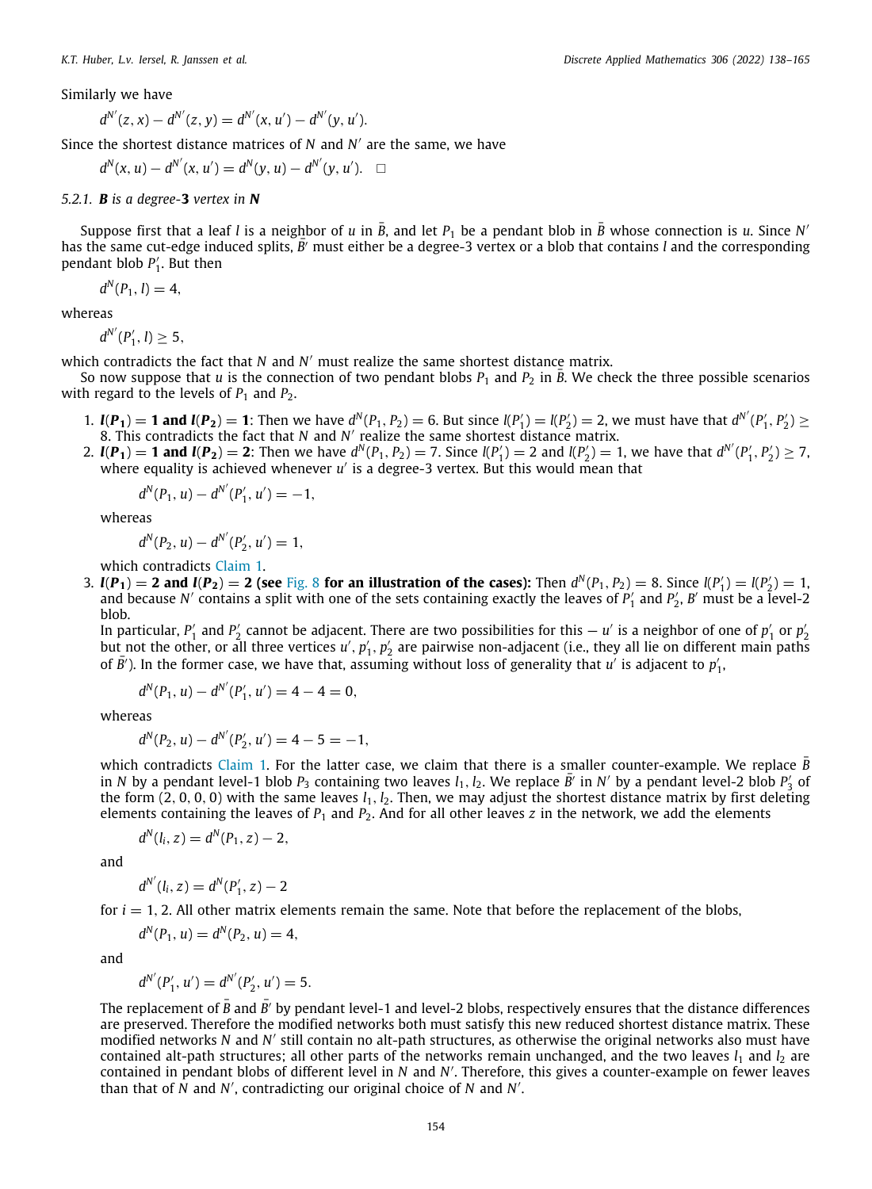Similarly we have

$$d^{N'}(z,x) - d^{N'}(z,y) = d^{N'}(x,u') - d^{N'}(y,u').$$

Since the shortest distance matrices of $N$ and $N'$ are the same, we have

$$d^{N}(x,u) - d^{N'}(x,u') = d^{N}(y,u) - d^{N'}(y,u'). \quad \square$$

### 5.2.1. *B is a degree-3 vertex in N*

Suppose first that a leaf $l$ is a neighbor of $u$ in $\bar{B}$, and let $P_1$ be a pendant blob in $\bar{B}$ whose connection is $u$. Since $N'$ has the same cut-edge induced splits, $\bar{B}'$ must either be a degree-3 vertex or a blob that contains $l$ and the corresponding pendant blob $P_1'$. But then

$$d^{N}(P_1, l) = 4,$$

whereas

$$d^{N'}(P_1', l) \geq 5,$$

which contradicts the fact that $N$ and $N'$ must realize the same shortest distance matrix.

So now suppose that $u$ is the connection of two pendant blobs $P_1$ and $P_2$ in $\bar{B}$. We check the three possible scenarios with regard to the levels of $P_1$ and $P_2$.

1. **$l(P_1) = 1$ and $l(P_2) = 1$**: Then we have $d^{N}(P_1, P_2) = 6$. But since $l(P_1') = l(P_2') = 2$, we must have that $d^{N'}(P_1', P_2') \geq 8$. This contradicts the fact that $N$ and $N'$ realize the same shortest distance matrix.
2. **$l(P_1) = 1$ and $l(P_2) = 2$**: Then we have $d^{N}(P_1, P_2) = 7$. Since $l(P_1') = 2$ and $l(P_2') = 1$, we have that $d^{N'}(P_1', P_2') \geq 7$, where equality is achieved whenever $u'$ is a degree-3 vertex. But this would mean that

   $$d^{N}(P_1, u) - d^{N'}(P_1', u') = -1,$$

   whereas

   $$d^{N}(P_2, u) - d^{N'}(P_2', u') = 1,$$

   which contradicts Claim 1.
3. **$l(P_1) = 2$ and $l(P_2) = 2$ (see Fig. 8 for an illustration of the cases):** Then $d^{N}(P_1, P_2) = 8$. Since $l(P_1') = l(P_2') = 1$, and because $N'$ contains a split with one of the sets containing exactly the leaves of $P_1'$ and $P_2'$, $B'$ must be a level-2 blob.

   In particular, $P_1'$ and $P_2'$ cannot be adjacent. There are two possibilities for this — $u'$ is a neighbor of one of $p_1'$ or $p_2'$ but not the other, or all three vertices $u', p_1', p_2'$ are pairwise non-adjacent (i.e., they all lie on different main paths of $\bar{B}'$). In the former case, we have that, assuming without loss of generality that $u'$ is adjacent to $p_1'$,

   $$d^{N}(P_1, u) - d^{N'}(P_1', u') = 4 - 4 = 0,$$

   whereas

   $$d^{N}(P_2, u) - d^{N'}(P_2', u') = 4 - 5 = -1,$$

   which contradicts Claim 1. For the latter case, we claim that there is a smaller counter-example. We replace $\bar{B}$ in $N$ by a pendant level-1 blob $P_3$ containing two leaves $l_1, l_2$. We replace $\bar{B}'$ in $N'$ by a pendant level-2 blob $P_3'$ of the form $(2, 0, 0, 0)$ with the same leaves $l_1, l_2$. Then, we may adjust the shortest distance matrix by first deleting elements containing the leaves of $P_1$ and $P_2$. And for all other leaves $z$ in the network, we add the elements

   $$d^{N}(l_i, z) = d^{N}(P_1, z) - 2,$$

   and

   $$d^{N'}(l_i, z) = d^{N}(P_1', z) - 2$$

   for $i = 1, 2$. All other matrix elements remain the same. Note that before the replacement of the blobs,

   $$d^{N}(P_1, u) = d^{N}(P_2, u) = 4,$$

   and

   $$d^{N'}(P_1', u') = d^{N'}(P_2', u') = 5.$$

   The replacement of $\bar{B}$ and $\bar{B}'$ by pendant level-1 and level-2 blobs, respectively ensures that the distance differences are preserved. Therefore the modified networks both must satisfy this new reduced shortest distance matrix. These modified networks $N$ and $N'$ still contain no alt-path structures, as otherwise the original networks also must have contained alt-path structures; all other parts of the networks remain unchanged, and the two leaves $l_1$ and $l_2$ are contained in pendant blobs of different level in $N$ and $N'$. Therefore, this gives a counter-example on fewer leaves than that of $N$ and $N'$, contradicting our original choice of $N$ and $N'$.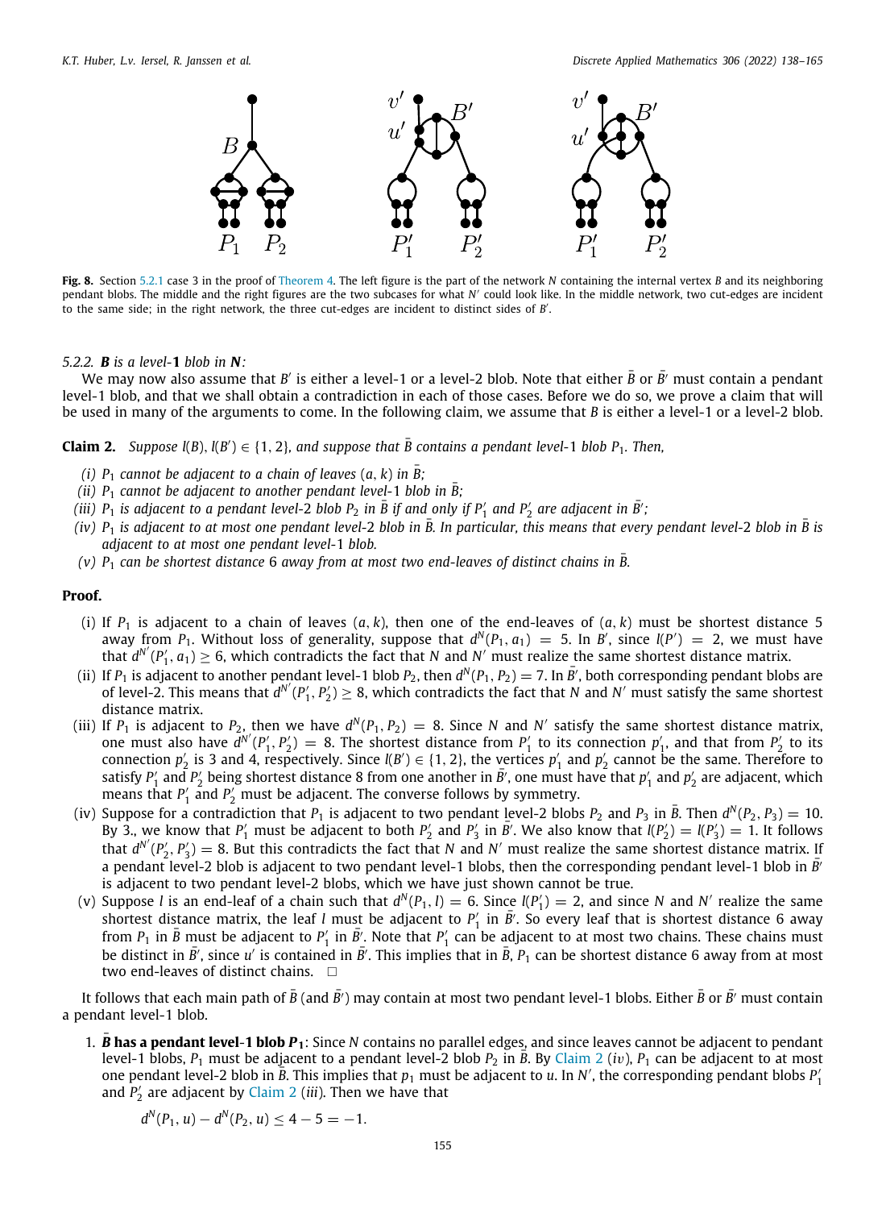**Fig. 8.** Section 5.2.1 case 3 in the proof of Theorem 4. The left figure is the part of the network $N$ containing the internal vertex $B$ and its neighboring pendant blobs. The middle and the right figures are the two subcases for what $N'$ could look like. In the middle network, two cut-edges are incident to the same side; in the right network, the three cut-edges are incident to distinct sides of $B'$.

### 5.2.2. $B$ is a level-1 blob in $N$:

We may now also assume that $B'$ is either a level-1 or a level-2 blob. Note that either $\bar{B}$ or $\bar{B}'$ must contain a pendant level-1 blob, and that we shall obtain a contradiction in each of those cases. Before we do so, we prove a claim that will be used in many of the arguments to come. In the following claim, we assume that $B$ is either a level-1 or a level-2 blob.

**Claim 2.** *Suppose $l(B), l(B') \in \{1, 2\}$, and suppose that $\bar{B}$ contains a pendant level-1 blob $P_1$. Then,*

*(i) $P_1$ cannot be adjacent to a chain of leaves $(a, k)$ in $\bar{B}$;*
*(ii) $P_1$ cannot be adjacent to another pendant level-1 blob in $\bar{B}$;*
*(iii) $P_1$ is adjacent to a pendant level-2 blob $P_2$ in $\bar{B}$ if and only if $P_1'$ and $P_2'$ are adjacent in $\bar{B}'$;*
*(iv) $P_1$ is adjacent to at most one pendant level-2 blob in $\bar{B}$. In particular, this means that every pendant level-2 blob in $\bar{B}$ is adjacent to at most one pendant level-1 blob.*
*(v) $P_1$ can be shortest distance 6 away from at most two end-leaves of distinct chains in $\bar{B}$.*

**Proof.**

(i) If $P_1$ is adjacent to a chain of leaves $(a, k)$, then one of the end-leaves of $(a, k)$ must be shortest distance 5 away from $P_1$. Without loss of generality, suppose that $d^N(P_1, a_1) = 5$. In $B'$, since $l(P') = 2$, we must have that $d^{N'}(P_1', a_1) \geq 6$, which contradicts the fact that $N$ and $N'$ must realize the same shortest distance matrix.

(ii) If $P_1$ is adjacent to another pendant level-1 blob $P_2$, then $d^N(P_1, P_2) = 7$. In $\bar{B}'$, both corresponding pendant blobs are of level-2. This means that $d^{N'}(P_1', P_2') \geq 8$, which contradicts the fact that $N$ and $N'$ must satisfy the same shortest distance matrix.

(iii) If $P_1$ is adjacent to $P_2$, then we have $d^N(P_1, P_2) = 8$. Since $N$ and $N'$ satisfy the same shortest distance matrix, one must also have $d^{N'}(P_1', P_2') = 8$. The shortest distance from $P_1'$ to its connection $p_1'$, and that from $P_2'$ to its connection $p_2'$ is 3 and 4, respectively. Since $l(B') \in \{1, 2\}$, the vertices $p_1'$ and $p_2'$ cannot be the same. Therefore to satisfy $P_1'$ and $P_2'$ being shortest distance 8 from one another in $\bar{B}'$, one must have that $p_1'$ and $p_2'$ are adjacent, which means that $P_1'$ and $P_2'$ must be adjacent. The converse follows by symmetry.

(iv) Suppose for a contradiction that $P_1$ is adjacent to two pendant level-2 blobs $P_2$ and $P_3$ in $\bar{B}$. Then $d^N(P_2, P_3) = 10$. By 3., we know that $P_1'$ must be adjacent to both $P_2'$ and $P_3'$ in $\bar{B}'$. We also know that $l(P_2') = l(P_3') = 1$. It follows that $d^{N'}(P_2', P_3') = 8$. But this contradicts the fact that $N$ and $N'$ must realize the same shortest distance matrix. If a pendant level-2 blob is adjacent to two pendant level-1 blobs, then the corresponding pendant level-1 blob in $\bar{B}'$ is adjacent to two pendant level-2 blobs, which we have just shown cannot be true.

(v) Suppose $l$ is an end-leaf of a chain such that $d^N(P_1, l) = 6$. Since $l(P_1') = 2$, and since $N$ and $N'$ realize the same shortest distance matrix, the leaf $l$ must be adjacent to $P_1'$ in $\bar{B}'$. So every leaf that is shortest distance 6 away from $P_1$ in $\bar{B}$ must be adjacent to $P_1'$ in $\bar{B}'$. Note that $P_1'$ can be adjacent to at most two chains. These chains must be distinct in $\bar{B}'$, since $u'$ is contained in $\bar{B}'$. This implies that in $\bar{B}$, $P_1$ can be shortest distance 6 away from at most two end-leaves of distinct chains. $\square$

It follows that each main path of $\bar{B}$ (and $\bar{B}'$) may contain at most two pendant level-1 blobs. Either $\bar{B}$ or $\bar{B}'$ must contain a pendant level-1 blob.

1. **$\bar{B}$ has a pendant level-1 blob $P_1$**: Since $N$ contains no parallel edges, and since leaves cannot be adjacent to pendant level-1 blobs, $P_1$ must be adjacent to a pendant level-2 blob $P_2$ in $\bar{B}$. By Claim 2 ($iv$), $P_1$ can be adjacent to at most one pendant level-2 blob in $\bar{B}$. This implies that $p_1$ must be adjacent to $u$. In $N'$, the corresponding pendant blobs $P_1'$ and $P_2'$ are adjacent by Claim 2 ($iii$). Then we have that

$$d^N(P_1, u) - d^N(P_2, u) \leq 4 - 5 = -1.$$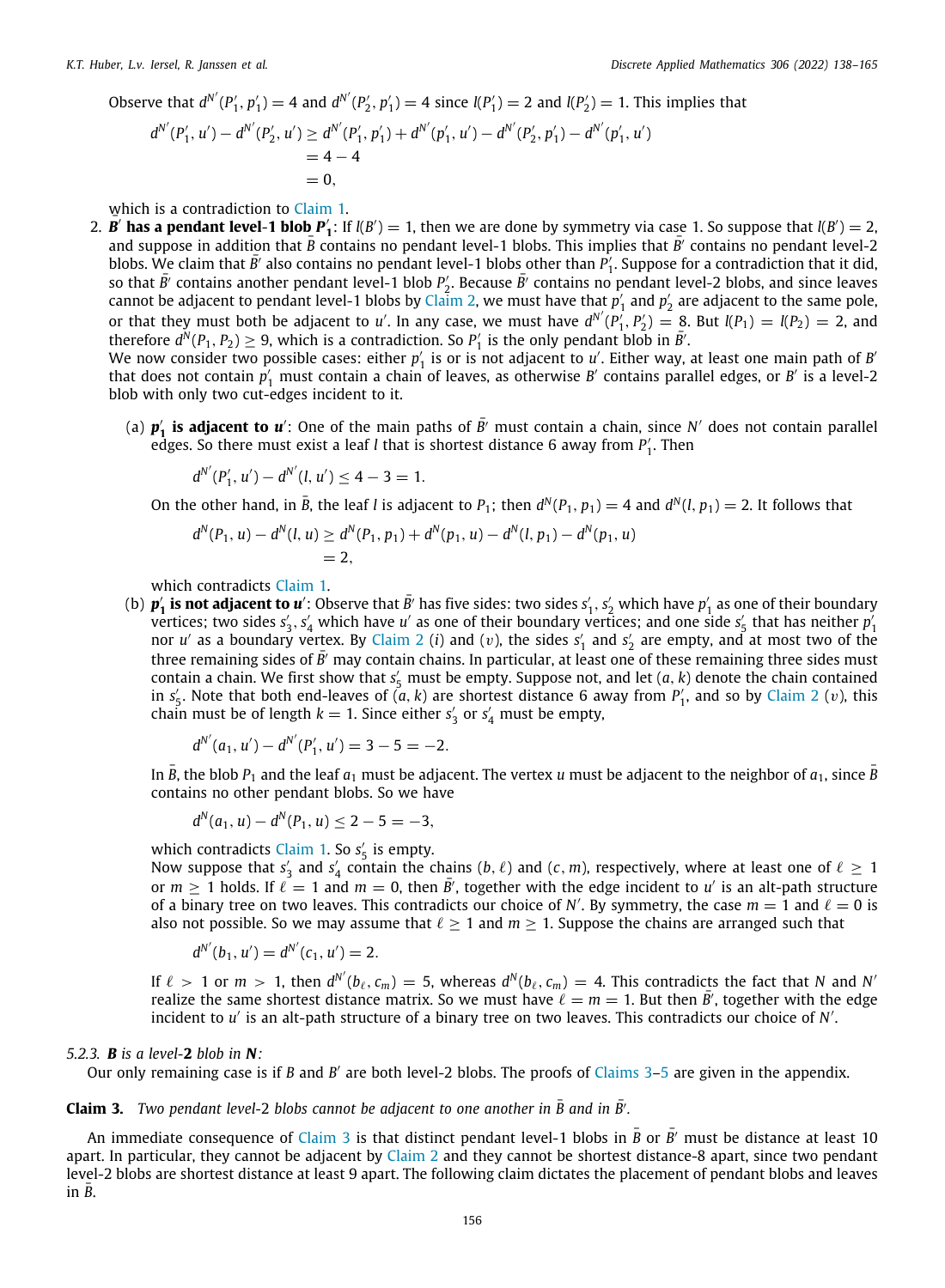Observe that $d^{N'}(P_1', p_1') = 4$ and $d^{N'}(P_2', p_1') = 4$ since $l(P_1') = 2$ and $l(P_2') = 1$. This implies that

$$\begin{aligned} d^{N'}(P_1', u') - d^{N'}(P_2', u') &\geq d^{N'}(P_1', p_1') + d^{N'}(p_1', u') - d^{N'}(P_2', p_1') - d^{N'}(p_1', u') \\ &= 4 - 4 \\ &= 0, \end{aligned}$$

which is a contradiction to Claim 1.

2. **$B'$ has a pendant level-1 blob $P_1'$**: If $l(B') = 1$, then we are done by symmetry via case 1. So suppose that $l(B') = 2$, and suppose in addition that $\bar{B}$ contains no pendant level-1 blobs. This implies that $\bar{B}'$ contains no pendant level-2 blobs. We claim that $\bar{B}'$ also contains no pendant level-1 blobs other than $P_1'$. Suppose for a contradiction that it did, so that $\bar{B}'$ contains another pendant level-1 blob $P_2'$. Because $\bar{B}'$ contains no pendant level-2 blobs, and since leaves cannot be adjacent to pendant level-1 blobs by Claim 2, we must have that $p_1'$ and $p_2'$ are adjacent to the same pole, or that they must both be adjacent to $u'$. In any case, we must have $d^{N'}(P_1', P_2') = 8$. But $l(P_1) = l(P_2) = 2$, and therefore $d^N(P_1, P_2) \geq 9$, which is a contradiction. So $P_1'$ is the only pendant blob in $\bar{B}'$.
We now consider two possible cases: either $p_1'$ is or is not adjacent to $u'$. Either way, at least one main path of $B'$ that does not contain $p_1'$ must contain a chain of leaves, as otherwise $B'$ contains parallel edges, or $B'$ is a level-2 blob with only two cut-edges incident to it.

   (a) **$p_1'$ is adjacent to $u'$**: One of the main paths of $\bar{B}'$ must contain a chain, since $N'$ does not contain parallel edges. So there must exist a leaf $l$ that is shortest distance 6 away from $P_1'$. Then

   $$d^{N'}(P_1', u') - d^{N'}(l, u') \leq 4 - 3 = 1.$$

   On the other hand, in $\bar{B}$, the leaf $l$ is adjacent to $P_1$; then $d^N(P_1, p_1) = 4$ and $d^N(l, p_1) = 2$. It follows that

   $$\begin{aligned} d^N(P_1, u) - d^N(l, u) &\geq d^N(P_1, p_1) + d^N(p_1, u) - d^N(l, p_1) - d^N(p_1, u) \\ &= 2, \end{aligned}$$

   which contradicts Claim 1.

   (b) **$p_1'$ is not adjacent to $u'$**: Observe that $\bar{B}'$ has five sides: two sides $s_1', s_2'$ which have $p_1'$ as one of their boundary vertices; two sides $s_3', s_4'$ which have $u'$ as one of their boundary vertices; and one side $s_5'$ that has neither $p_1'$ nor $u'$ as a boundary vertex. By Claim 2 ($i$) and ($v$), the sides $s_1'$ and $s_2'$ are empty, and at most two of the three remaining sides of $\bar{B}'$ may contain chains. In particular, at least one of these remaining three sides must contain a chain. We first show that $s_5'$ must be empty. Suppose not, and let $(a, k)$ denote the chain contained in $s_5'$. Note that both end-leaves of $(a, k)$ are shortest distance 6 away from $P_1'$, and so by Claim 2 ($v$), this chain must be of length $k = 1$. Since either $s_3'$ or $s_4'$ must be empty,

   $$d^{N'}(a_1, u') - d^{N'}(P_1', u') = 3 - 5 = -2.$$

   In $\bar{B}$, the blob $P_1$ and the leaf $a_1$ must be adjacent. The vertex $u$ must be adjacent to the neighbor of $a_1$, since $\bar{B}$ contains no other pendant blobs. So we have

   $$d^N(a_1, u) - d^N(P_1, u) \leq 2 - 5 = -3,$$

   which contradicts Claim 1. So $s_5'$ is empty.
   Now suppose that $s_3'$ and $s_4'$ contain the chains $(b, \ell)$ and $(c, m)$, respectively, where at least one of $\ell \geq 1$ or $m \geq 1$ holds. If $\ell = 1$ and $m = 0$, then $\bar{B}'$, together with the edge incident to $u'$ is an alt-path structure of a binary tree on two leaves. This contradicts our choice of $N'$. By symmetry, the case $m = 1$ and $\ell = 0$ is also not possible. So we may assume that $\ell \geq 1$ and $m \geq 1$. Suppose the chains are arranged such that

   $$d^{N'}(b_1, u') = d^{N'}(c_1, u') = 2.$$

   If $\ell > 1$ or $m > 1$, then $d^{N'}(b_\ell, c_m) = 5$, whereas $d^N(b_\ell, c_m) = 4$. This contradicts the fact that $N$ and $N'$ realize the same shortest distance matrix. So we must have $\ell = m = 1$. But then $\bar{B}'$, together with the edge incident to $u'$ is an alt-path structure of a binary tree on two leaves. This contradicts our choice of $N'$.

*5.2.3. **B** is a level-**2** blob in **N**:*

Our only remaining case is if $B$ and $B'$ are both level-2 blobs. The proofs of Claims 3–5 are given in the appendix.

**Claim 3.** *Two pendant level-2 blobs cannot be adjacent to one another in $\bar{B}$ and in $\bar{B}'$.*

An immediate consequence of Claim 3 is that distinct pendant level-1 blobs in $\bar{B}$ or $\bar{B}'$ must be distance at least 10 apart. In particular, they cannot be adjacent by Claim 2 and they cannot be shortest distance-8 apart, since two pendant level-2 blobs are shortest distance at least 9 apart. The following claim dictates the placement of pendant blobs and leaves in $\bar{B}$.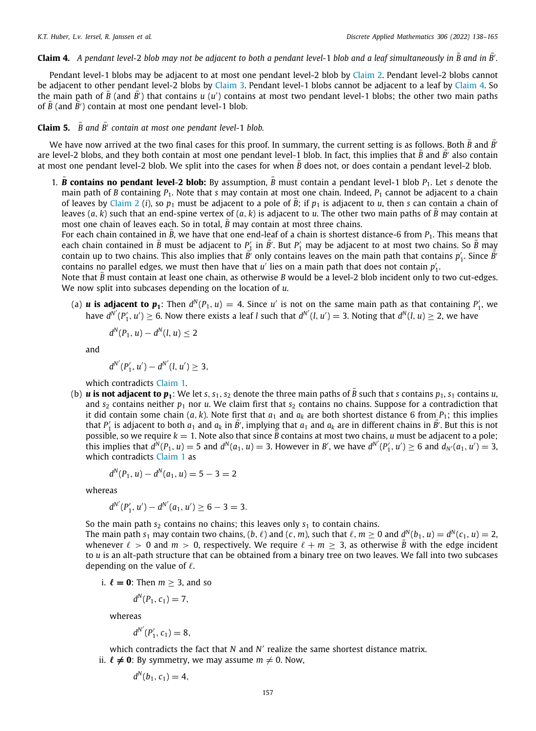**Claim 4.** *A pendant level-2 blob may not be adjacent to both a pendant level-1 blob and a leaf simultaneously in $\bar{B}$ and in $\bar{B}'$.*

Pendant level-1 blobs may be adjacent to at most one pendant level-2 blob by Claim 2. Pendant level-2 blobs cannot be adjacent to other pendant level-2 blobs by Claim 3. Pendant level-1 blobs cannot be adjacent to a leaf by Claim 4. So the main path of $\bar{B}$ (and $\bar{B}'$) that contains $u$ ($u'$) contains at most two pendant level-1 blobs; the other two main paths of $\bar{B}$ (and $\bar{B}'$) contain at most one pendant level-1 blob.

**Claim 5.** *$\bar{B}$ and $\bar{B}'$ contain at most one pendant level-1 blob.*

We have now arrived at the two final cases for this proof. In summary, the current setting is as follows. Both $\bar{B}$ and $\bar{B}'$ are level-2 blobs, and they both contain at most one pendant level-1 blob. In fact, this implies that $\bar{B}$ and $\bar{B}'$ also contain at most one pendant level-2 blob. We split into the cases for when $\bar{B}$ does not, or does contain a pendant level-2 blob.

1. **$\bar{B}$ contains no pendant level-2 blob:** By assumption, $\bar{B}$ must contain a pendant level-1 blob $P_1$. Let $s$ denote the main path of $B$ containing $P_1$. Note that $s$ may contain at most one chain. Indeed, $P_1$ cannot be adjacent to a chain of leaves by Claim 2 (*i*), so $p_1$ must be adjacent to a pole of $\bar{B}$; if $p_1$ is adjacent to $u$, then $s$ can contain a chain of leaves $(a, k)$ such that an end-spine vertex of $(a, k)$ is adjacent to $u$. The other two main paths of $\bar{B}$ may contain at most one chain of leaves each. So in total, $\bar{B}$ may contain at most three chains.
For each chain contained in $\bar{B}$, we have that one end-leaf of a chain is shortest distance-6 from $P_1$. This means that each chain contained in $\bar{B}$ must be adjacent to $P_1'$ in $\bar{B}'$. But $P_1'$ may be adjacent to at most two chains. So $\bar{B}$ may contain up to two chains. This also implies that $\bar{B}'$ only contains leaves on the main path that contains $p_1'$. Since $\bar{B}'$ contains no parallel edges, we must then have that $u'$ lies on a main path that does not contain $p_1'$.
Note that $\bar{B}$ must contain at least one chain, as otherwise $B$ would be a level-2 blob incident only to two cut-edges. We now split into subcases depending on the location of $u$.

   (a) ***u* is adjacent to $p_1$**: Then $d^N(P_1, u) = 4$. Since $u'$ is not on the same main path as that containing $P_1'$, we have $d^{N'}(P_1', u') \geq 6$. Now there exists a leaf $l$ such that $d^{N'}(l, u') = 3$. Noting that $d^N(l, u) \geq 2$, we have

   $$d^N(P_1, u) - d^N(l, u) \leq 2$$

   and

   $$d^{N'}(P_1', u') - d^{N'}(l, u') \geq 3,$$

   which contradicts Claim 1.

   (b) ***u* is not adjacent to $p_1$**: We let $s, s_1, s_2$ denote the three main paths of $\bar{B}$ such that $s$ contains $p_1$, $s_1$ contains $u$, and $s_2$ contains neither $p_1$ nor $u$. We claim first that $s_2$ contains no chains. Suppose for a contradiction that it did contain some chain $(a, k)$. Note first that $a_1$ and $a_k$ are both shortest distance 6 from $P_1$; this implies that $P_1'$ is adjacent to both $a_1$ and $a_k$ in $\bar{B}'$, implying that $a_1$ and $a_k$ are in different chains in $\bar{B}'$. But this is not possible, so we require $k = 1$. Note also that since $\bar{B}$ contains at most two chains, $u$ must be adjacent to a pole; this implies that $d^N(P_1, u) = 5$ and $d^N(a_1, u) = 3$. However in $B'$, we have $d^{N'}(P_1', u') \geq 6$ and $d_{N'}(a_1, u') = 3$, which contradicts Claim 1 as

   $$d^N(P_1, u) - d^N(a_1, u) = 5 - 3 = 2$$

   whereas

   $$d^{N'}(P_1', u') - d^{N'}(a_1, u') \geq 6 - 3 = 3.$$

   So the main path $s_2$ contains no chains; this leaves only $s_1$ to contain chains.
   The main path $s_1$ may contain two chains, $(b, \ell)$ and $(c, m)$, such that $\ell, m \geq 0$ and $d^N(b_1, u) = d^N(c_1, u) = 2$, whenever $\ell > 0$ and $m > 0$, respectively. We require $\ell + m \geq 3$, as otherwise $\bar{B}$ with the edge incident to $u$ is an alt-path structure that can be obtained from a binary tree on two leaves. We fall into two subcases depending on the value of $\ell$.

      i. **$\ell = 0$**: Then $m \geq 3$, and so

      $$d^N(P_1, c_1) = 7,$$

      whereas

      $$d^{N'}(P_1', c_1) = 8,$$

      which contradicts the fact that $N$ and $N'$ realize the same shortest distance matrix.

      ii. **$\ell \neq 0$**: By symmetry, we may assume $m \neq 0$. Now,

      $$d^N(b_1, c_1) = 4,$$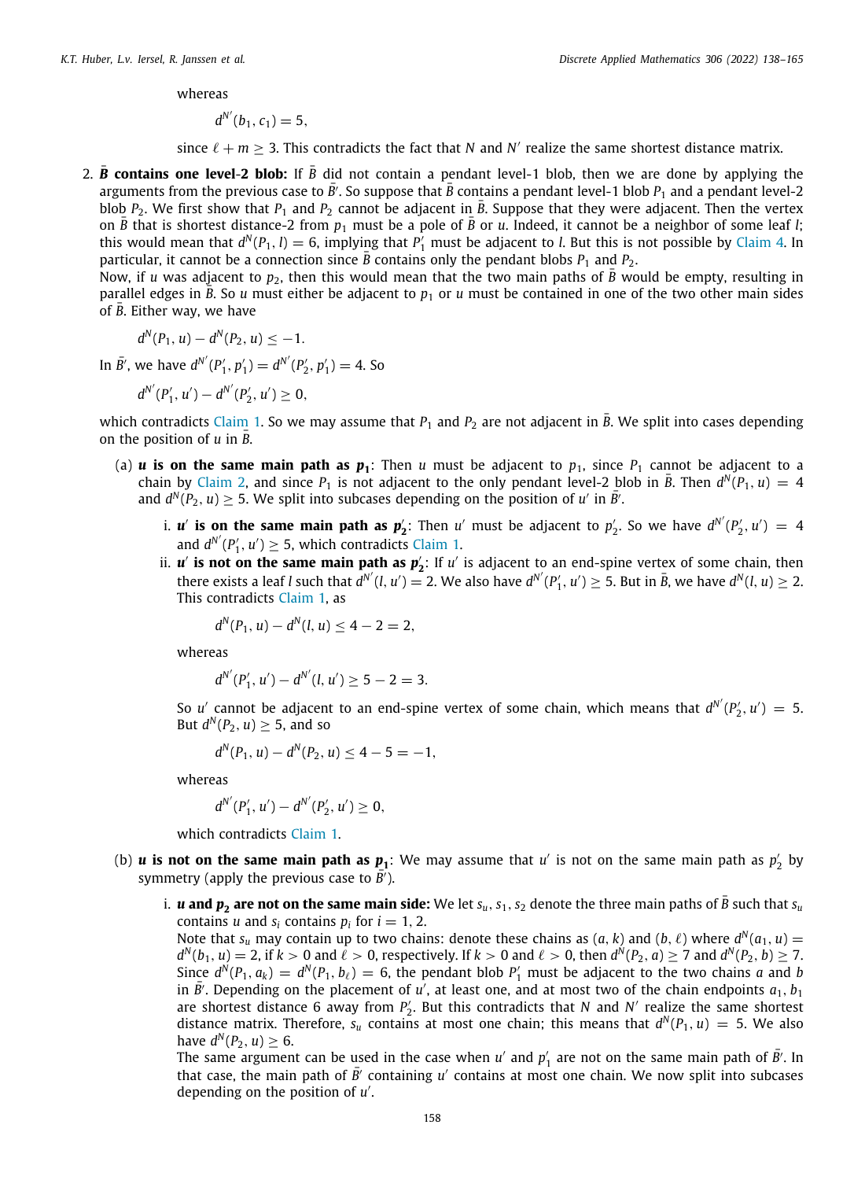whereas

$$d^{N'}(b_1, c_1) = 5,$$

since $\ell + m \geq 3$. This contradicts the fact that $N$ and $N'$ realize the same shortest distance matrix.

2. ***$\bar{B}$* contains one level-2 blob:** If $\bar{B}$ did not contain a pendant level-1 blob, then we are done by applying the arguments from the previous case to $\bar{B}'$. So suppose that $\bar{B}$ contains a pendant level-1 blob $P_1$ and a pendant level-2 blob $P_2$. We first show that $P_1$ and $P_2$ cannot be adjacent in $\bar{B}$. Suppose that they were adjacent. Then the vertex on $\bar{B}$ that is shortest distance-2 from $p_1$ must be a pole of $\bar{B}$ or $u$. Indeed, it cannot be a neighbor of some leaf $l$; this would mean that $d^N(P_1, l) = 6$, implying that $P_1'$ must be adjacent to $l$. But this is not possible by Claim 4. In particular, it cannot be a connection since $\bar{B}$ contains only the pendant blobs $P_1$ and $P_2$.
   Now, if $u$ was adjacent to $p_2$, then this would mean that the two main paths of $\bar{B}$ would be empty, resulting in parallel edges in $\bar{B}$. So $u$ must either be adjacent to $p_1$ or $u$ must be contained in one of the two other main sides of $\bar{B}$. Either way, we have

$$d^N(P_1, u) - d^N(P_2, u) \leq -1.$$

   In $\bar{B}'$, we have $d^{N'}(P_1', p_1') = d^{N'}(P_2', p_1') = 4$. So

$$d^{N'}(P_1', u') - d^{N'}(P_2', u') \geq 0,$$

   which contradicts Claim 1. So we may assume that $P_1$ and $P_2$ are not adjacent in $\bar{B}$. We split into cases depending on the position of $u$ in $\bar{B}$.

   (a) ***$u$* is on the same main path as *$p_1$*:** Then $u$ must be adjacent to $p_1$, since $P_1$ cannot be adjacent to a chain by Claim 2, and since $P_1$ is not adjacent to the only pendant level-2 blob in $\bar{B}$. Then $d^N(P_1, u) = 4$ and $d^N(P_2, u) \geq 5$. We split into subcases depending on the position of $u'$ in $\bar{B}'$.

      i. ***$u'$* is on the same main path as *$p_2'$*:** Then $u'$ must be adjacent to $p_2'$. So we have $d^{N'}(P_2', u') = 4$ and $d^{N'}(P_1', u') \geq 5$, which contradicts Claim 1.

      ii. ***$u'$* is not on the same main path as *$p_2'$*:** If $u'$ is adjacent to an end-spine vertex of some chain, then there exists a leaf $l$ such that $d^{N'}(l, u') = 2$. We also have $d^{N'}(P_1', u') \geq 5$. But in $\bar{B}$, we have $d^N(l, u) \geq 2$. This contradicts Claim 1, as

$$d^N(P_1, u) - d^N(l, u) \leq 4 - 2 = 2,$$

      whereas

$$d^{N'}(P_1', u') - d^{N'}(l, u') \geq 5 - 2 = 3.$$

      So $u'$ cannot be adjacent to an end-spine vertex of some chain, which means that $d^{N'}(P_2', u') = 5$. But $d^N(P_2, u) \geq 5$, and so

$$d^N(P_1, u) - d^N(P_2, u) \leq 4 - 5 = -1,$$

      whereas

$$d^{N'}(P_1', u') - d^{N'}(P_2', u') \geq 0,$$

      which contradicts Claim 1.

   (b) ***$u$* is not on the same main path as *$p_1$*:** We may assume that $u'$ is not on the same main path as $p_2'$ by symmetry (apply the previous case to $\bar{B}'$).

      i. ***$u$* and *$p_2$* are not on the same main side:** We let $s_u, s_1, s_2$ denote the three main paths of $\bar{B}$ such that $s_u$ contains $u$ and $s_i$ contains $p_i$ for $i = 1, 2$.
      Note that $s_u$ may contain up to two chains: denote these chains as $(a, k)$ and $(b, \ell)$ where $d^N(a_1, u) = d^N(b_1, u) = 2$, if $k > 0$ and $\ell > 0$, respectively. If $k > 0$ and $\ell > 0$, then $d^N(P_2, a) \geq 7$ and $d^N(P_2, b) \geq 7$. Since $d^N(P_1, a_k) = d^N(P_1, b_\ell) = 6$, the pendant blob $P_1'$ must be adjacent to the two chains $a$ and $b$ in $\bar{B}'$. Depending on the placement of $u'$, at least one, and at most two of the chain endpoints $a_1, b_1$ are shortest distance 6 away from $P_2'$. But this contradicts that $N$ and $N'$ realize the same shortest distance matrix. Therefore, $s_u$ contains at most one chain; this means that $d^N(P_1, u) = 5$. We also have $d^N(P_2, u) \geq 6$.
      The same argument can be used in the case when $u'$ and $p_1'$ are not on the same main path of $\bar{B}'$. In that case, the main path of $\bar{B}'$ containing $u'$ contains at most one chain. We now split into subcases depending on the position of $u'$.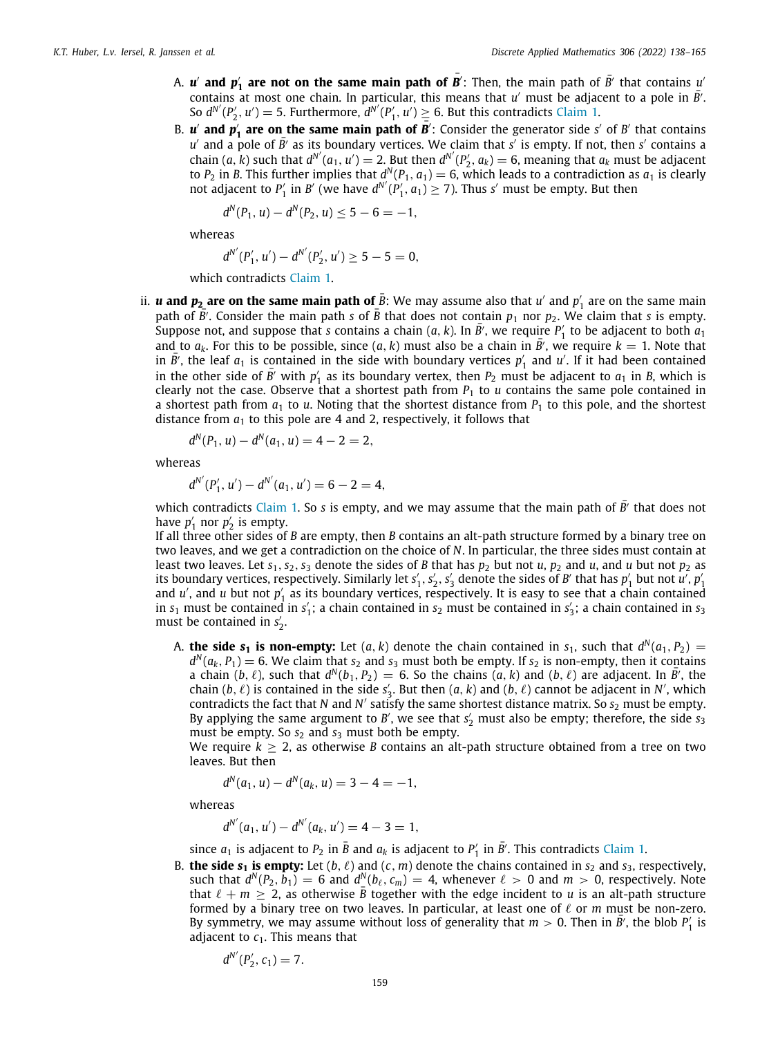A. **$u'$ and $p_1'$ are not on the same main path of $\bar{B}'$**: Then, the main path of $\bar{B}'$ that contains $u'$ contains at most one chain. In particular, this means that $u'$ must be adjacent to a pole in $\bar{B}'$. So $d^{N'}(P_2', u') = 5$. Furthermore, $d^{N'}(P_1', u') \geq 6$. But this contradicts Claim 1.

B. **$u'$ and $p_1'$ are on the same main path of $\bar{B}'$**: Consider the generator side $s'$ of $B'$ that contains $u'$ and a pole of $\bar{B}'$ as its boundary vertices. We claim that $s'$ is empty. If not, then $s'$ contains a chain $(a, k)$ such that $d^{N'}(a_1, u') = 2$. But then $d^{N'}(P_2', a_k) = 6$, meaning that $a_k$ must be adjacent to $P_2$ in $B$. This further implies that $d^N(P_1, a_1) = 6$, which leads to a contradiction as $a_1$ is clearly not adjacent to $P_1'$ in $B'$ (we have $d^{N'}(P_1', a_1) \geq 7$). Thus $s'$ must be empty. But then

$$d^N(P_1, u) - d^N(P_2, u) \leq 5 - 6 = -1,$$

whereas

$$d^{N'}(P_1', u') - d^{N'}(P_2', u') \geq 5 - 5 = 0,$$

which contradicts Claim 1.

ii. ***u* and $p_2$ are on the same main path of $\bar{B}$**: We may assume also that $u'$ and $p_1'$ are on the same main path of $\bar{B}'$. Consider the main path $s$ of $\bar{B}$ that does not contain $p_1$ nor $p_2$. We claim that $s$ is empty. Suppose not, and suppose that $s$ contains a chain $(a, k)$. In $\bar{B}'$, we require $P_1'$ to be adjacent to both $a_1$ and to $a_k$. For this to be possible, since $(a, k)$ must also be a chain in $\bar{B}'$, we require $k = 1$. Note that in $\bar{B}'$, the leaf $a_1$ is contained in the side with boundary vertices $p_1'$ and $u'$. If it had been contained in the other side of $\bar{B}'$ with $p_1'$ as its boundary vertex, then $P_2$ must be adjacent to $a_1$ in $B$, which is clearly not the case. Observe that a shortest path from $P_1$ to $u$ contains the same pole contained in a shortest path from $a_1$ to $u$. Noting that the shortest distance from $P_1$ to this pole, and the shortest distance from $a_1$ to this pole are 4 and 2, respectively, it follows that

$$d^N(P_1, u) - d^N(a_1, u) = 4 - 2 = 2,$$

whereas

$$d^{N'}(P_1', u') - d^{N'}(a_1, u') = 6 - 2 = 4,$$

which contradicts Claim 1. So $s$ is empty, and we may assume that the main path of $\bar{B}'$ that does not have $p_1'$ nor $p_2'$ is empty.

If all three other sides of $B$ are empty, then $B$ contains an alt-path structure formed by a binary tree on two leaves, and we get a contradiction on the choice of $N$. In particular, the three sides must contain at least two leaves. Let $s_1, s_2, s_3$ denote the sides of $B$ that has $p_2$ but not $u$, $p_2$ and $u$, and $u$ but not $p_2$ as its boundary vertices, respectively. Similarly let $s_1', s_2', s_3'$ denote the sides of $B'$ that has $p_1'$ but not $u'$, $p_1'$ and $u'$, and $u$ but not $p_1'$ as its boundary vertices, respectively. It is easy to see that a chain contained in $s_1$ must be contained in $s_1'$; a chain contained in $s_2$ must be contained in $s_3'$; a chain contained in $s_3$ must be contained in $s_2'$.

A. **the side $s_1$ is non-empty:** Let $(a, k)$ denote the chain contained in $s_1$, such that $d^N(a_1, P_2) = d^N(a_k, P_1) = 6$. We claim that $s_2$ and $s_3$ must both be empty. If $s_2$ is non-empty, then it contains a chain $(b, \ell)$, such that $d^N(b_1, P_2) = 6$. So the chains $(a, k)$ and $(b, \ell)$ are adjacent. In $\bar{B}'$, the chain $(b, \ell)$ is contained in the side $s_3'$. But then $(a, k)$ and $(b, \ell)$ cannot be adjacent in $N'$, which contradicts the fact that $N$ and $N'$ satisfy the same shortest distance matrix. So $s_2$ must be empty. By applying the same argument to $B'$, we see that $s_2'$ must also be empty; therefore, the side $s_3$ must be empty. So $s_2$ and $s_3$ must both be empty.

We require $k \geq 2$, as otherwise $B$ contains an alt-path structure obtained from a tree on two leaves. But then

$$d^N(a_1, u) - d^N(a_k, u) = 3 - 4 = -1,$$

whereas

$$d^{N'}(a_1, u') - d^{N'}(a_k, u') = 4 - 3 = 1,$$

since $a_1$ is adjacent to $P_2$ in $\bar{B}$ and $a_k$ is adjacent to $P_1'$ in $\bar{B}'$. This contradicts Claim 1.

B. **the side $s_1$ is empty:** Let $(b, \ell)$ and $(c, m)$ denote the chains contained in $s_2$ and $s_3$, respectively, such that $d^N(P_2, b_1) = 6$ and $d^N(b_\ell, c_m) = 4$, whenever $\ell > 0$ and $m > 0$, respectively. Note that $\ell + m \geq 2$, as otherwise $\bar{B}$ together with the edge incident to $u$ is an alt-path structure formed by a binary tree on two leaves. In particular, at least one of $\ell$ or $m$ must be non-zero. By symmetry, we may assume without loss of generality that $m > 0$. Then in $\bar{B}'$, the blob $P_1'$ is adjacent to $c_1$. This means that

$$d^{N'}(P_2', c_1) = 7.$$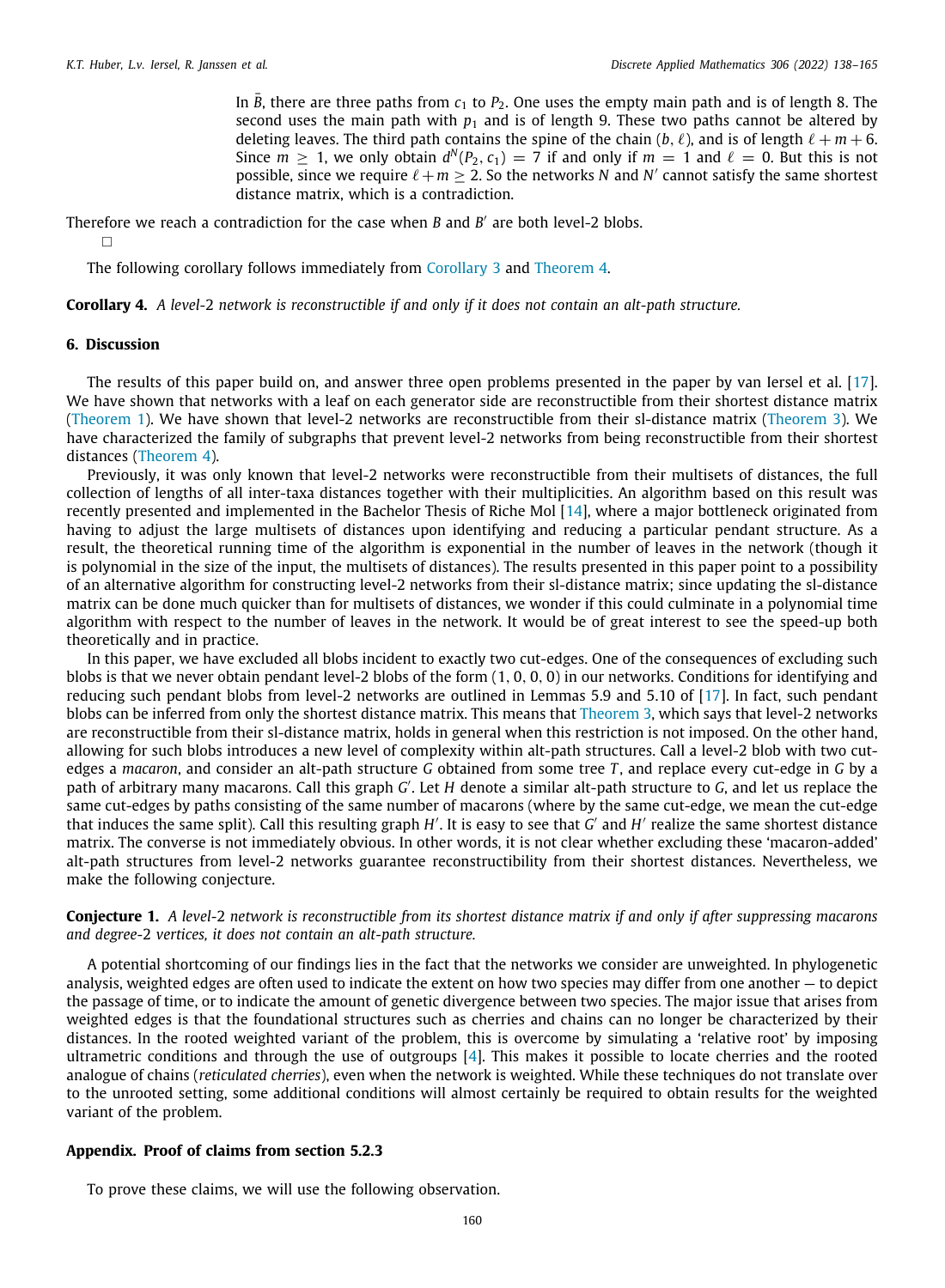In $\bar{B}$, there are three paths from $c_1$ to $P_2$. One uses the empty main path and is of length 8. The second uses the main path with $p_1$ and is of length 9. These two paths cannot be altered by deleting leaves. The third path contains the spine of the chain $(b, \ell)$, and is of length $\ell + m + 6$. Since $m \geq 1$, we only obtain $d^N(P_2, c_1) = 7$ if and only if $m = 1$ and $\ell = 0$. But this is not possible, since we require $\ell + m \geq 2$. So the networks $N$ and $N'$ cannot satisfy the same shortest distance matrix, which is a contradiction.

Therefore we reach a contradiction for the case when $B$ and $B'$ are both level-2 blobs.

□

The following corollary follows immediately from Corollary 3 and Theorem 4.

**Corollary 4.** *A level-2 network is reconstructible if and only if it does not contain an alt-path structure.*

## 6. Discussion

The results of this paper build on, and answer three open problems presented in the paper by van Iersel et al. [17]. We have shown that networks with a leaf on each generator side are reconstructible from their shortest distance matrix (Theorem 1). We have shown that level-2 networks are reconstructible from their sl-distance matrix (Theorem 3). We have characterized the family of subgraphs that prevent level-2 networks from being reconstructible from their shortest distances (Theorem 4).

Previously, it was only known that level-2 networks were reconstructible from their multisets of distances, the full collection of lengths of all inter-taxa distances together with their multiplicities. An algorithm based on this result was recently presented and implemented in the Bachelor Thesis of Riche Mol [14], where a major bottleneck originated from having to adjust the large multisets of distances upon identifying and reducing a particular pendant structure. As a result, the theoretical running time of the algorithm is exponential in the number of leaves in the network (though it is polynomial in the size of the input, the multisets of distances). The results presented in this paper point to a possibility of an alternative algorithm for constructing level-2 networks from their sl-distance matrix; since updating the sl-distance matrix can be done much quicker than for multisets of distances, we wonder if this could culminate in a polynomial time algorithm with respect to the number of leaves in the network. It would be of great interest to see the speed-up both theoretically and in practice.

In this paper, we have excluded all blobs incident to exactly two cut-edges. One of the consequences of excluding such blobs is that we never obtain pendant level-2 blobs of the form $(1, 0, 0, 0)$ in our networks. Conditions for identifying and reducing such pendant blobs from level-2 networks are outlined in Lemmas 5.9 and 5.10 of [17]. In fact, such pendant blobs can be inferred from only the shortest distance matrix. This means that Theorem 3, which says that level-2 networks are reconstructible from their sl-distance matrix, holds in general when this restriction is not imposed. On the other hand, allowing for such blobs introduces a new level of complexity within alt-path structures. Call a level-2 blob with two cut-edges a *macaron*, and consider an alt-path structure $G$ obtained from some tree $T$, and replace every cut-edge in $G$ by a path of arbitrary many macarons. Call this graph $G'$. Let $H$ denote a similar alt-path structure to $G$, and let us replace the same cut-edges by paths consisting of the same number of macarons (where by the same cut-edge, we mean the cut-edge that induces the same split). Call this resulting graph $H'$. It is easy to see that $G'$ and $H'$ realize the same shortest distance matrix. The converse is not immediately obvious. In other words, it is not clear whether excluding these 'macaron-added' alt-path structures from level-2 networks guarantee reconstructibility from their shortest distances. Nevertheless, we make the following conjecture.

**Conjecture 1.** *A level-2 network is reconstructible from its shortest distance matrix if and only if after suppressing macarons and degree-2 vertices, it does not contain an alt-path structure.*

A potential shortcoming of our findings lies in the fact that the networks we consider are unweighted. In phylogenetic analysis, weighted edges are often used to indicate the extent on how two species may differ from one another — to depict the passage of time, or to indicate the amount of genetic divergence between two species. The major issue that arises from weighted edges is that the foundational structures such as cherries and chains can no longer be characterized by their distances. In the rooted weighted variant of the problem, this is overcome by simulating a 'relative root' by imposing ultrametric conditions and through the use of outgroups [4]. This makes it possible to locate cherries and the rooted analogue of chains (*reticulated cherries*), even when the network is weighted. While these techniques do not translate over to the unrooted setting, some additional conditions will almost certainly be required to obtain results for the weighted variant of the problem.

## Appendix. Proof of claims from section 5.2.3

To prove these claims, we will use the following observation.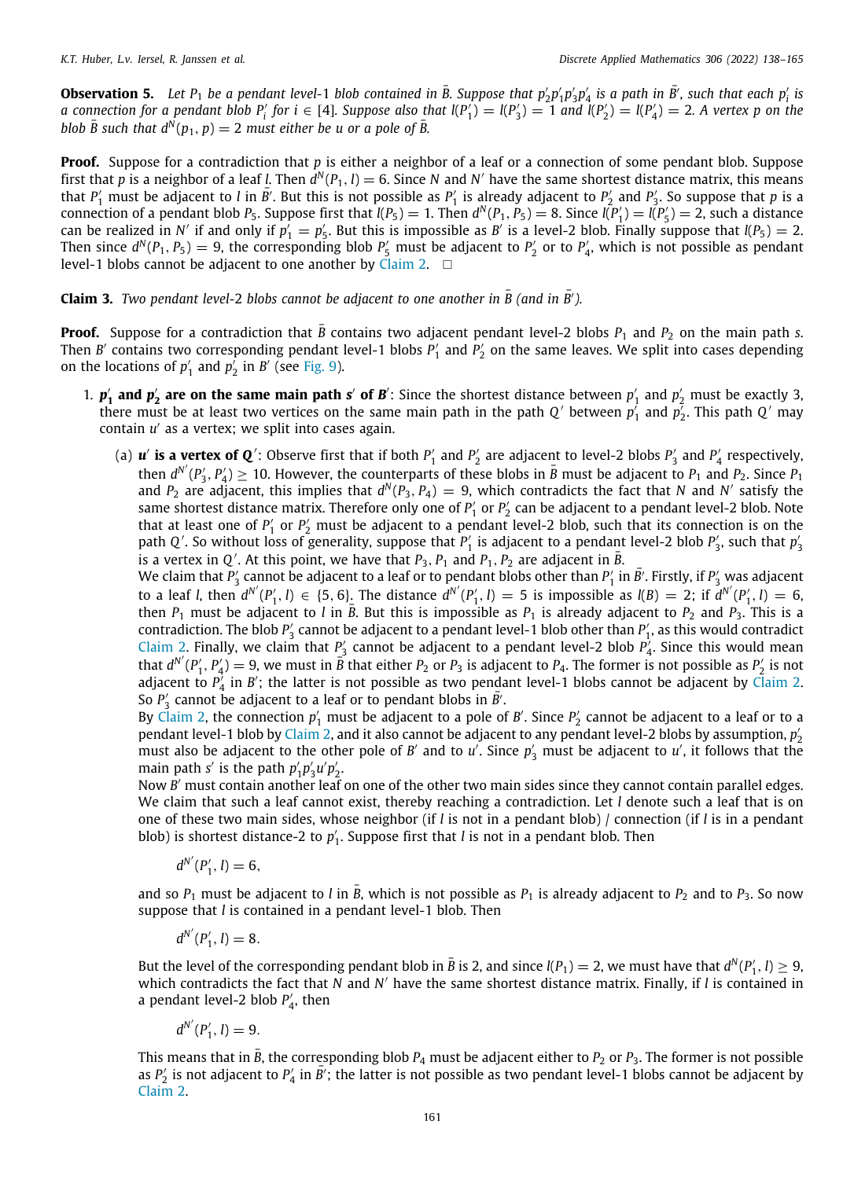**Observation 5.** *Let $P_1$ be a pendant level-1 blob contained in $\bar{B}$. Suppose that $p_2'p_1'p_3'p_4'$ is a path in $\bar{B}'$, such that each $p_i'$ is a connection for a pendant blob $P_i'$ for $i \in [4]$. Suppose also that $l(P_1') = l(P_3') = 1$ and $l(P_2') = l(P_4') = 2$. A vertex $p$ on the blob $\bar{B}$ such that $d^N(p_1, p) = 2$ must either be $u$ or a pole of $\bar{B}$.*

**Proof.** Suppose for a contradiction that $p$ is either a neighbor of a leaf or a connection of some pendant blob. Suppose first that $p$ is a neighbor of a leaf $l$. Then $d^N(P_1, l) = 6$. Since $N$ and $N'$ have the same shortest distance matrix, this means that $P_1'$ must be adjacent to $l$ in $\bar{B}'$. But this is not possible as $P_1'$ is already adjacent to $P_2'$ and $P_3'$. So suppose that $p$ is a connection of a pendant blob $P_5$. Suppose first that $l(P_5) = 1$. Then $d^N(P_1, P_5) = 8$. Since $l(P_1') = l(P_5') = 2$, such a distance can be realized in $N'$ if and only if $p_1' = p_5'$. But this is impossible as $B'$ is a level-2 blob. Finally suppose that $l(P_5) = 2$. Then since $d^N(P_1, P_5) = 9$, the corresponding blob $P_5'$ must be adjacent to $P_2'$ or to $P_4'$, which is not possible as pendant level-1 blobs cannot be adjacent to one another by Claim 2. $\square$

**Claim 3.** *Two pendant level-2 blobs cannot be adjacent to one another in $\bar{B}$ (and in $\bar{B}'$).*

**Proof.** Suppose for a contradiction that $\bar{B}$ contains two adjacent pendant level-2 blobs $P_1$ and $P_2$ on the main path $s$. Then $B'$ contains two corresponding pendant level-1 blobs $P_1'$ and $P_2'$ on the same leaves. We split into cases depending on the locations of $p_1'$ and $p_2'$ in $B'$ (see Fig. 9).

1. **$p_1'$ and $p_2'$ are on the same main path $s'$ of $B'$**: Since the shortest distance between $p_1'$ and $p_2'$ must be exactly 3, there must be at least two vertices on the same main path in the path $Q'$ between $p_1'$ and $p_2'$. This path $Q'$ may contain $u'$ as a vertex; we split into cases again.

   (a) **$u'$ is a vertex of $Q'$**: Observe first that if both $P_1'$ and $P_2'$ are adjacent to level-2 blobs $P_3'$ and $P_4'$ respectively, then $d^{N'}(P_3', P_4') \geq 10$. However, the counterparts of these blobs in $\bar{B}$ must be adjacent to $P_1$ and $P_2$. Since $P_1$ and $P_2$ are adjacent, this implies that $d^N(P_3, P_4) = 9$, which contradicts the fact that $N$ and $N'$ satisfy the same shortest distance matrix. Therefore only one of $P_1'$ or $P_2'$ can be adjacent to a pendant level-2 blob. Note that at least one of $P_1'$ or $P_2'$ must be adjacent to a pendant level-2 blob, such that its connection is on the path $Q'$. So without loss of generality, suppose that $P_1'$ is adjacent to a pendant level-2 blob $P_3'$, such that $p_3'$ is a vertex in $Q'$. At this point, we have that $P_3, P_1$ and $P_1, P_2$ are adjacent in $\bar{B}$.

   We claim that $P_3'$ cannot be adjacent to a leaf or to pendant blobs other than $P_1'$ in $\bar{B}'$. Firstly, if $P_3'$ was adjacent to a leaf $l$, then $d^{N'}(P_1', l) \in \{5, 6\}$. The distance $d^{N'}(P_1', l) = 5$ is impossible as $l(B) = 2$; if $d^{N'}(P_1', l) = 6$, then $P_1$ must be adjacent to $l$ in $\bar{B}$. But this is impossible as $P_1$ is already adjacent to $P_2$ and $P_3$. This is a contradiction. The blob $P_3'$ cannot be adjacent to a pendant level-1 blob other than $P_1'$, as this would contradict Claim 2. Finally, we claim that $P_3'$ cannot be adjacent to a pendant level-2 blob $P_4'$. Since this would mean that $d^{N'}(P_1', P_4') = 9$, we must in $\bar{B}$ that either $P_2$ or $P_3$ is adjacent to $P_4$. The former is not possible as $P_2'$ is not adjacent to $P_4'$ in $B'$; the latter is not possible as two pendant level-1 blobs cannot be adjacent by Claim 2. So $P_3'$ cannot be adjacent to a leaf or to pendant blobs in $\bar{B}'$.

   By Claim 2, the connection $p_1'$ must be adjacent to a pole of $B'$. Since $P_2'$ cannot be adjacent to a leaf or to a pendant level-1 blob by Claim 2, and it also cannot be adjacent to any pendant level-2 blobs by assumption, $p_2'$ must also be adjacent to the other pole of $B'$ and to $u'$. Since $p_3'$ must be adjacent to $u'$, it follows that the main path $s'$ is the path $p_1'p_3'u'p_2'$.

   Now $B'$ must contain another leaf on one of the other two main sides since they cannot contain parallel edges. We claim that such a leaf cannot exist, thereby reaching a contradiction. Let $l$ denote such a leaf that is on one of these two main sides, whose neighbor (if $l$ is not in a pendant blob) / connection (if $l$ is in a pendant blob) is shortest distance-2 to $p_1'$. Suppose first that $l$ is not in a pendant blob. Then

   $$d^{N'}(P_1', l) = 6,$$

   and so $P_1$ must be adjacent to $l$ in $\bar{B}$, which is not possible as $P_1$ is already adjacent to $P_2$ and to $P_3$. So now suppose that $l$ is contained in a pendant level-1 blob. Then

   $$d^{N'}(P_1', l) = 8.$$

   But the level of the corresponding pendant blob in $\bar{B}$ is 2, and since $l(P_1) = 2$, we must have that $d^N(P_1', l) \geq 9$, which contradicts the fact that $N$ and $N'$ have the same shortest distance matrix. Finally, if $l$ is contained in a pendant level-2 blob $P_4'$, then

   $$d^{N'}(P_1', l) = 9.$$

   This means that in $\bar{B}$, the corresponding blob $P_4$ must be adjacent either to $P_2$ or $P_3$. The former is not possible as $P_2'$ is not adjacent to $P_4'$ in $\bar{B}'$; the latter is not possible as two pendant level-1 blobs cannot be adjacent by Claim 2.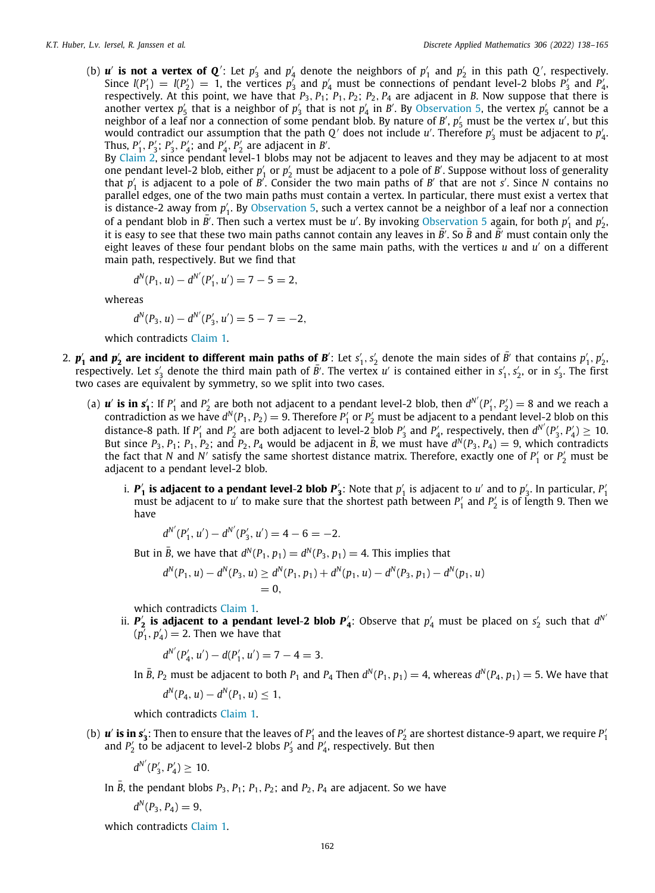(b) ***u′* is not a vertex of *Q′***: Let $p'_3$ and $p'_4$ denote the neighbors of $p'_1$ and $p'_2$ in this path $Q'$, respectively. Since $l(P'_1) = l(P'_2) = 1$, the vertices $p'_3$ and $p'_4$ must be connections of pendant level-2 blobs $P'_3$ and $P'_4$, respectively. At this point, we have that $P_3, P_1$; $P_1, P_2$; $P_2, P_4$ are adjacent in $B$. Now suppose that there is another vertex $p'_5$ that is a neighbor of $p'_3$ that is not $p'_4$ in $B'$. By Observation 5, the vertex $p'_5$ cannot be a neighbor of a leaf nor a connection of some pendant blob. By nature of $B'$, $p'_5$ must be the vertex $u'$, but this would contradict our assumption that the path $Q'$ does not include $u'$. Therefore $p'_3$ must be adjacent to $p'_4$. Thus, $P'_1, P'_3$; $P'_3, P'_4$; and $P'_4, P'_2$ are adjacent in $B'$.

By Claim 2, since pendant level-1 blobs may not be adjacent to leaves and they may be adjacent to at most one pendant level-2 blob, either $p'_1$ or $p'_2$ must be adjacent to a pole of $B'$. Suppose without loss of generality that $p'_1$ is adjacent to a pole of $B'$. Consider the two main paths of $B'$ that are not $s'$. Since $N$ contains no parallel edges, one of the two main paths must contain a vertex. In particular, there must exist a vertex that is distance-2 away from $p'_1$. By Observation 5, such a vertex cannot be a neighbor of a leaf nor a connection of a pendant blob in $\bar{B}'$. Then such a vertex must be $u'$. By invoking Observation 5 again, for both $p'_1$ and $p'_2$, it is easy to see that these two main paths cannot contain any leaves in $\bar{B}'$. So $\bar{B}$ and $\bar{B}'$ must contain only the eight leaves of these four pendant blobs on the same main paths, with the vertices $u$ and $u'$ on a different main path, respectively. But we find that

$$d^N(P_1, u) - d^{N'}(P'_1, u') = 7 - 5 = 2,$$

whereas

$$d^N(P_3, u) - d^{N'}(P'_3, u') = 5 - 7 = -2,$$

which contradicts Claim 1.

2. ***p′₁* and *p′₂* are incident to different main paths of *B′***: Let $s'_1, s'_2$ denote the main sides of $\bar{B}'$ that contains $p'_1, p'_2$, respectively. Let $s'_3$ denote the third main path of $\bar{B}'$. The vertex $u'$ is contained either in $s'_1$, $s'_2$, or in $s'_3$. The first two cases are equivalent by symmetry, so we split into two cases.

   (a) ***u′* is in *s′₁***: If $P'_1$ and $P'_2$ are both not adjacent to a pendant level-2 blob, then $d^{N'}(P'_1, P'_2) = 8$ and we reach a contradiction as we have $d^N(P_1, P_2) = 9$. Therefore $P'_1$ or $P'_2$ must be adjacent to a pendant level-2 blob on this distance-8 path. If $P'_1$ and $P'_2$ are both adjacent to level-2 blob $P'_3$ and $P'_4$, respectively, then $d^{N'}(P'_3, P'_4) \geq 10$. But since $P_3, P_1$; $P_1, P_2$; and $P_2, P_4$ would be adjacent in $\bar{B}$, we must have $d^N(P_3, P_4) = 9$, which contradicts the fact that $N$ and $N'$ satisfy the same shortest distance matrix. Therefore, exactly one of $P'_1$ or $P'_2$ must be adjacent to a pendant level-2 blob.

      i. ***P′₁* is adjacent to a pendant level-2 blob *P′₃***: Note that $p'_1$ is adjacent to $u'$ and to $p'_3$. In particular, $P'_1$ must be adjacent to $u'$ to make sure that the shortest path between $P'_1$ and $P'_2$ is of length 9. Then we have

      $$d^{N'}(P'_1, u') - d^{N'}(P'_3, u') = 4 - 6 = -2.$$

      But in $\bar{B}$, we have that $d^N(P_1, p_1) = d^N(P_3, p_1) = 4$. This implies that

      $$\begin{aligned} d^N(P_1, u) - d^N(P_3, u) &\geq d^N(P_1, p_1) + d^N(p_1, u) - d^N(P_3, p_1) - d^N(p_1, u) \\ &= 0, \end{aligned}$$

      which contradicts Claim 1.

      ii. ***P′₂* is adjacent to a pendant level-2 blob *P′₄***: Observe that $p'_4$ must be placed on $s'_2$ such that $d^{N'}(p'_1, p'_4) = 2$. Then we have that

      $$d^{N'}(P'_4, u') - d(P'_1, u') = 7 - 4 = 3.$$

      In $\bar{B}$, $P_2$ must be adjacent to both $P_1$ and $P_4$ Then $d^N(P_1, p_1) = 4$, whereas $d^N(P_4, p_1) = 5$. We have that

      $$d^N(P_4, u) - d^N(P_1, u) \leq 1,$$

      which contradicts Claim 1.

   (b) ***u′* is in *s′₃***: Then to ensure that the leaves of $P'_1$ and the leaves of $P'_2$ are shortest distance-9 apart, we require $P'_1$ and $P'_2$ to be adjacent to level-2 blobs $P'_3$ and $P'_4$, respectively. But then

   $$d^{N'}(P'_3, P'_4) \geq 10.$$

   In $\bar{B}$, the pendant blobs $P_3, P_1$; $P_1, P_2$; and $P_2, P_4$ are adjacent. So we have

   $$d^N(P_3, P_4) = 9,$$

   which contradicts Claim 1.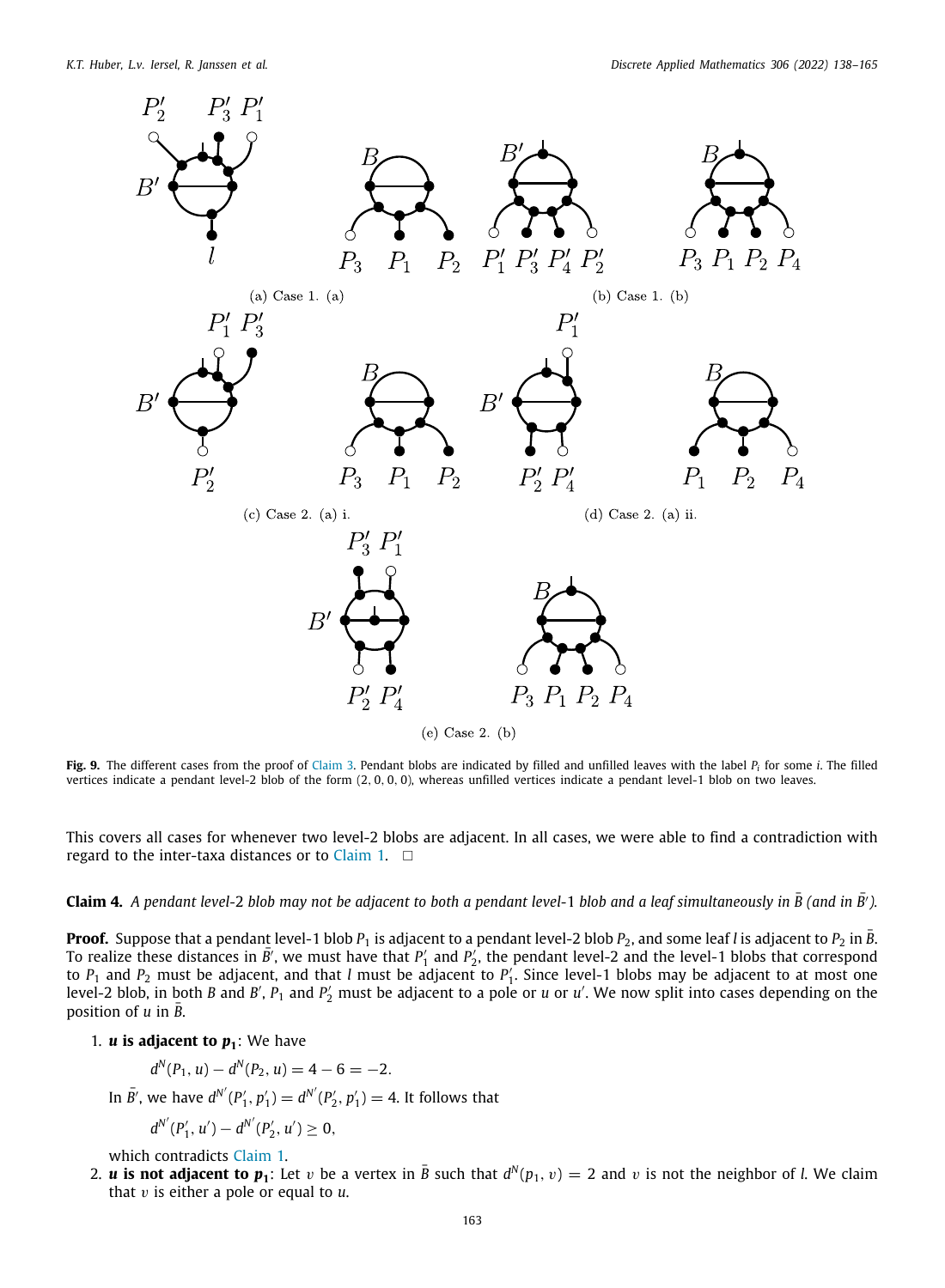(a) Case 1. (a)

(b) Case 1. (b)

(c) Case 2. (a) i.

(d) Case 2. (a) ii.

(e) Case 2. (b)

**Fig. 9.** The different cases from the proof of Claim 3. Pendant blobs are indicated by filled and unfilled leaves with the label $P_i$ for some $i$. The filled vertices indicate a pendant level-2 blob of the form $(2, 0, 0, 0)$, whereas unfilled vertices indicate a pendant level-1 blob on two leaves.

This covers all cases for whenever two level-2 blobs are adjacent. In all cases, we were able to find a contradiction with regard to the inter-taxa distances or to Claim 1. □

**Claim 4.** *A pendant level-*2 *blob may not be adjacent to both a pendant level-*1 *blob and a leaf simultaneously in* $\bar{B}$ *(and in* $\bar{B}'$*).*

**Proof.** Suppose that a pendant level-1 blob $P_1$ is adjacent to a pendant level-2 blob $P_2$, and some leaf $l$ is adjacent to $P_2$ in $\bar{B}$. To realize these distances in $\bar{B}'$, we must have that $P_1'$ and $P_2'$, the pendant level-2 and the level-1 blobs that correspond to $P_1$ and $P_2$ must be adjacent, and that $l$ must be adjacent to $P_1'$. Since level-1 blobs may be adjacent to at most one level-2 blob, in both $B$ and $B'$, $P_1$ and $P_2'$ must be adjacent to a pole or $u$ or $u'$. We now split into cases depending on the position of $u$ in $\bar{B}$.

1. ***u* is adjacent to $p_1$**: We have

   $$d^N(P_1, u) - d^N(P_2, u) = 4 - 6 = -2.$$

   In $\bar{B}'$, we have $d^{N'}(P_1', p_1') = d^{N'}(P_2', p_1') = 4$. It follows that

   $$d^{N'}(P_1', u') - d^{N'}(P_2', u') \geq 0,$$

   which contradicts Claim 1.
2. ***u* is not adjacent to $p_1$**: Let $v$ be a vertex in $\bar{B}$ such that $d^N(p_1, v) = 2$ and $v$ is not the neighbor of $l$. We claim that $v$ is either a pole or equal to $u$.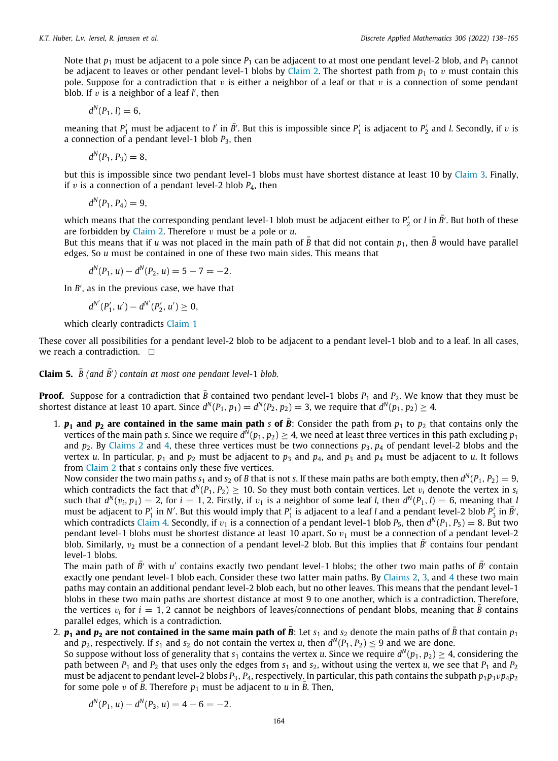Note that $p_1$ must be adjacent to a pole since $P_1$ can be adjacent to at most one pendant level-2 blob, and $P_1$ cannot be adjacent to leaves or other pendant level-1 blobs by Claim 2. The shortest path from $p_1$ to $v$ must contain this pole. Suppose for a contradiction that $v$ is either a neighbor of a leaf or that $v$ is a connection of some pendant blob. If $v$ is a neighbor of a leaf $l'$, then

$$d^N(P_1, l) = 6,$$

meaning that $P_1'$ must be adjacent to $l'$ in $\bar{B}'$. But this is impossible since $P_1'$ is adjacent to $P_2'$ and $l$. Secondly, if $v$ is a connection of a pendant level-1 blob $P_3$, then

$$d^N(P_1, P_3) = 8,$$

but this is impossible since two pendant level-1 blobs must have shortest distance at least 10 by Claim 3. Finally, if $v$ is a connection of a pendant level-2 blob $P_4$, then

$$d^N(P_1, P_4) = 9,$$

which means that the corresponding pendant level-1 blob must be adjacent either to $P_2'$ or $l$ in $\bar{B}'$. But both of these are forbidden by Claim 2. Therefore $v$ must be a pole or $u$.

But this means that if $u$ was not placed in the main path of $\bar{B}$ that did not contain $p_1$, then $\bar{B}$ would have parallel edges. So $u$ must be contained in one of these two main sides. This means that

$$d^N(P_1, u) - d^N(P_2, u) = 5 - 7 = -2.$$

In $B'$, as in the previous case, we have that

$$d^{N'}(P_1', u') - d^{N'}(P_2', u') \geq 0,$$

which clearly contradicts Claim 1

These cover all possibilities for a pendant level-2 blob to be adjacent to a pendant level-1 blob and to a leaf. In all cases, we reach a contradiction. □

**Claim 5.** *$\bar{B}$ (and $\bar{B}'$) contain at most one pendant level-1 blob.*

**Proof.** Suppose for a contradiction that $\bar{B}$ contained two pendant level-1 blobs $P_1$ and $P_2$. We know that they must be shortest distance at least 10 apart. Since $d^N(P_1, p_1) = d^N(P_2, p_2) = 3$, we require that $d^N(p_1, p_2) \geq 4$.

1. **$p_1$ and $p_2$ are contained in the same main path $s$ of $\bar{B}$**: Consider the path from $p_1$ to $p_2$ that contains only the vertices of the main path $s$. Since we require $d^N(p_1, p_2) \geq 4$, we need at least three vertices in this path excluding $p_1$ and $p_2$. By Claims 2 and 4, these three vertices must be two connections $p_3, p_4$ of pendant level-2 blobs and the vertex $u$. In particular, $p_1$ and $p_2$ must be adjacent to $p_3$ and $p_4$, and $p_3$ and $p_4$ must be adjacent to $u$. It follows from Claim 2 that $s$ contains only these five vertices.
   Now consider the two main paths $s_1$ and $s_2$ of $B$ that is not $s$. If these main paths are both empty, then $d^N(P_1, P_2) = 9$, which contradicts the fact that $d^N(P_1, P_2) \geq 10$. So they must both contain vertices. Let $v_i$ denote the vertex in $s_i$ such that $d^N(v_i, p_1) = 2$, for $i = 1, 2$. Firstly, if $v_1$ is a neighbor of some leaf $l$, then $d^N(P_1, l) = 6$, meaning that $l$ must be adjacent to $P_1'$ in $N'$. But this would imply that $P_1'$ is adjacent to a leaf $l$ and a pendant level-2 blob $P_3'$ in $\bar{B}'$, which contradicts Claim 4. Secondly, if $v_1$ is a connection of a pendant level-1 blob $P_5$, then $d^N(P_1, P_5) = 8$. But two pendant level-1 blobs must be shortest distance at least 10 apart. So $v_1$ must be a connection of a pendant level-2 blob. Similarly, $v_2$ must be a connection of a pendant level-2 blob. But this implies that $\bar{B}'$ contains four pendant level-1 blobs.
   The main path of $\bar{B}'$ with $u'$ contains exactly two pendant level-1 blobs; the other two main paths of $\bar{B}'$ contain exactly one pendant level-1 blob each. Consider these two latter main paths. By Claims 2, 3, and 4 these two main paths may contain an additional pendant level-2 blob each, but no other leaves. This means that the pendant level-1 blobs in these two main paths are shortest distance at most 9 to one another, which is a contradiction. Therefore, the vertices $v_i$ for $i = 1, 2$ cannot be neighbors of leaves/connections of pendant blobs, meaning that $\bar{B}$ contains parallel edges, which is a contradiction.
2. **$p_1$ and $p_2$ are not contained in the same main path of $\bar{B}$**: Let $s_1$ and $s_2$ denote the main paths of $\bar{B}$ that contain $p_1$ and $p_2$, respectively. If $s_1$ and $s_2$ do not contain the vertex $u$, then $d^N(P_1, P_2) \leq 9$ and we are done.
   So suppose without loss of generality that $s_1$ contains the vertex $u$. Since we require $d^N(p_1, p_2) \geq 4$, considering the path between $P_1$ and $P_2$ that uses only the edges from $s_1$ and $s_2$, without using the vertex $u$, we see that $P_1$ and $P_2$ must be adjacent to pendant level-2 blobs $P_3, P_4$, respectively. In particular, this path contains the subpath $p_1p_3vp_4p_2$ for some pole $v$ of $B$. Therefore $p_1$ must be adjacent to $u$ in $B$. Then,

$$d^N(P_1, u) - d^N(P_3, u) = 4 - 6 = -2.$$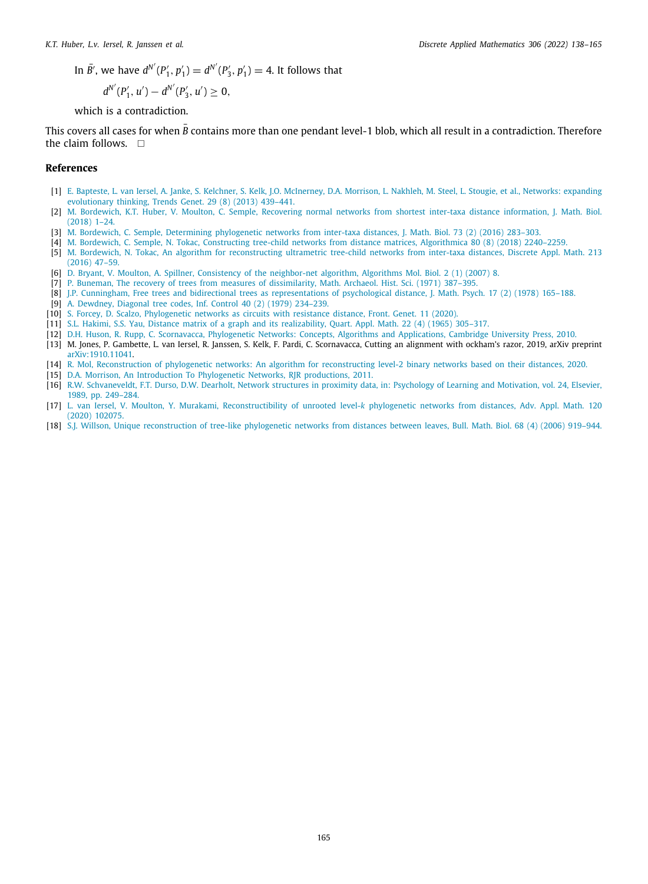In $\bar{B}'$, we have $d^{N'}(P_1', p_1') = d^{N'}(P_3', p_1') = 4$. It follows that

$$d^{N'}(P_1', u') - d^{N'}(P_3', u') \geq 0,$$

which is a contradiction.

This covers all cases for when $\bar{B}$ contains more than one pendant level-1 blob, which all result in a contradiction. Therefore the claim follows. □

## References

[1] E. Bapteste, L. van Iersel, A. Janke, S. Kelchner, S. Kelk, J.O. McInerney, D.A. Morrison, L. Nakhleh, M. Steel, L. Stougie, et al., Networks: expanding evolutionary thinking, Trends Genet. 29 (8) (2013) 439–441.

[2] M. Bordewich, K.T. Huber, V. Moulton, C. Semple, Recovering normal networks from shortest inter-taxa distance information, J. Math. Biol. (2018) 1–24.

[3] M. Bordewich, C. Semple, Determining phylogenetic networks from inter-taxa distances, J. Math. Biol. 73 (2) (2016) 283–303.

[4] M. Bordewich, C. Semple, N. Tokac, Constructing tree-child networks from distance matrices, Algorithmica 80 (8) (2018) 2240–2259.

[5] M. Bordewich, N. Tokac, An algorithm for reconstructing ultrametric tree-child networks from inter-taxa distances, Discrete Appl. Math. 213 (2016) 47–59.

[6] D. Bryant, V. Moulton, A. Spillner, Consistency of the neighbor-net algorithm, Algorithms Mol. Biol. 2 (1) (2007) 8.

[7] P. Buneman, The recovery of trees from measures of dissimilarity, Math. Archaeol. Hist. Sci. (1971) 387–395.

[8] J.P. Cunningham, Free trees and bidirectional trees as representations of psychological distance, J. Math. Psych. 17 (2) (1978) 165–188.

[9] A. Dewdney, Diagonal tree codes, Inf. Control 40 (2) (1979) 234–239.

[10] S. Forcey, D. Scalzo, Phylogenetic networks as circuits with resistance distance, Front. Genet. 11 (2020).

[11] S.L. Hakimi, S.S. Yau, Distance matrix of a graph and its realizability, Quart. Appl. Math. 22 (4) (1965) 305–317.

[12] D.H. Huson, R. Rupp, C. Scornavacca, Phylogenetic Networks: Concepts, Algorithms and Applications, Cambridge University Press, 2010.

[13] M. Jones, P. Gambette, L. van Iersel, R. Janssen, S. Kelk, F. Pardi, C. Scornavacca, Cutting an alignment with ockham's razor, 2019, arXiv preprint arXiv:1910.11041.

[14] R. Mol, Reconstruction of phylogenetic networks: An algorithm for reconstructing level-2 binary networks based on their distances, 2020.

[15] D.A. Morrison, An Introduction To Phylogenetic Networks, RJR productions, 2011.

[16] R.W. Schvaneveldt, F.T. Durso, D.W. Dearholt, Network structures in proximity data, in: Psychology of Learning and Motivation, vol. 24, Elsevier, 1989, pp. 249–284.

[17] L. van Iersel, V. Moulton, Y. Murakami, Reconstructibility of unrooted level-$k$ phylogenetic networks from distances, Adv. Appl. Math. 120 (2020) 102075.

[18] S.J. Willson, Unique reconstruction of tree-like phylogenetic networks from distances between leaves, Bull. Math. Biol. 68 (4) (2006) 919–944.